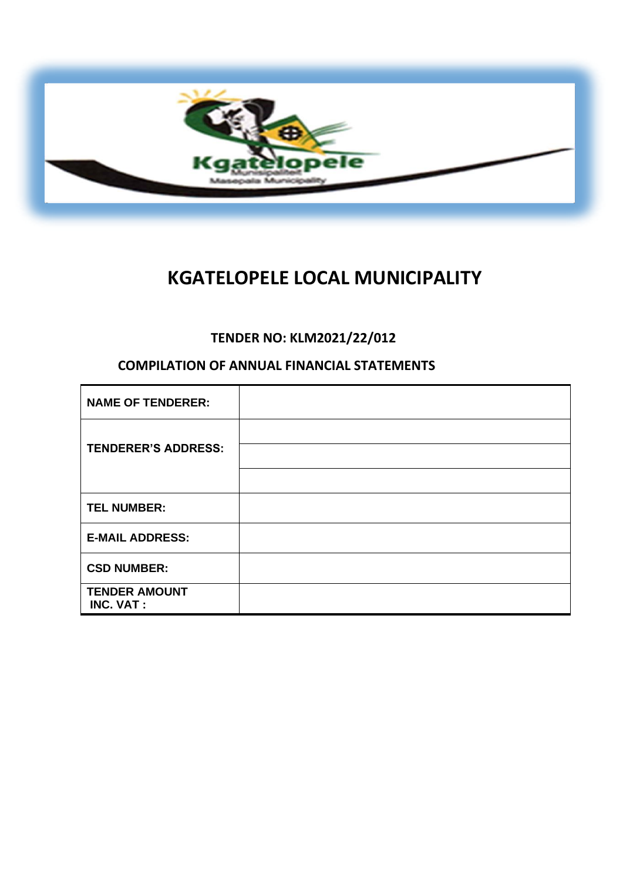# KGATELOPELE LOCAL MUNICIPALITY

## TENDER NO: KLM2021/22/012

## COMPILATION OF ANNUAL FINANCIAL STATEMENTS

| | |
|---|---|
| **NAME OF TENDERER:** | |
| **TENDERER'S ADDRESS:** | |
| | |
| | |
| **TEL NUMBER:** | |
| **E-MAIL ADDRESS:** | |
| **CSD NUMBER:** | |
| **TENDER AMOUNT INC. VAT :** | |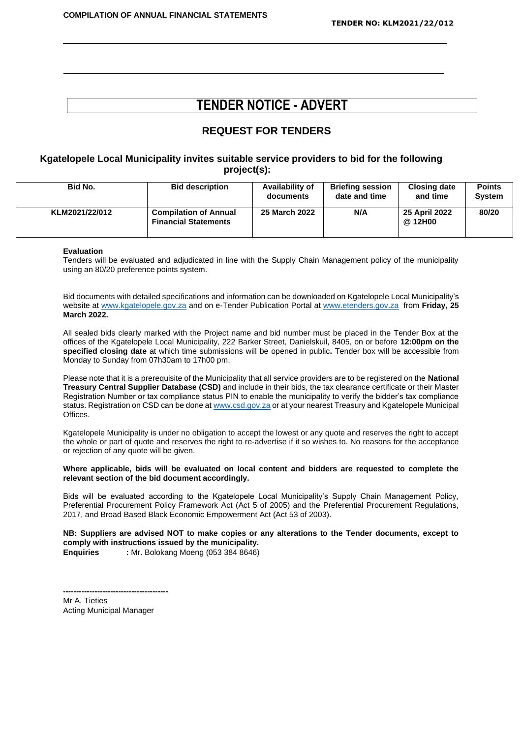# TENDER NOTICE - ADVERT

## REQUEST FOR TENDERS

### Kgatelopele Local Municipality invites suitable service providers to bid for the following project(s):

| Bid No. | Bid description | Availability of documents | Briefing session date and time | Closing date and time | Points System |
|---|---|---|---|---|---|
| **KLM2021/22/012** | **Compilation of Annual Financial Statements** | **25 March 2022** | **N/A** | **25 April 2022 @ 12H00** | **80/20** |

**Evaluation**
Tenders will be evaluated and adjudicated in line with the Supply Chain Management policy of the municipality using an 80/20 preference points system.

Bid documents with detailed specifications and information can be downloaded on Kgatelopele Local Municipality's website at www.kgatelopele.gov.za and on e-Tender Publication Portal at www.etenders.gov.za from **Friday, 25 March 2022.**

All sealed bids clearly marked with the Project name and bid number must be placed in the Tender Box at the offices of the Kgatelopele Local Municipality, 222 Barker Street, Danielskuil, 8405, on or before **12:00pm on the specified closing date** at which time submissions will be opened in public**.** Tender box will be accessible from Monday to Sunday from 07h30am to 17h00 pm.

Please note that it is a prerequisite of the Municipality that all service providers are to be registered on the **National Treasury Central Supplier Database (CSD)** and include in their bids, the tax clearance certificate or their Master Registration Number or tax compliance status PIN to enable the municipality to verify the bidder's tax compliance status. Registration on CSD can be done at www.csd.gov.za or at your nearest Treasury and Kgatelopele Municipal Offices.

Kgatelopele Municipality is under no obligation to accept the lowest or any quote and reserves the right to accept the whole or part of quote and reserves the right to re-advertise if it so wishes to. No reasons for the acceptance or rejection of any quote will be given.

**Where applicable, bids will be evaluated on local content and bidders are requested to complete the relevant section of the bid document accordingly.**

Bids will be evaluated according to the Kgatelopele Local Municipality's Supply Chain Management Policy, Preferential Procurement Policy Framework Act (Act 5 of 2005) and the Preferential Procurement Regulations, 2017, and Broad Based Black Economic Empowerment Act (Act 53 of 2003).

**NB: Suppliers are advised NOT to make copies or any alterations to the Tender documents, except to comply with instructions issued by the municipality.**
**Enquiries** : Mr. Bolokang Moeng (053 384 8646)

----------------------------------------
Mr A. Tieties
Acting Municipal Manager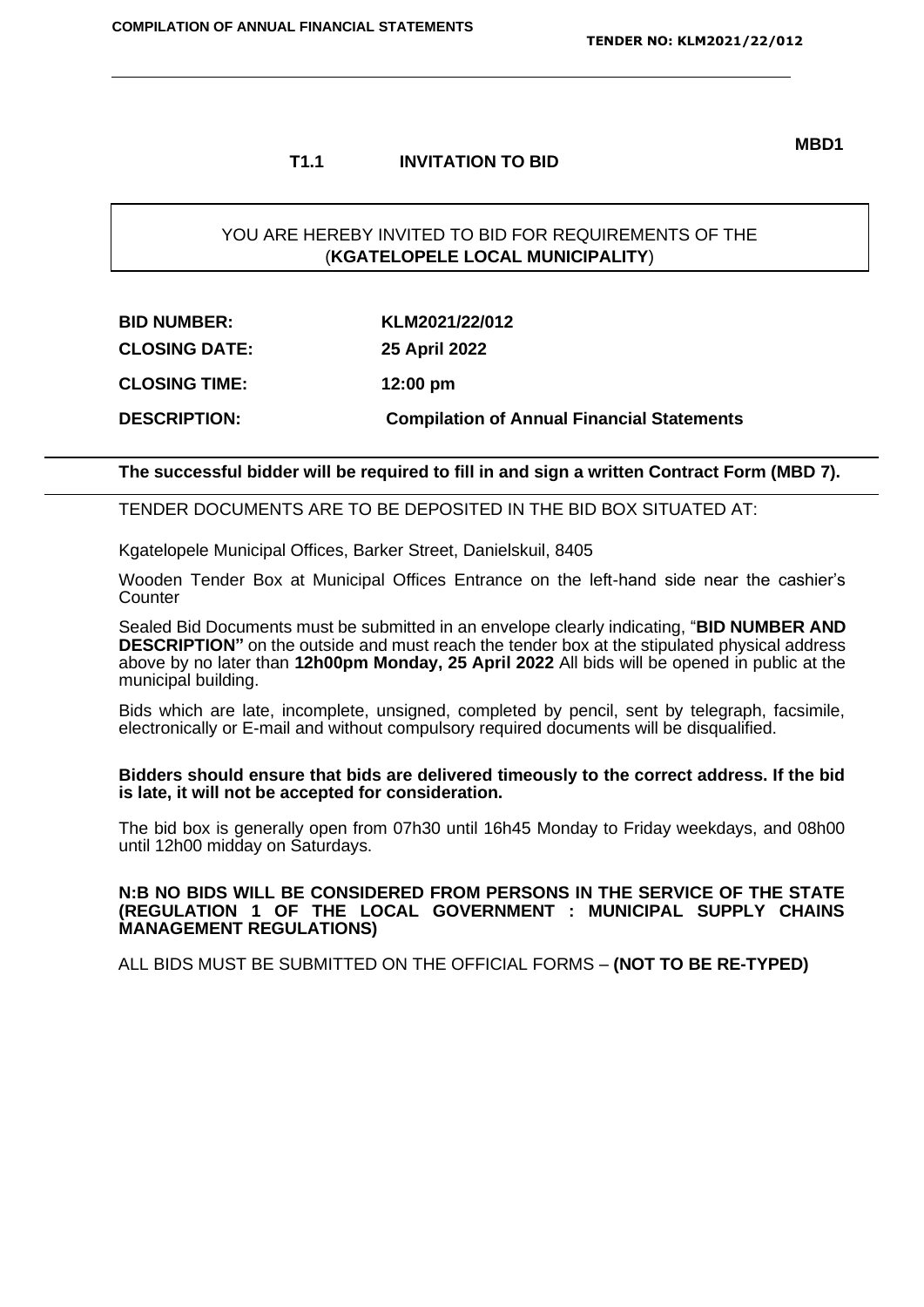**MBD1**

## T1.1 INVITATION TO BID

YOU ARE HEREBY INVITED TO BID FOR REQUIREMENTS OF THE (**KGATELOPELE LOCAL MUNICIPALITY**)

| | |
|---|---|
| **BID NUMBER:** | **KLM2021/22/012** |
| **CLOSING DATE:** | **25 April 2022** |
| **CLOSING TIME:** | **12:00 pm** |
| **DESCRIPTION:** | **Compilation of Annual Financial Statements** |

**The successful bidder will be required to fill in and sign a written Contract Form (MBD 7).**

TENDER DOCUMENTS ARE TO BE DEPOSITED IN THE BID BOX SITUATED AT:

Kgatelopele Municipal Offices, Barker Street, Danielskuil, 8405

Wooden Tender Box at Municipal Offices Entrance on the left-hand side near the cashier's Counter

Sealed Bid Documents must be submitted in an envelope clearly indicating, "**BID NUMBER AND DESCRIPTION"** on the outside and must reach the tender box at the stipulated physical address above by no later than **12h00pm Monday, 25 April 2022** All bids will be opened in public at the municipal building.

Bids which are late, incomplete, unsigned, completed by pencil, sent by telegraph, facsimile, electronically or E-mail and without compulsory required documents will be disqualified.

**Bidders should ensure that bids are delivered timeously to the correct address. If the bid is late, it will not be accepted for consideration.**

The bid box is generally open from 07h30 until 16h45 Monday to Friday weekdays, and 08h00 until 12h00 midday on Saturdays.

**N:B NO BIDS WILL BE CONSIDERED FROM PERSONS IN THE SERVICE OF THE STATE (REGULATION 1 OF THE LOCAL GOVERNMENT : MUNICIPAL SUPPLY CHAINS MANAGEMENT REGULATIONS)**

ALL BIDS MUST BE SUBMITTED ON THE OFFICIAL FORMS – **(NOT TO BE RE-TYPED)**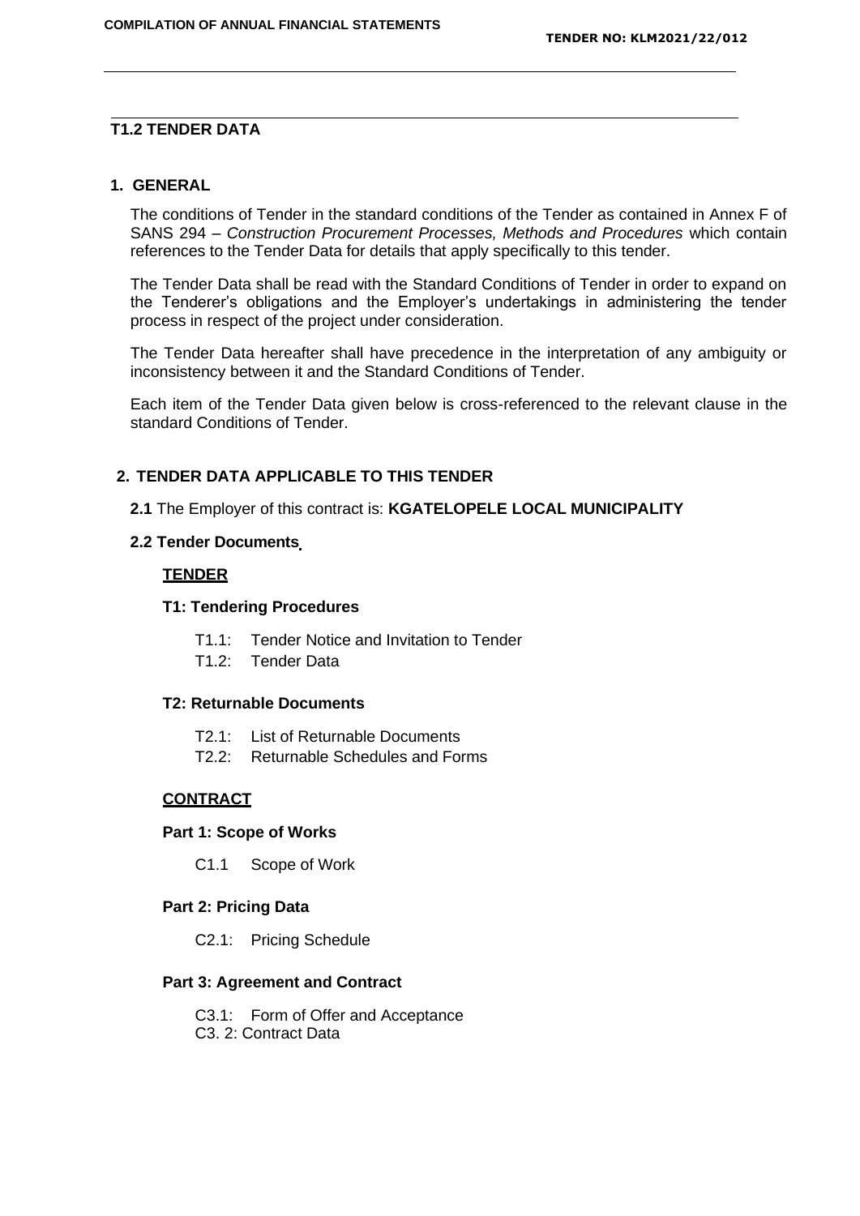## T1.2 TENDER DATA

### 1. GENERAL

The conditions of Tender in the standard conditions of the Tender as contained in Annex F of SANS 294 – *Construction Procurement Processes, Methods and Procedures* which contain references to the Tender Data for details that apply specifically to this tender.

The Tender Data shall be read with the Standard Conditions of Tender in order to expand on the Tenderer's obligations and the Employer's undertakings in administering the tender process in respect of the project under consideration.

The Tender Data hereafter shall have precedence in the interpretation of any ambiguity or inconsistency between it and the Standard Conditions of Tender.

Each item of the Tender Data given below is cross-referenced to the relevant clause in the standard Conditions of Tender.

### 2. TENDER DATA APPLICABLE TO THIS TENDER

**2.1** The Employer of this contract is: **KGATELOPELE LOCAL MUNICIPALITY**

**2.2 Tender Documents**

**TENDER**

**T1: Tendering Procedures**

- T1.1: Tender Notice and Invitation to Tender
- T1.2: Tender Data

**T2: Returnable Documents**

- T2.1: List of Returnable Documents
- T2.2: Returnable Schedules and Forms

**CONTRACT**

**Part 1: Scope of Works**

- C1.1 Scope of Work

**Part 2: Pricing Data**

- C2.1: Pricing Schedule

**Part 3: Agreement and Contract**

- C3.1: Form of Offer and Acceptance
- C3. 2: Contract Data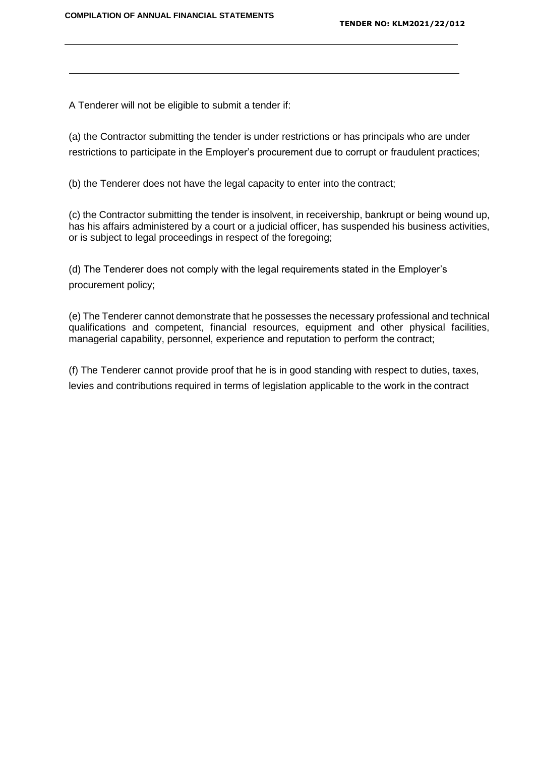A Tenderer will not be eligible to submit a tender if:

(a) the Contractor submitting the tender is under restrictions or has principals who are under restrictions to participate in the Employer's procurement due to corrupt or fraudulent practices;

(b) the Tenderer does not have the legal capacity to enter into the contract;

(c) the Contractor submitting the tender is insolvent, in receivership, bankrupt or being wound up, has his affairs administered by a court or a judicial officer, has suspended his business activities, or is subject to legal proceedings in respect of the foregoing;

(d) The Tenderer does not comply with the legal requirements stated in the Employer's procurement policy;

(e) The Tenderer cannot demonstrate that he possesses the necessary professional and technical qualifications and competent, financial resources, equipment and other physical facilities, managerial capability, personnel, experience and reputation to perform the contract;

(f) The Tenderer cannot provide proof that he is in good standing with respect to duties, taxes, levies and contributions required in terms of legislation applicable to the work in the contract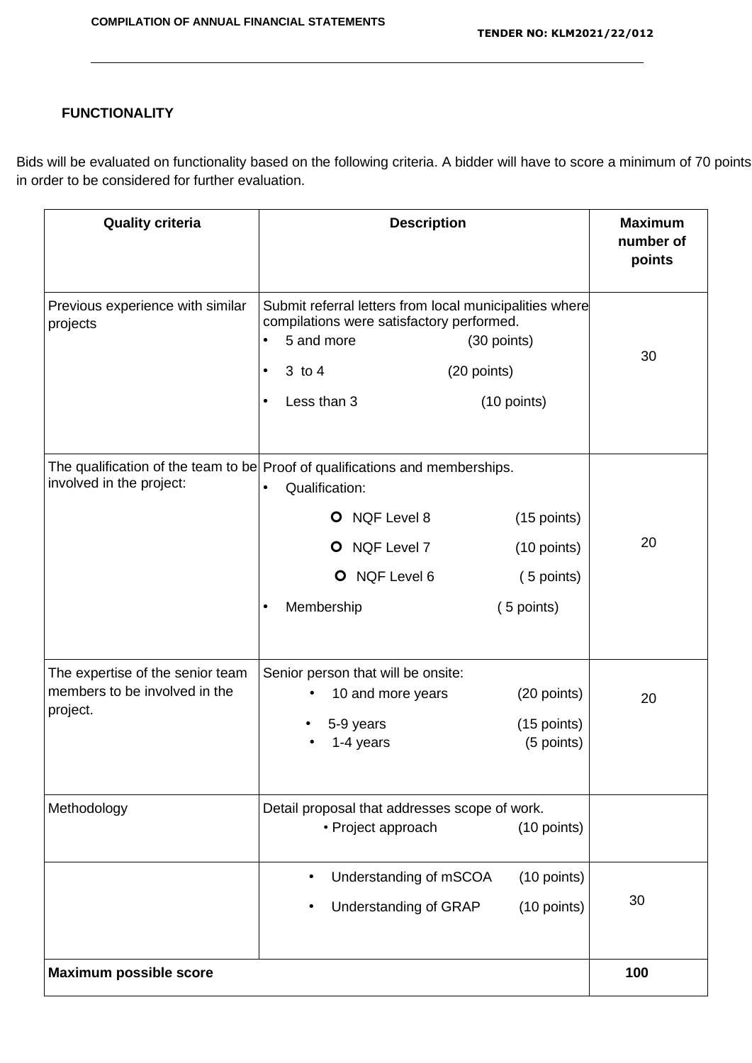## FUNCTIONALITY

Bids will be evaluated on functionality based on the following criteria. A bidder will have to score a minimum of 70 points in order to be considered for further evaluation.

| Quality criteria | Description | Maximum number of points |
|---|---|---|
| Previous experience with similar projects | Submit referral letters from local municipalities where compilations were satisfactory performed.<br>• 5 and more (30 points)<br>• 3 to 4 (20 points)<br>• Less than 3 (10 points) | 30 |
| The qualification of the team to be involved in the project: | Proof of qualifications and memberships.<br>• Qualification:<br>o NQF Level 8 (15 points)<br>o NQF Level 7 (10 points)<br>o NQF Level 6 ( 5 points)<br>• Membership ( 5 points) | 20 |
| The expertise of the senior team members to be involved in the project. | Senior person that will be onsite:<br>• 10 and more years (20 points)<br>• 5-9 years (15 points)<br>• 1-4 years (5 points) | 20 |
| Methodology | Detail proposal that addresses scope of work.<br>• Project approach (10 points) | |
| | • Understanding of mSCOA (10 points)<br>• Understanding of GRAP (10 points) | 30 |
| **Maximum possible score** | | **100** |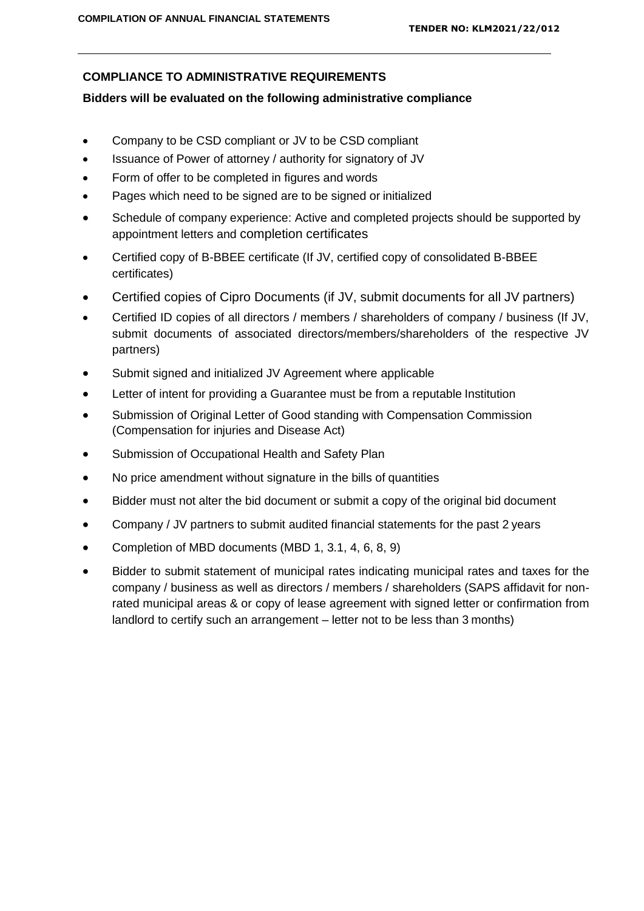## COMPLIANCE TO ADMINISTRATIVE REQUIREMENTS

**Bidders will be evaluated on the following administrative compliance**

- Company to be CSD compliant or JV to be CSD compliant
- Issuance of Power of attorney / authority for signatory of JV
- Form of offer to be completed in figures and words
- Pages which need to be signed are to be signed or initialized
- Schedule of company experience: Active and completed projects should be supported by appointment letters and completion certificates
- Certified copy of B-BBEE certificate (If JV, certified copy of consolidated B-BBEE certificates)
- Certified copies of Cipro Documents (if JV, submit documents for all JV partners)
- Certified ID copies of all directors / members / shareholders of company / business (If JV, submit documents of associated directors/members/shareholders of the respective JV partners)
- Submit signed and initialized JV Agreement where applicable
- Letter of intent for providing a Guarantee must be from a reputable Institution
- Submission of Original Letter of Good standing with Compensation Commission (Compensation for injuries and Disease Act)
- Submission of Occupational Health and Safety Plan
- No price amendment without signature in the bills of quantities
- Bidder must not alter the bid document or submit a copy of the original bid document
- Company / JV partners to submit audited financial statements for the past 2 years
- Completion of MBD documents (MBD 1, 3.1, 4, 6, 8, 9)
- Bidder to submit statement of municipal rates indicating municipal rates and taxes for the company / business as well as directors / members / shareholders (SAPS affidavit for non-rated municipal areas & or copy of lease agreement with signed letter or confirmation from landlord to certify such an arrangement – letter not to be less than 3 months)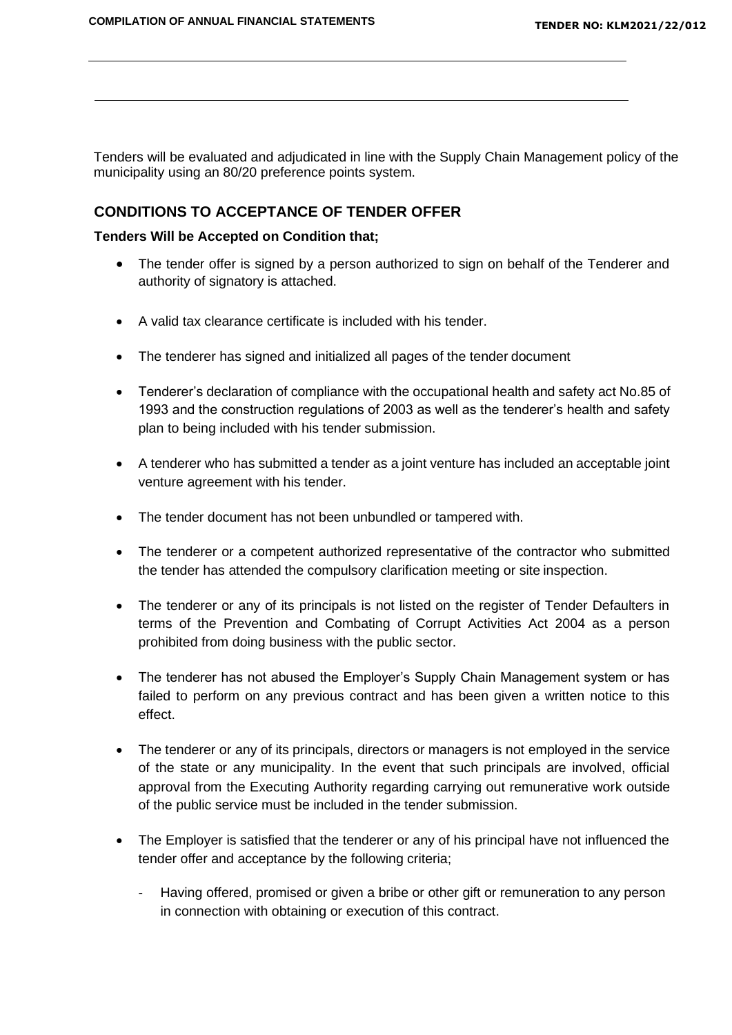Tenders will be evaluated and adjudicated in line with the Supply Chain Management policy of the municipality using an 80/20 preference points system.

## CONDITIONS TO ACCEPTANCE OF TENDER OFFER

**Tenders Will be Accepted on Condition that;**

- The tender offer is signed by a person authorized to sign on behalf of the Tenderer and authority of signatory is attached.
- A valid tax clearance certificate is included with his tender.
- The tenderer has signed and initialized all pages of the tender document
- Tenderer's declaration of compliance with the occupational health and safety act No.85 of 1993 and the construction regulations of 2003 as well as the tenderer's health and safety plan to being included with his tender submission.
- A tenderer who has submitted a tender as a joint venture has included an acceptable joint venture agreement with his tender.
- The tender document has not been unbundled or tampered with.
- The tenderer or a competent authorized representative of the contractor who submitted the tender has attended the compulsory clarification meeting or site inspection.
- The tenderer or any of its principals is not listed on the register of Tender Defaulters in terms of the Prevention and Combating of Corrupt Activities Act 2004 as a person prohibited from doing business with the public sector.
- The tenderer has not abused the Employer's Supply Chain Management system or has failed to perform on any previous contract and has been given a written notice to this effect.
- The tenderer or any of its principals, directors or managers is not employed in the service of the state or any municipality. In the event that such principals are involved, official approval from the Executing Authority regarding carrying out remunerative work outside of the public service must be included in the tender submission.
- The Employer is satisfied that the tenderer or any of his principal have not influenced the tender offer and acceptance by the following criteria;
  - Having offered, promised or given a bribe or other gift or remuneration to any person in connection with obtaining or execution of this contract.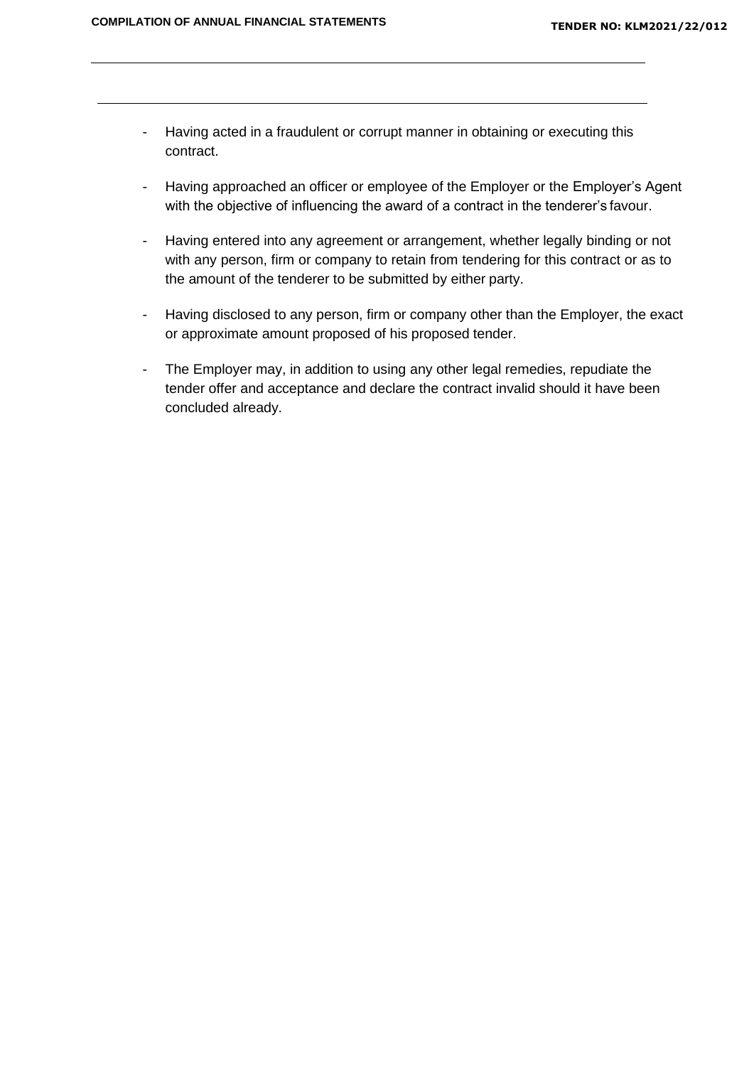- Having acted in a fraudulent or corrupt manner in obtaining or executing this contract.
- Having approached an officer or employee of the Employer or the Employer's Agent with the objective of influencing the award of a contract in the tenderer's favour.
- Having entered into any agreement or arrangement, whether legally binding or not with any person, firm or company to retain from tendering for this contract or as to the amount of the tenderer to be submitted by either party.
- Having disclosed to any person, firm or company other than the Employer, the exact or approximate amount proposed of his proposed tender.
- The Employer may, in addition to using any other legal remedies, repudiate the tender offer and acceptance and declare the contract invalid should it have been concluded already.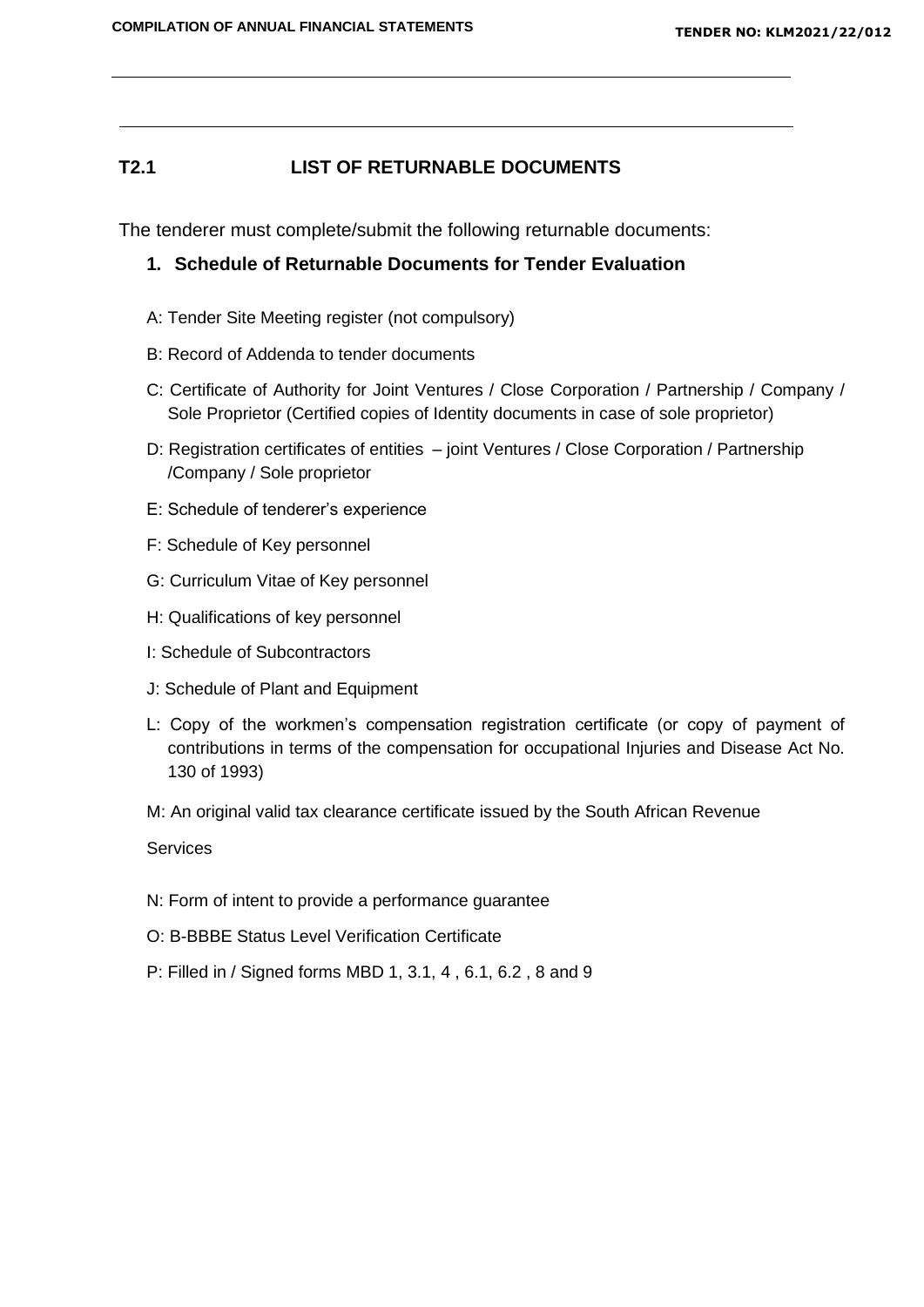## T2.1 LIST OF RETURNABLE DOCUMENTS

The tenderer must complete/submit the following returnable documents:

### 1. Schedule of Returnable Documents for Tender Evaluation

A: Tender Site Meeting register (not compulsory)

B: Record of Addenda to tender documents

C: Certificate of Authority for Joint Ventures / Close Corporation / Partnership / Company / Sole Proprietor (Certified copies of Identity documents in case of sole proprietor)

D: Registration certificates of entities – joint Ventures / Close Corporation / Partnership /Company / Sole proprietor

E: Schedule of tenderer's experience

F: Schedule of Key personnel

G: Curriculum Vitae of Key personnel

H: Qualifications of key personnel

I: Schedule of Subcontractors

J: Schedule of Plant and Equipment

L: Copy of the workmen's compensation registration certificate (or copy of payment of contributions in terms of the compensation for occupational Injuries and Disease Act No. 130 of 1993)

M: An original valid tax clearance certificate issued by the South African Revenue Services

N: Form of intent to provide a performance guarantee

O: B-BBBE Status Level Verification Certificate

P: Filled in / Signed forms MBD 1, 3.1, 4 , 6.1, 6.2 , 8 and 9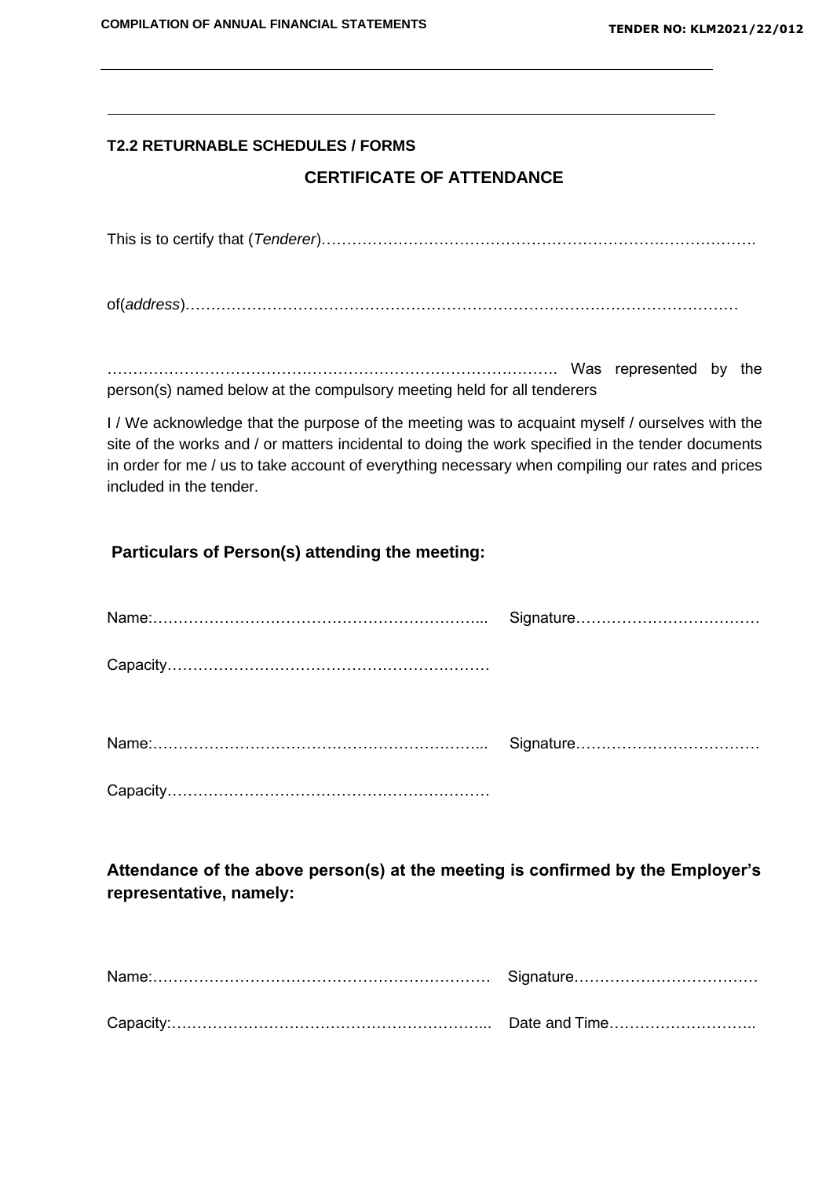### T2.2 RETURNABLE SCHEDULES / FORMS

## CERTIFICATE OF ATTENDANCE

This is to certify that (*Tenderer*)……………………………………………………………………………….

of(*address*)………………………………………………………………………………………………

……………………………………………………………………………. Was represented by the person(s) named below at the compulsory meeting held for all tenderers

I / We acknowledge that the purpose of the meeting was to acquaint myself / ourselves with the site of the works and / or matters incidental to doing the work specified in the tender documents in order for me / us to take account of everything necessary when compiling our rates and prices included in the tender.

**Particulars of Person(s) attending the meeting:**

Name:………………………………………………………... Signature………………………………

Capacity……………………………………………………

Name:………………………………………………………... Signature………………………………

Capacity……………………………………………………

**Attendance of the above person(s) at the meeting is confirmed by the Employer's representative, namely:**

Name:………………………………………………………… Signature………………………………

Capacity:……………………………………………………... Date and Time………………………..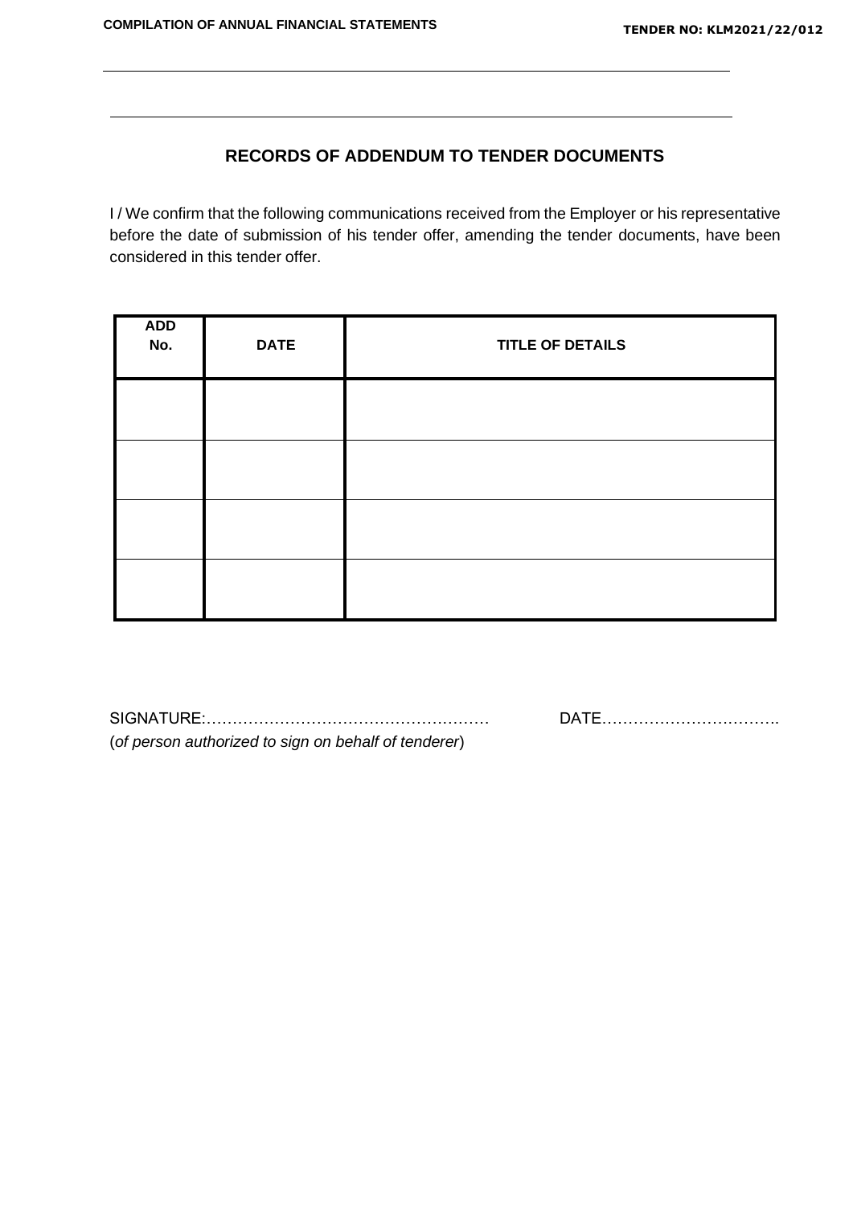## RECORDS OF ADDENDUM TO TENDER DOCUMENTS

I / We confirm that the following communications received from the Employer or his representative before the date of submission of his tender offer, amending the tender documents, have been considered in this tender offer.

| ADD No. | DATE | TITLE OF DETAILS |
|---|---|---|
| | | |
| | | |
| | | |
| | | |

SIGNATURE:……………………………………………… DATE…………………………….
(*of person authorized to sign on behalf of tenderer*)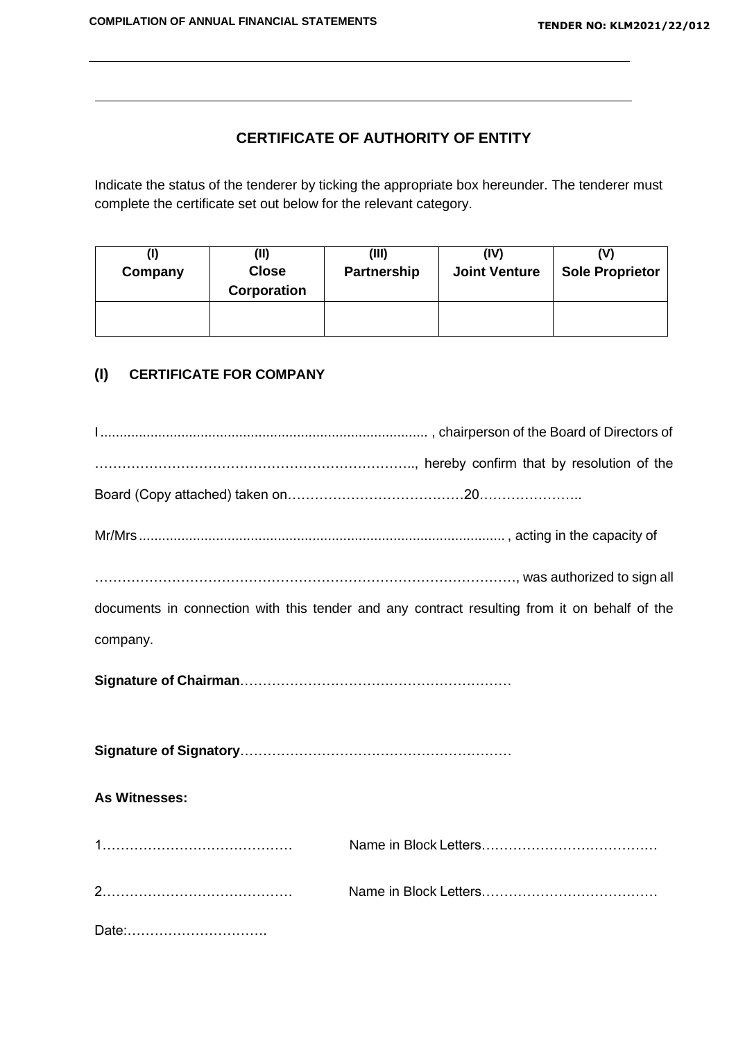## CERTIFICATE OF AUTHORITY OF ENTITY

Indicate the status of the tenderer by ticking the appropriate box hereunder. The tenderer must complete the certificate set out below for the relevant category.

| (I) Company | (II) Close Corporation | (III) Partnership | (IV) Joint Venture | (V) Sole Proprietor |
|---|---|---|---|---|
| | | | | |

### (I) CERTIFICATE FOR COMPANY

I...................................................................................... , chairperson of the Board of Directors of ……………………………………………………………….., hereby confirm that by resolution of the Board (Copy attached) taken on…………………………………20…………………..

Mr/Mrs............................................................................................. , acting in the capacity of

………………………………………………………………………………, was authorized to sign all documents in connection with this tender and any contract resulting from it on behalf of the company.

**Signature of Chairman**……………………………………………………

**Signature of Signatory**……………………………………………………

**As Witnesses:**

1…………………………………… Name in Block Letters…………………………………

2…………………………………… Name in Block Letters…………………………………

Date:………………………….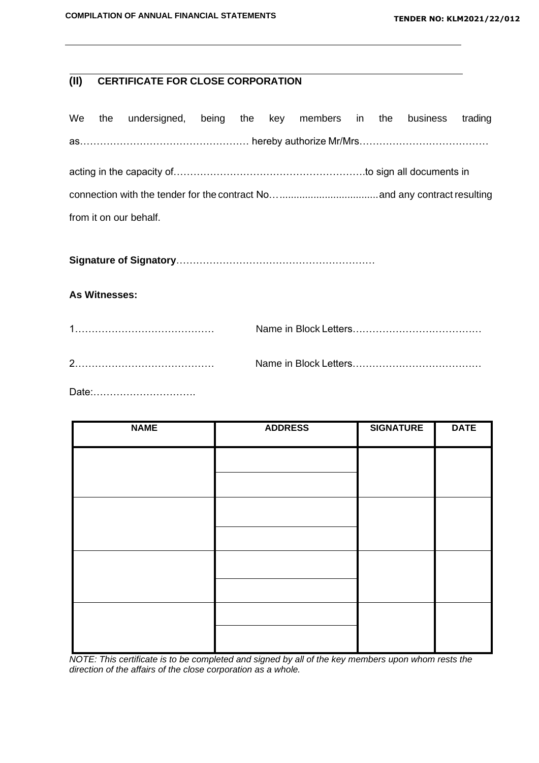## (II) CERTIFICATE FOR CLOSE CORPORATION

We the undersigned, being the key members in the business trading as…………………………………………… hereby authorize Mr/Mrs…………………………………

acting in the capacity of…………………………………………………to sign all documents in connection with the tender for the contract No…..................................and any contract resulting from it on our behalf.

**Signature of Signatory**……………………………………………………

**As Witnesses:**

1…………………………………… Name in Block Letters…………………………………

2…………………………………… Name in Block Letters…………………………………

Date:………………………….

| NAME | ADDRESS | SIGNATURE | DATE |
|---|---|---|---|
| | | | |
| | | | |
| | | | |
| | | | |
| | | | |
| | | | |
| | | | |
| | | | |

*NOTE: This certificate is to be completed and signed by all of the key members upon whom rests the direction of the affairs of the close corporation as a whole.*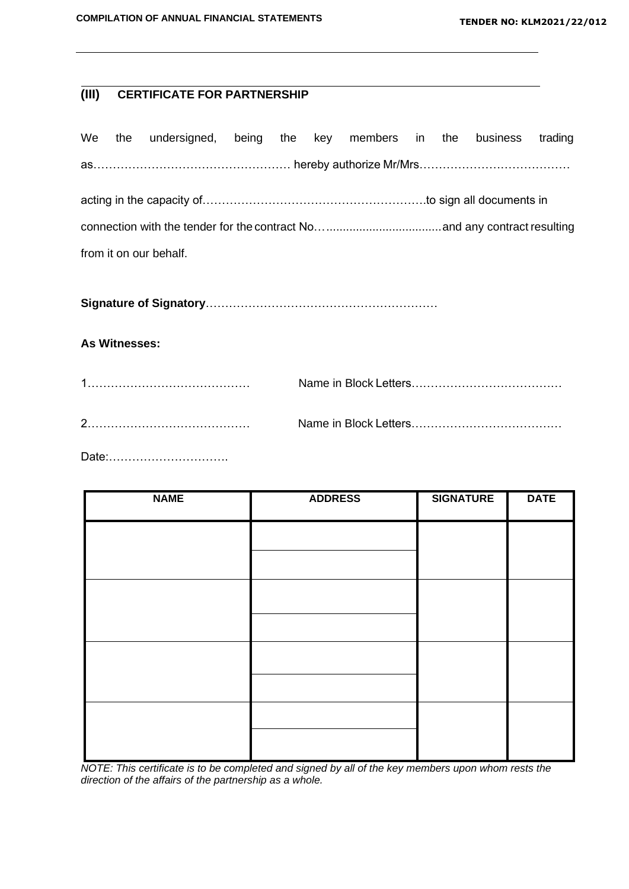## (III) CERTIFICATE FOR PARTNERSHIP

We the undersigned, being the key members in the business trading as…………………………………………… hereby authorize Mr/Mrs…………………………………

acting in the capacity of………………………………………………….to sign all documents in connection with the tender for the contract No…..................................and any contract resulting from it on our behalf.

**Signature of Signatory**……………………………………………………

**As Witnesses:**

1……………………………………     Name in Block Letters…………………………………

2……………………………………     Name in Block Letters…………………………………

Date:………………………….

| NAME | ADDRESS | SIGNATURE | DATE |
|---|---|---|---|
| | | | |
| | | | |
| | | | |
| | | | |
| | | | |
| | | | |
| | | | |
| | | | |

*NOTE: This certificate is to be completed and signed by all of the key members upon whom rests the direction of the affairs of the partnership as a whole.*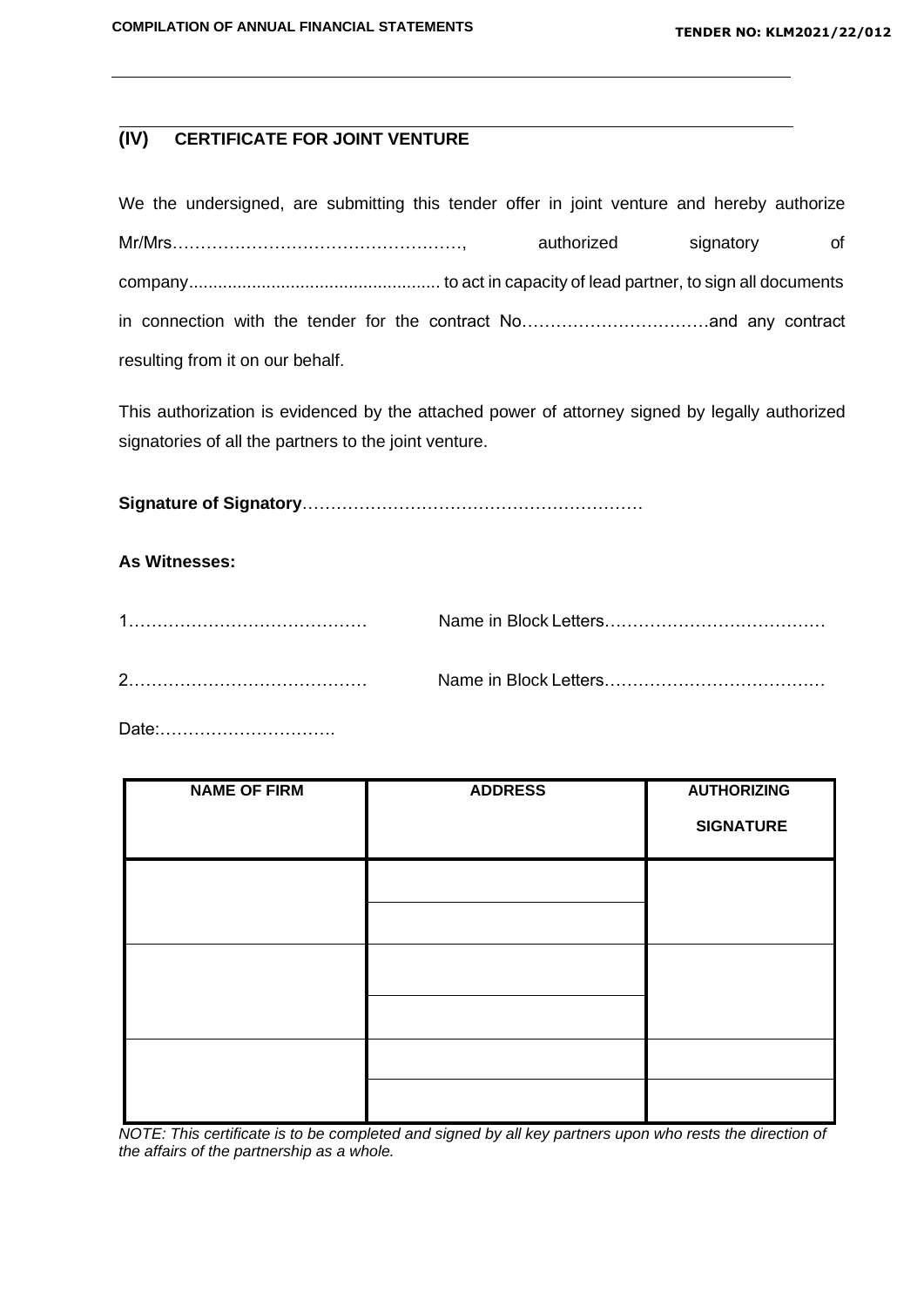## (IV) CERTIFICATE FOR JOINT VENTURE

We the undersigned, are submitting this tender offer in joint venture and hereby authorize Mr/Mrs……………………………………………, authorized signatory of company.................................................... to act in capacity of lead partner, to sign all documents in connection with the tender for the contract No……………………………and any contract resulting from it on our behalf.

This authorization is evidenced by the attached power of attorney signed by legally authorized signatories of all the partners to the joint venture.

**Signature of Signatory**……………………………………………………

**As Witnesses:**

1……………………………………  Name in Block Letters…………………………………

2……………………………………  Name in Block Letters…………………………………

Date:………………………….

| NAME OF FIRM | ADDRESS | AUTHORIZING SIGNATURE |
|---|---|---|
| | | |
| | | |
| | | |
| | | |
| | | |
| | | |

*NOTE: This certificate is to be completed and signed by all key partners upon who rests the direction of the affairs of the partnership as a whole.*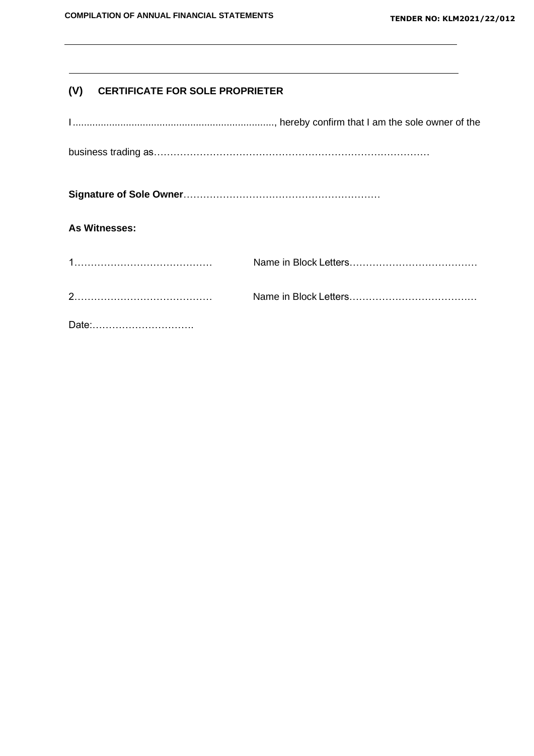## (V) CERTIFICATE FOR SOLE PROPRIETER

I........................................................................, hereby confirm that I am the sole owner of the

business trading as…………………………………………………………………………

**Signature of Sole Owner**……………………………………………………

**As Witnesses:**

1…………………………………… Name in Block Letters…………………………………

2…………………………………… Name in Block Letters…………………………………

Date:………………………….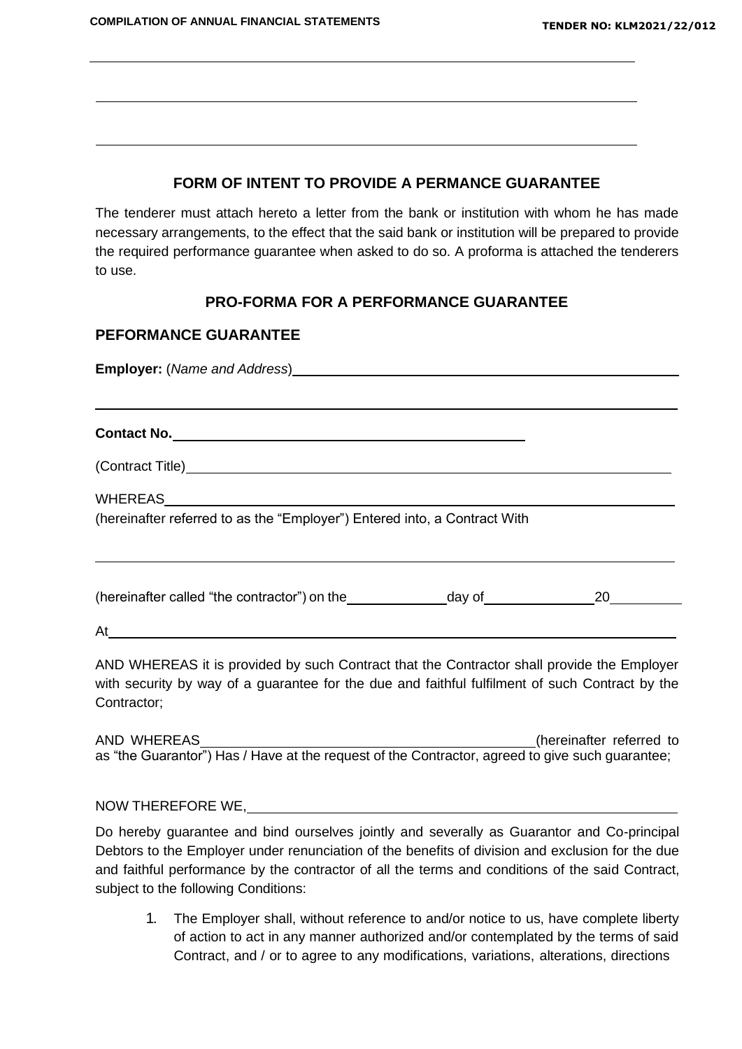## FORM OF INTENT TO PROVIDE A PERMANCE GUARANTEE

The tenderer must attach hereto a letter from the bank or institution with whom he has made necessary arrangements, to the effect that the said bank or institution will be prepared to provide the required performance guarantee when asked to do so. A proforma is attached the tenderers to use.

## PRO-FORMA FOR A PERFORMANCE GUARANTEE

### PEFORMANCE GUARANTEE

**Employer:** (*Name and Address*)\_\_\_\_\_\_\_\_\_\_\_\_\_\_\_\_\_\_\_\_\_\_\_\_\_\_\_\_\_\_\_\_\_\_\_\_\_\_\_\_

\_\_\_\_\_\_\_\_\_\_\_\_\_\_\_\_\_\_\_\_\_\_\_\_\_\_\_\_\_\_\_\_\_\_\_\_\_\_\_\_\_\_\_\_\_\_\_\_\_\_\_\_\_\_\_\_\_\_\_\_

**Contact No.**\_\_\_\_\_\_\_\_\_\_\_\_\_\_\_\_\_\_\_\_\_\_\_\_\_\_\_\_\_\_\_\_\_\_\_\_

(Contract Title)\_\_\_\_\_\_\_\_\_\_\_\_\_\_\_\_\_\_\_\_\_\_\_\_\_\_\_\_\_\_\_\_\_\_\_\_\_\_\_\_\_\_\_\_\_\_\_\_

WHEREAS\_\_\_\_\_\_\_\_\_\_\_\_\_\_\_\_\_\_\_\_\_\_\_\_\_\_\_\_\_\_\_\_\_\_\_\_\_\_\_\_\_\_\_\_\_\_\_\_\_\_\_\_
(hereinafter referred to as the "Employer") Entered into, a Contract With

\_\_\_\_\_\_\_\_\_\_\_\_\_\_\_\_\_\_\_\_\_\_\_\_\_\_\_\_\_\_\_\_\_\_\_\_\_\_\_\_\_\_\_\_\_\_\_\_\_\_\_\_\_\_\_\_\_\_\_\_

(hereinafter called "the contractor") on the\_\_\_\_\_\_\_\_\_\_day of\_\_\_\_\_\_\_\_\_\_\_20\_\_\_\_\_\_\_

At\_\_\_\_\_\_\_\_\_\_\_\_\_\_\_\_\_\_\_\_\_\_\_\_\_\_\_\_\_\_\_\_\_\_\_\_\_\_\_\_\_\_\_\_\_\_\_\_\_\_\_\_\_\_\_\_\_\_

AND WHEREAS it is provided by such Contract that the Contractor shall provide the Employer with security by way of a guarantee for the due and faithful fulfilment of such Contract by the Contractor;

AND WHEREAS\_\_\_\_\_\_\_\_\_\_\_\_\_\_\_\_\_\_\_\_\_\_\_\_\_\_\_\_\_\_\_\_\_\_(hereinafter referred to as "the Guarantor") Has / Have at the request of the Contractor, agreed to give such guarantee;

NOW THEREFORE WE,\_\_\_\_\_\_\_\_\_\_\_\_\_\_\_\_\_\_\_\_\_\_\_\_\_\_\_\_\_\_\_\_\_\_\_\_\_\_\_\_\_\_\_\_

Do hereby guarantee and bind ourselves jointly and severally as Guarantor and Co-principal Debtors to the Employer under renunciation of the benefits of division and exclusion for the due and faithful performance by the contractor of all the terms and conditions of the said Contract, subject to the following Conditions:

1. The Employer shall, without reference to and/or notice to us, have complete liberty of action to act in any manner authorized and/or contemplated by the terms of said Contract, and / or to agree to any modifications, variations, alterations, directions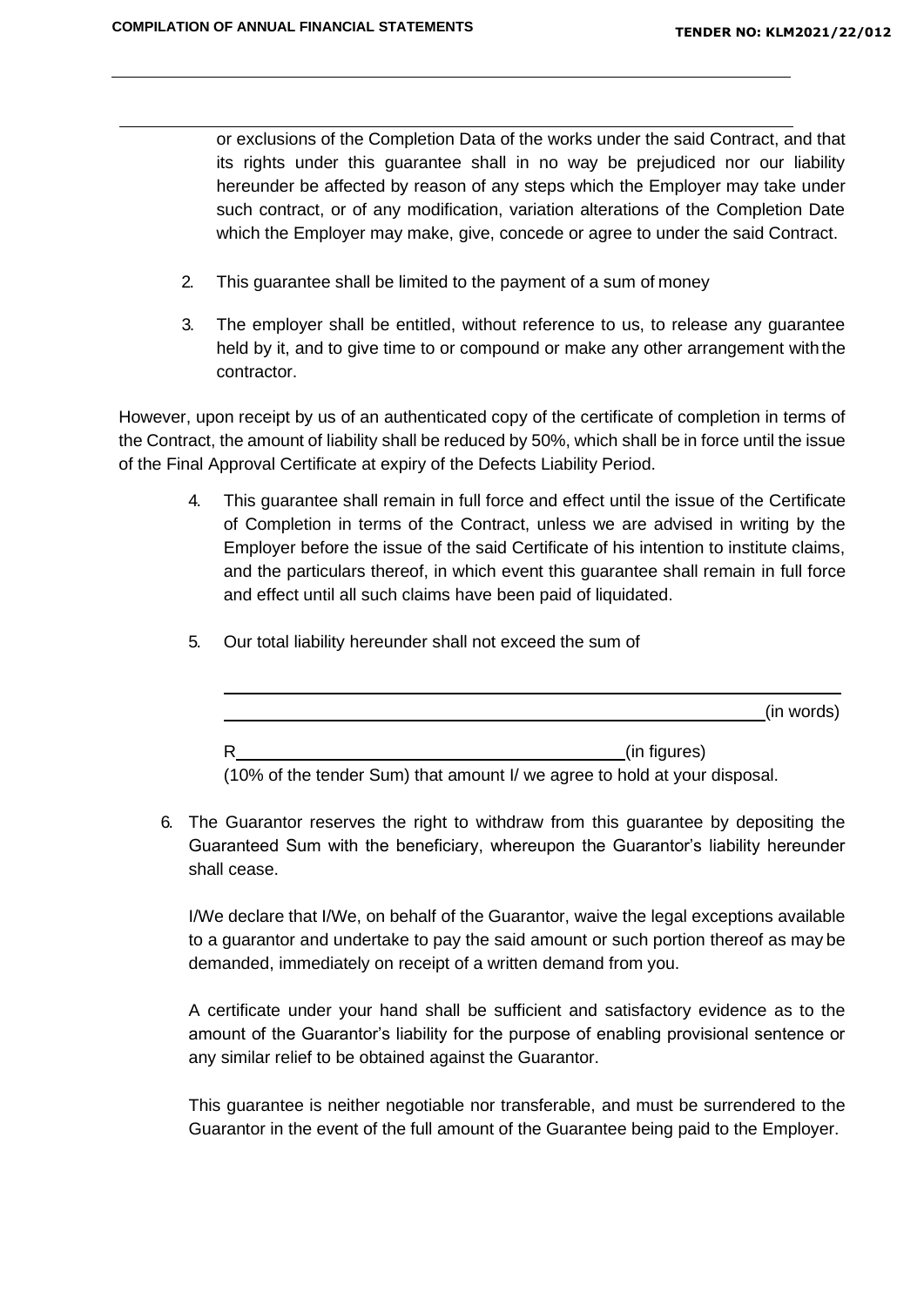or exclusions of the Completion Data of the works under the said Contract, and that its rights under this guarantee shall in no way be prejudiced nor our liability hereunder be affected by reason of any steps which the Employer may take under such contract, or of any modification, variation alterations of the Completion Date which the Employer may make, give, concede or agree to under the said Contract.

2. This guarantee shall be limited to the payment of a sum of money

3. The employer shall be entitled, without reference to us, to release any guarantee held by it, and to give time to or compound or make any other arrangement with the contractor.

However, upon receipt by us of an authenticated copy of the certificate of completion in terms of the Contract, the amount of liability shall be reduced by 50%, which shall be in force until the issue of the Final Approval Certificate at expiry of the Defects Liability Period.

4. This guarantee shall remain in full force and effect until the issue of the Certificate of Completion in terms of the Contract, unless we are advised in writing by the Employer before the issue of the said Certificate of his intention to institute claims, and the particulars thereof, in which event this guarantee shall remain in full force and effect until all such claims have been paid of liquidated.

5. Our total liability hereunder shall not exceed the sum of

   ______________________________________________________________

   ______________________________________________________(in words)

   R_________________________________________(in figures)

   (10% of the tender Sum) that amount I/ we agree to hold at your disposal.

6. The Guarantor reserves the right to withdraw from this guarantee by depositing the Guaranteed Sum with the beneficiary, whereupon the Guarantor's liability hereunder shall cease.

   I/We declare that I/We, on behalf of the Guarantor, waive the legal exceptions available to a guarantor and undertake to pay the said amount or such portion thereof as may be demanded, immediately on receipt of a written demand from you.

   A certificate under your hand shall be sufficient and satisfactory evidence as to the amount of the Guarantor's liability for the purpose of enabling provisional sentence or any similar relief to be obtained against the Guarantor.

   This guarantee is neither negotiable nor transferable, and must be surrendered to the Guarantor in the event of the full amount of the Guarantee being paid to the Employer.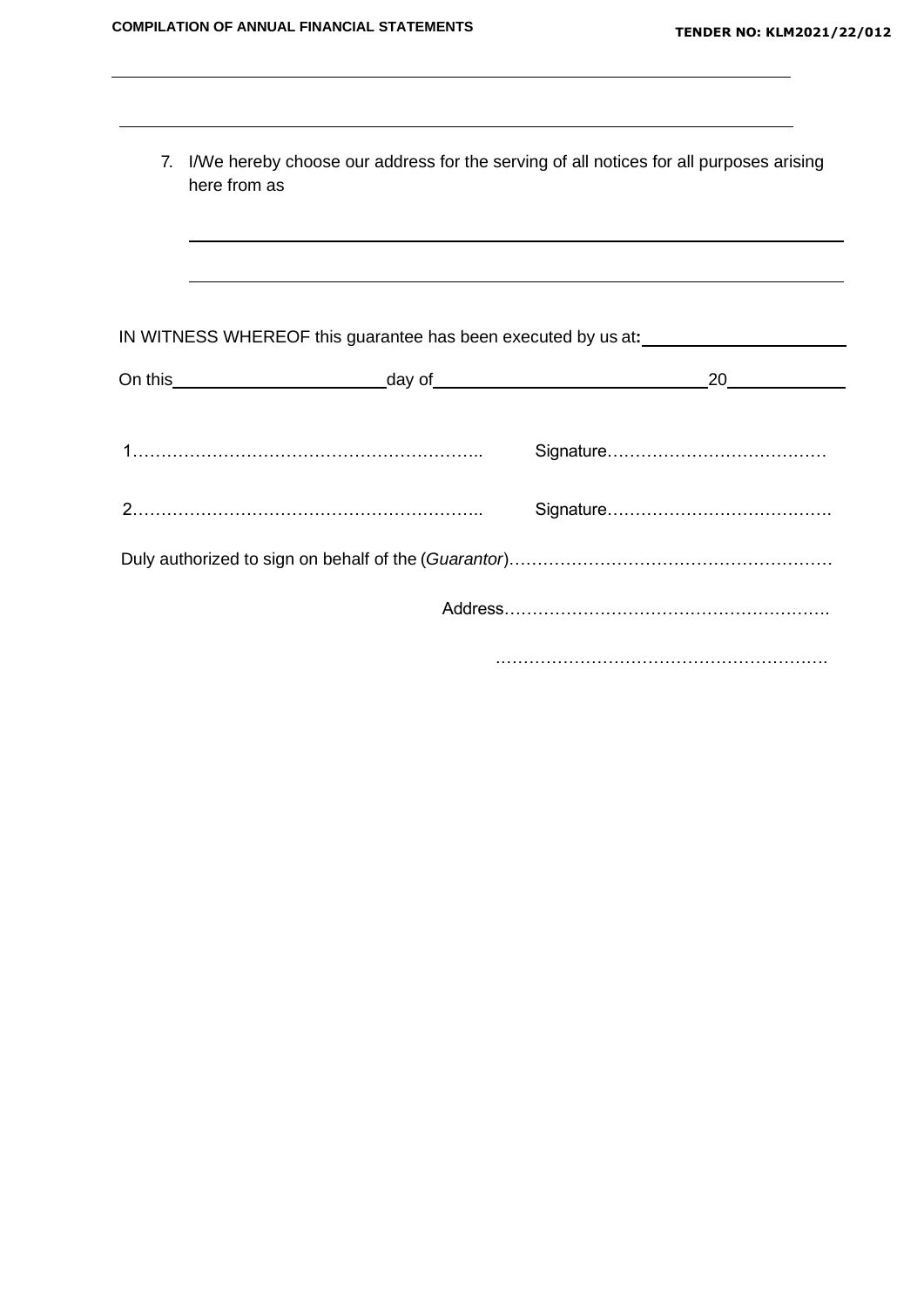\_\_\_\_\_\_\_\_\_\_\_\_\_\_\_\_\_\_\_\_\_\_\_\_\_\_\_\_\_\_\_\_\_\_\_\_\_\_\_\_\_\_\_\_\_\_\_\_\_\_\_\_\_\_\_\_\_\_\_\_\_\_\_\_\_\_\_\_\_\_\_\_

\_\_\_\_\_\_\_\_\_\_\_\_\_\_\_\_\_\_\_\_\_\_\_\_\_\_\_\_\_\_\_\_\_\_\_\_\_\_\_\_\_\_\_\_\_\_\_\_\_\_\_\_\_\_\_\_\_\_\_\_\_\_\_\_\_\_\_\_\_\_\_\_

7. I/We hereby choose our address for the serving of all notices for all purposes arising here from as

   \_\_\_\_\_\_\_\_\_\_\_\_\_\_\_\_\_\_\_\_\_\_\_\_\_\_\_\_\_\_\_\_\_\_\_\_\_\_\_\_\_\_\_\_\_\_\_\_\_\_\_\_\_\_\_\_\_\_\_\_\_\_\_\_\_\_\_\_

   \_\_\_\_\_\_\_\_\_\_\_\_\_\_\_\_\_\_\_\_\_\_\_\_\_\_\_\_\_\_\_\_\_\_\_\_\_\_\_\_\_\_\_\_\_\_\_\_\_\_\_\_\_\_\_\_\_\_\_\_\_\_\_\_\_\_\_\_

IN WITNESS WHEREOF this guarantee has been executed by us at**:** \_\_\_\_\_\_\_\_\_\_\_\_\_\_\_\_\_\_\_\_

On this\_\_\_\_\_\_\_\_\_\_\_\_\_\_\_\_\_\_\_\_\_\_day of\_\_\_\_\_\_\_\_\_\_\_\_\_\_\_\_\_\_\_\_\_\_\_\_\_\_\_\_20\_\_\_\_\_\_\_\_\_\_\_\_

1……………………………………………………..        Signature…………………………………

2……………………………………………………..        Signature………………………………….

Duly authorized to sign on behalf of the (*Guarantor*)…………………………………………………

Address………………………………………………….

………………………………………………….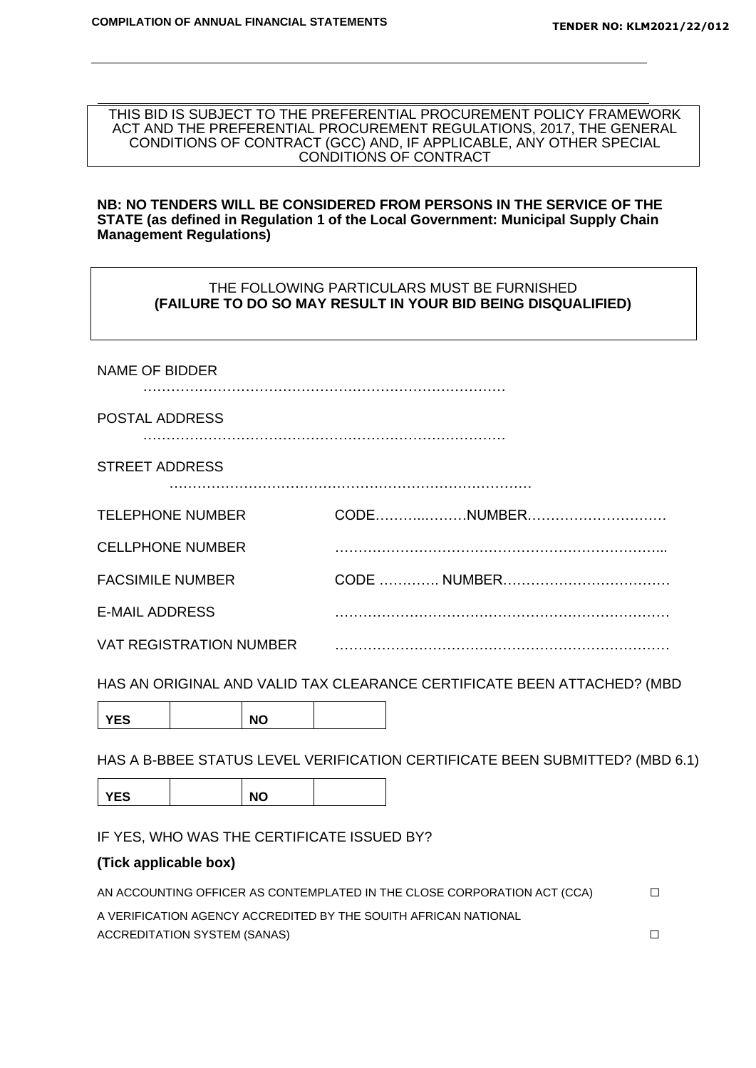THIS BID IS SUBJECT TO THE PREFERENTIAL PROCUREMENT POLICY FRAMEWORK ACT AND THE PREFERENTIAL PROCUREMENT REGULATIONS, 2017, THE GENERAL CONDITIONS OF CONTRACT (GCC) AND, IF APPLICABLE, ANY OTHER SPECIAL CONDITIONS OF CONTRACT

**NB: NO TENDERS WILL BE CONSIDERED FROM PERSONS IN THE SERVICE OF THE STATE (as defined in Regulation 1 of the Local Government: Municipal Supply Chain Management Regulations)**

THE FOLLOWING PARTICULARS MUST BE FURNISHED
**(FAILURE TO DO SO MAY RESULT IN YOUR BID BEING DISQUALIFIED)**

NAME OF BIDDER
……………………………………………………………………

POSTAL ADDRESS
……………………………………………………………………

STREET ADDRESS
……………………………………………………………………

TELEPHONE NUMBER CODE………..………NUMBER…………………………

CELLPHONE NUMBER …………………………………………………………...

FACSIMILE NUMBER CODE …………. NUMBER………………………………

E-MAIL ADDRESS ………………………………………………………………

VAT REGISTRATION NUMBER ………………………………………………………………

HAS AN ORIGINAL AND VALID TAX CLEARANCE CERTIFICATE BEEN ATTACHED? (MBD

| YES | | NO | |
|---|---|---|---|

HAS A B-BBEE STATUS LEVEL VERIFICATION CERTIFICATE BEEN SUBMITTED? (MBD 6.1)

| YES | | NO | |
|---|---|---|---|

IF YES, WHO WAS THE CERTIFICATE ISSUED BY?

**(Tick applicable box)**

AN ACCOUNTING OFFICER AS CONTEMPLATED IN THE CLOSE CORPORATION ACT (CCA) ☐

A VERIFICATION AGENCY ACCREDITED BY THE SOUITH AFRICAN NATIONAL ACCREDITATION SYSTEM (SANAS) ☐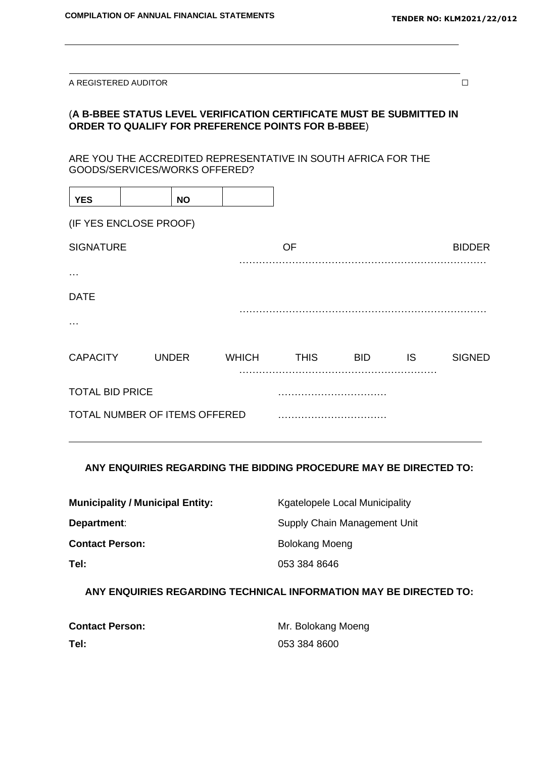A REGISTERED AUDITOR ☐

(**A B-BBEE STATUS LEVEL VERIFICATION CERTIFICATE MUST BE SUBMITTED IN ORDER TO QUALIFY FOR PREFERENCE POINTS FOR B-BBEE**)

ARE YOU THE ACCREDITED REPRESENTATIVE IN SOUTH AFRICA FOR THE GOODS/SERVICES/WORKS OFFERED?

| YES | | NO | |
|---|---|---|---|

(IF YES ENCLOSE PROOF)

SIGNATURE OF BIDDER …………………………………………………………………………

DATE …………………………………………………………………………

CAPACITY UNDER WHICH THIS BID IS SIGNED …………………………………………………………

TOTAL BID PRICE ……………………………

TOTAL NUMBER OF ITEMS OFFERED ……………………………

---

**ANY ENQUIRIES REGARDING THE BIDDING PROCEDURE MAY BE DIRECTED TO:**

**Municipality / Municipal Entity:** Kgatelopele Local Municipality

**Department**: Supply Chain Management Unit

**Contact Person:** Bolokang Moeng

**Tel:** 053 384 8646

**ANY ENQUIRIES REGARDING TECHNICAL INFORMATION MAY BE DIRECTED TO:**

**Contact Person:** Mr. Bolokang Moeng

**Tel:** 053 384 8600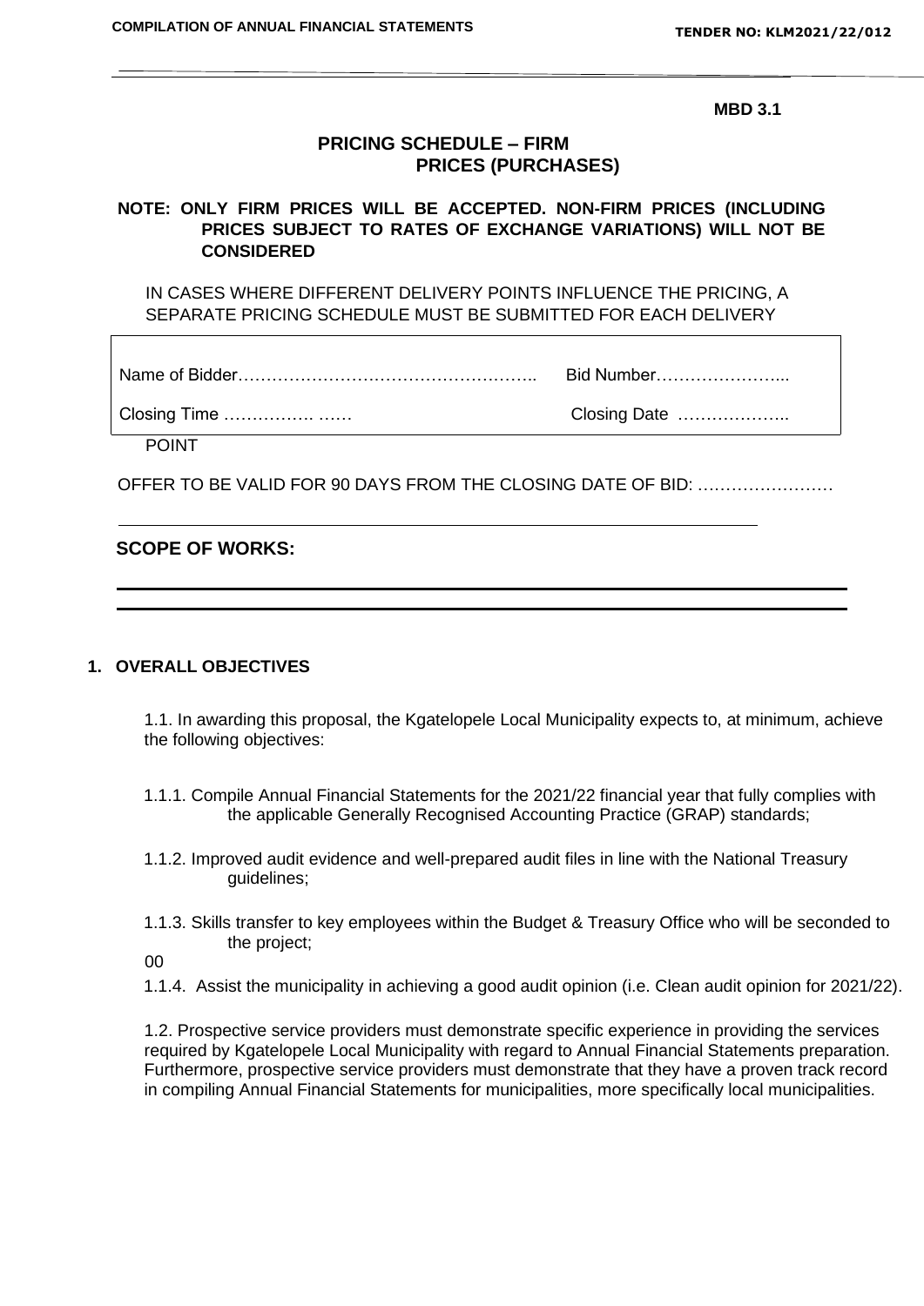**MBD 3.1**

## PRICING SCHEDULE – FIRM PRICES (PURCHASES)

**NOTE: ONLY FIRM PRICES WILL BE ACCEPTED. NON-FIRM PRICES (INCLUDING PRICES SUBJECT TO RATES OF EXCHANGE VARIATIONS) WILL NOT BE CONSIDERED**

IN CASES WHERE DIFFERENT DELIVERY POINTS INFLUENCE THE PRICING, A SEPARATE PRICING SCHEDULE MUST BE SUBMITTED FOR EACH DELIVERY POINT

| | |
|---|---|
| Name of Bidder…………………………………………….. | Bid Number………………….... |
| Closing Time ……………. …… | Closing Date ……………….. |

OFFER TO BE VALID FOR 90 DAYS FROM THE CLOSING DATE OF BID: ……………………

### SCOPE OF WORKS:

### 1. OVERALL OBJECTIVES

1.1. In awarding this proposal, the Kgatelopele Local Municipality expects to, at minimum, achieve the following objectives:

1.1.1. Compile Annual Financial Statements for the 2021/22 financial year that fully complies with the applicable Generally Recognised Accounting Practice (GRAP) standards;

1.1.2. Improved audit evidence and well-prepared audit files in line with the National Treasury guidelines;

1.1.3. Skills transfer to key employees within the Budget & Treasury Office who will be seconded to the project;

00

1.1.4. Assist the municipality in achieving a good audit opinion (i.e. Clean audit opinion for 2021/22).

1.2. Prospective service providers must demonstrate specific experience in providing the services required by Kgatelopele Local Municipality with regard to Annual Financial Statements preparation. Furthermore, prospective service providers must demonstrate that they have a proven track record in compiling Annual Financial Statements for municipalities, more specifically local municipalities.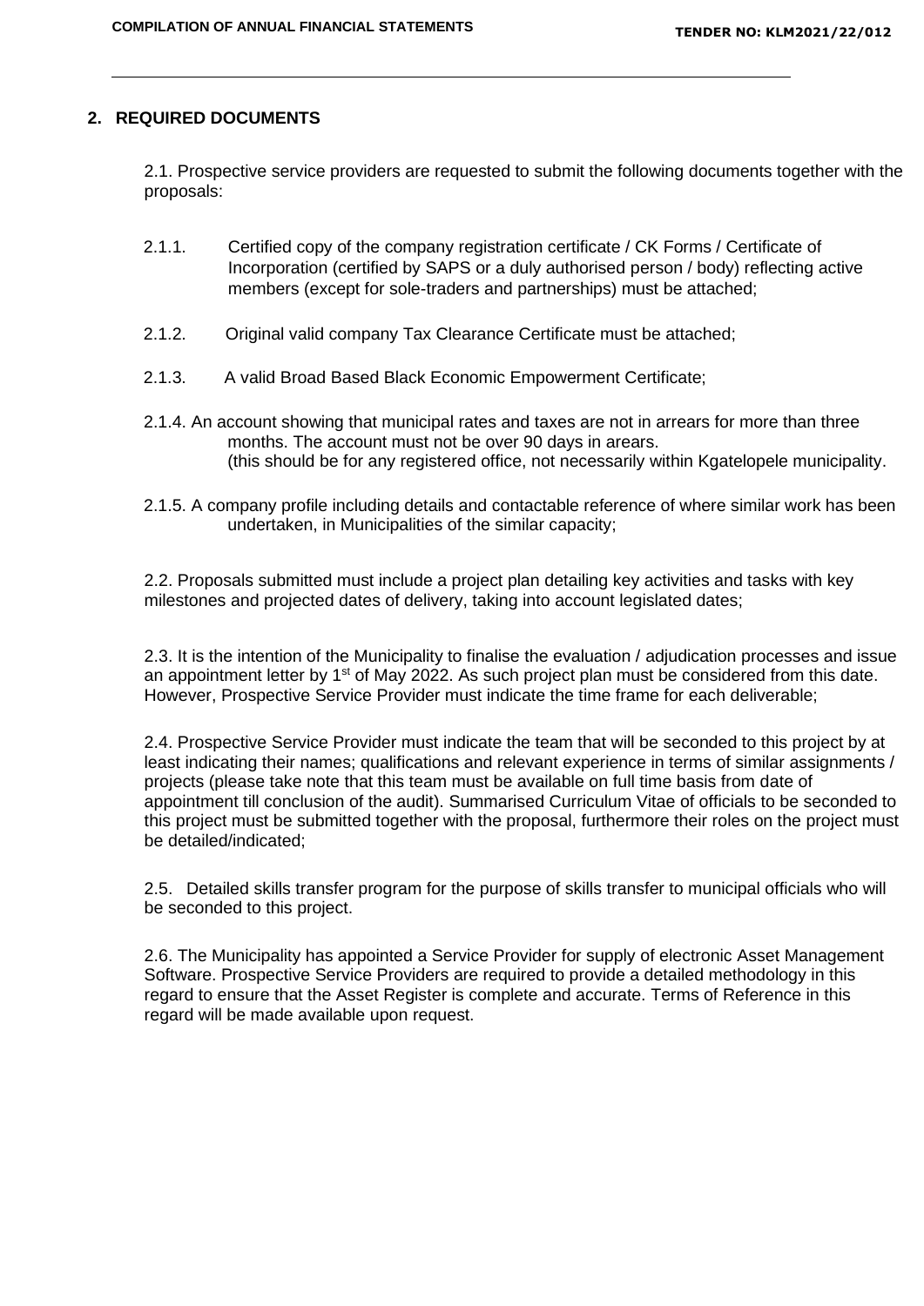## 2. REQUIRED DOCUMENTS

2.1. Prospective service providers are requested to submit the following documents together with the proposals:

2.1.1. Certified copy of the company registration certificate / CK Forms / Certificate of Incorporation (certified by SAPS or a duly authorised person / body) reflecting active members (except for sole-traders and partnerships) must be attached;

2.1.2. Original valid company Tax Clearance Certificate must be attached;

2.1.3. A valid Broad Based Black Economic Empowerment Certificate;

2.1.4. An account showing that municipal rates and taxes are not in arrears for more than three months. The account must not be over 90 days in arears. (this should be for any registered office, not necessarily within Kgatelopele municipality.

2.1.5. A company profile including details and contactable reference of where similar work has been undertaken, in Municipalities of the similar capacity;

2.2. Proposals submitted must include a project plan detailing key activities and tasks with key milestones and projected dates of delivery, taking into account legislated dates;

2.3. It is the intention of the Municipality to finalise the evaluation / adjudication processes and issue an appointment letter by 1st of May 2022. As such project plan must be considered from this date. However, Prospective Service Provider must indicate the time frame for each deliverable;

2.4. Prospective Service Provider must indicate the team that will be seconded to this project by at least indicating their names; qualifications and relevant experience in terms of similar assignments / projects (please take note that this team must be available on full time basis from date of appointment till conclusion of the audit). Summarised Curriculum Vitae of officials to be seconded to this project must be submitted together with the proposal, furthermore their roles on the project must be detailed/indicated;

2.5. Detailed skills transfer program for the purpose of skills transfer to municipal officials who will be seconded to this project.

2.6. The Municipality has appointed a Service Provider for supply of electronic Asset Management Software. Prospective Service Providers are required to provide a detailed methodology in this regard to ensure that the Asset Register is complete and accurate. Terms of Reference in this regard will be made available upon request.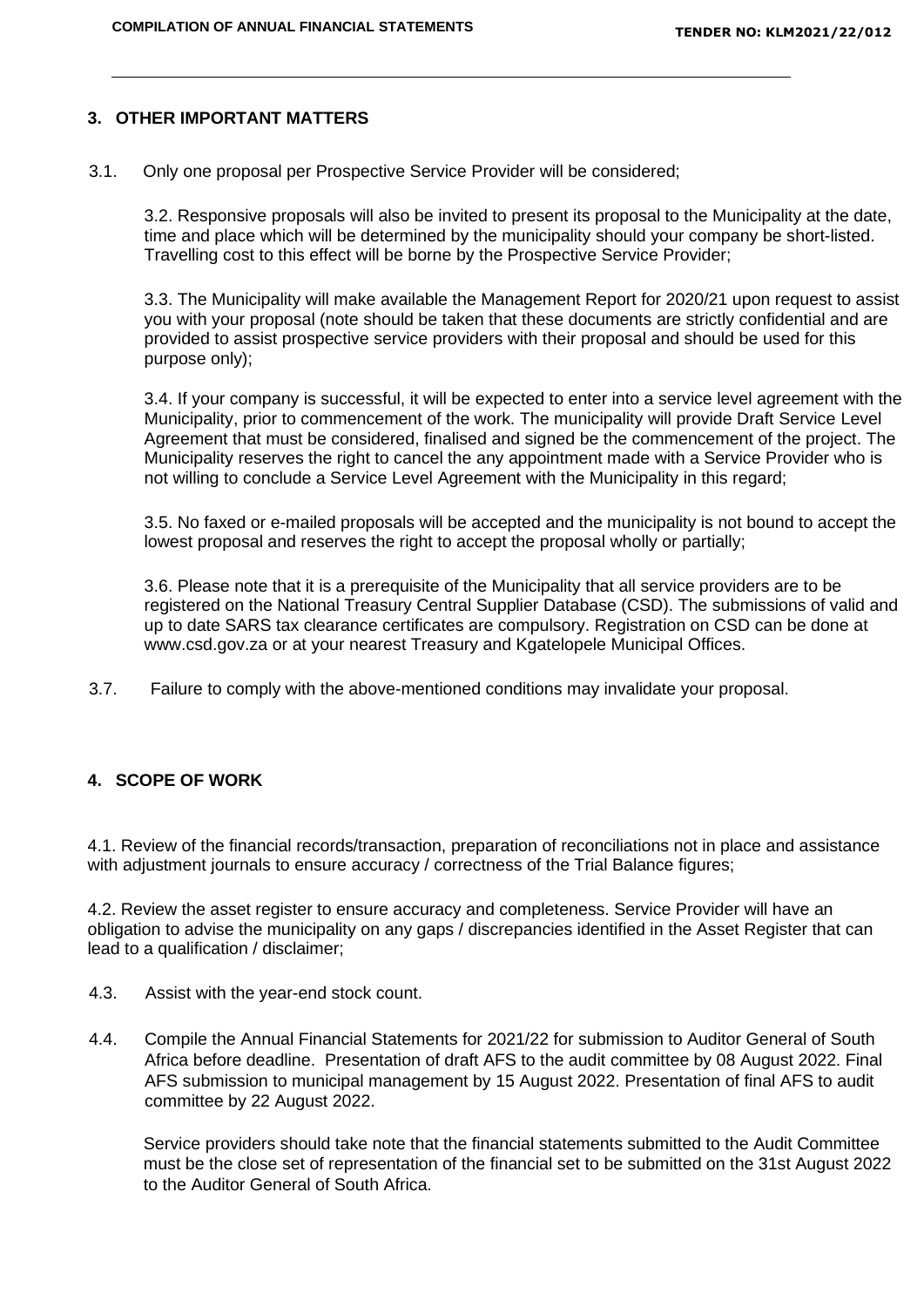## 3. OTHER IMPORTANT MATTERS

3.1. Only one proposal per Prospective Service Provider will be considered;

3.2. Responsive proposals will also be invited to present its proposal to the Municipality at the date, time and place which will be determined by the municipality should your company be short-listed. Travelling cost to this effect will be borne by the Prospective Service Provider;

3.3. The Municipality will make available the Management Report for 2020/21 upon request to assist you with your proposal (note should be taken that these documents are strictly confidential and are provided to assist prospective service providers with their proposal and should be used for this purpose only);

3.4. If your company is successful, it will be expected to enter into a service level agreement with the Municipality, prior to commencement of the work. The municipality will provide Draft Service Level Agreement that must be considered, finalised and signed be the commencement of the project. The Municipality reserves the right to cancel the any appointment made with a Service Provider who is not willing to conclude a Service Level Agreement with the Municipality in this regard;

3.5. No faxed or e-mailed proposals will be accepted and the municipality is not bound to accept the lowest proposal and reserves the right to accept the proposal wholly or partially;

3.6. Please note that it is a prerequisite of the Municipality that all service providers are to be registered on the National Treasury Central Supplier Database (CSD). The submissions of valid and up to date SARS tax clearance certificates are compulsory. Registration on CSD can be done at www.csd.gov.za or at your nearest Treasury and Kgatelopele Municipal Offices.

3.7. Failure to comply with the above-mentioned conditions may invalidate your proposal.

## 4. SCOPE OF WORK

4.1. Review of the financial records/transaction, preparation of reconciliations not in place and assistance with adjustment journals to ensure accuracy / correctness of the Trial Balance figures;

4.2. Review the asset register to ensure accuracy and completeness. Service Provider will have an obligation to advise the municipality on any gaps / discrepancies identified in the Asset Register that can lead to a qualification / disclaimer;

4.3. Assist with the year-end stock count.

4.4. Compile the Annual Financial Statements for 2021/22 for submission to Auditor General of South Africa before deadline. Presentation of draft AFS to the audit committee by 08 August 2022. Final AFS submission to municipal management by 15 August 2022. Presentation of final AFS to audit committee by 22 August 2022.

Service providers should take note that the financial statements submitted to the Audit Committee must be the close set of representation of the financial set to be submitted on the 31st August 2022 to the Auditor General of South Africa.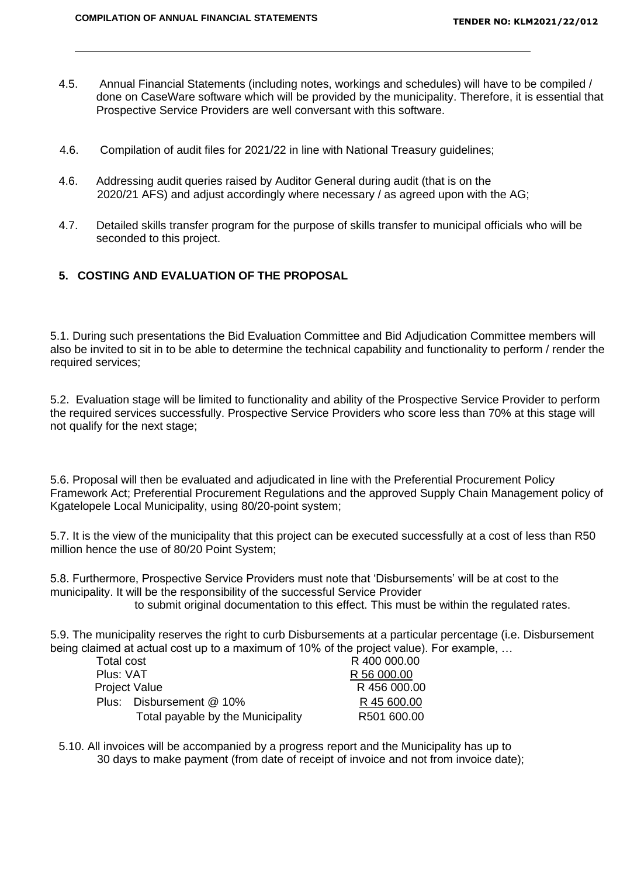4.5. Annual Financial Statements (including notes, workings and schedules) will have to be compiled / done on CaseWare software which will be provided by the municipality. Therefore, it is essential that Prospective Service Providers are well conversant with this software.

4.6. Compilation of audit files for 2021/22 in line with National Treasury guidelines;

4.6. Addressing audit queries raised by Auditor General during audit (that is on the 2020/21 AFS) and adjust accordingly where necessary / as agreed upon with the AG;

4.7. Detailed skills transfer program for the purpose of skills transfer to municipal officials who will be seconded to this project.

## 5. COSTING AND EVALUATION OF THE PROPOSAL

5.1. During such presentations the Bid Evaluation Committee and Bid Adjudication Committee members will also be invited to sit in to be able to determine the technical capability and functionality to perform / render the required services;

5.2. Evaluation stage will be limited to functionality and ability of the Prospective Service Provider to perform the required services successfully. Prospective Service Providers who score less than 70% at this stage will not qualify for the next stage;

5.6. Proposal will then be evaluated and adjudicated in line with the Preferential Procurement Policy Framework Act; Preferential Procurement Regulations and the approved Supply Chain Management policy of Kgatelopele Local Municipality, using 80/20-point system;

5.7. It is the view of the municipality that this project can be executed successfully at a cost of less than R50 million hence the use of 80/20 Point System;

5.8. Furthermore, Prospective Service Providers must note that 'Disbursements' will be at cost to the municipality. It will be the responsibility of the successful Service Provider to submit original documentation to this effect. This must be within the regulated rates.

5.9. The municipality reserves the right to curb Disbursements at a particular percentage (i.e. Disbursement being claimed at actual cost up to a maximum of 10% of the project value). For example, …

| | |
|---|---|
| Total cost | R 400 000.00 |
| Plus: VAT | R 56 000.00 |
| Project Value | R 456 000.00 |
| Plus: Disbursement @ 10% | R 45 600.00 |
| Total payable by the Municipality | R501 600.00 |

5.10. All invoices will be accompanied by a progress report and the Municipality has up to 30 days to make payment (from date of receipt of invoice and not from invoice date);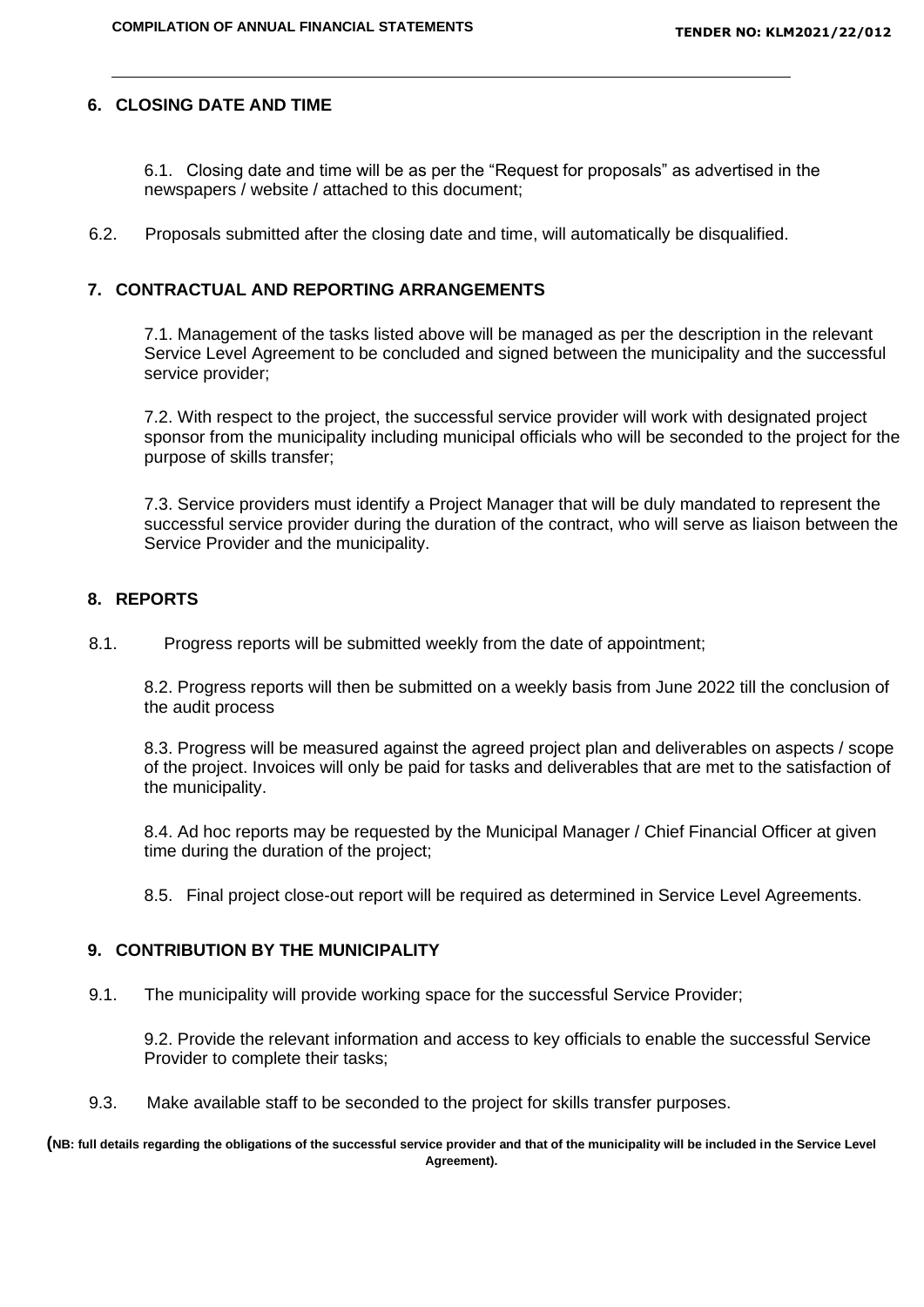## 6. CLOSING DATE AND TIME

6.1. Closing date and time will be as per the "Request for proposals" as advertised in the newspapers / website / attached to this document;

6.2. Proposals submitted after the closing date and time, will automatically be disqualified.

## 7. CONTRACTUAL AND REPORTING ARRANGEMENTS

7.1. Management of the tasks listed above will be managed as per the description in the relevant Service Level Agreement to be concluded and signed between the municipality and the successful service provider;

7.2. With respect to the project, the successful service provider will work with designated project sponsor from the municipality including municipal officials who will be seconded to the project for the purpose of skills transfer;

7.3. Service providers must identify a Project Manager that will be duly mandated to represent the successful service provider during the duration of the contract, who will serve as liaison between the Service Provider and the municipality.

## 8. REPORTS

8.1. Progress reports will be submitted weekly from the date of appointment;

8.2. Progress reports will then be submitted on a weekly basis from June 2022 till the conclusion of the audit process

8.3. Progress will be measured against the agreed project plan and deliverables on aspects / scope of the project. Invoices will only be paid for tasks and deliverables that are met to the satisfaction of the municipality.

8.4. Ad hoc reports may be requested by the Municipal Manager / Chief Financial Officer at given time during the duration of the project;

8.5. Final project close-out report will be required as determined in Service Level Agreements.

## 9. CONTRIBUTION BY THE MUNICIPALITY

9.1. The municipality will provide working space for the successful Service Provider;

9.2. Provide the relevant information and access to key officials to enable the successful Service Provider to complete their tasks;

9.3. Make available staff to be seconded to the project for skills transfer purposes.

**(NB: full details regarding the obligations of the successful service provider and that of the municipality will be included in the Service Level Agreement).**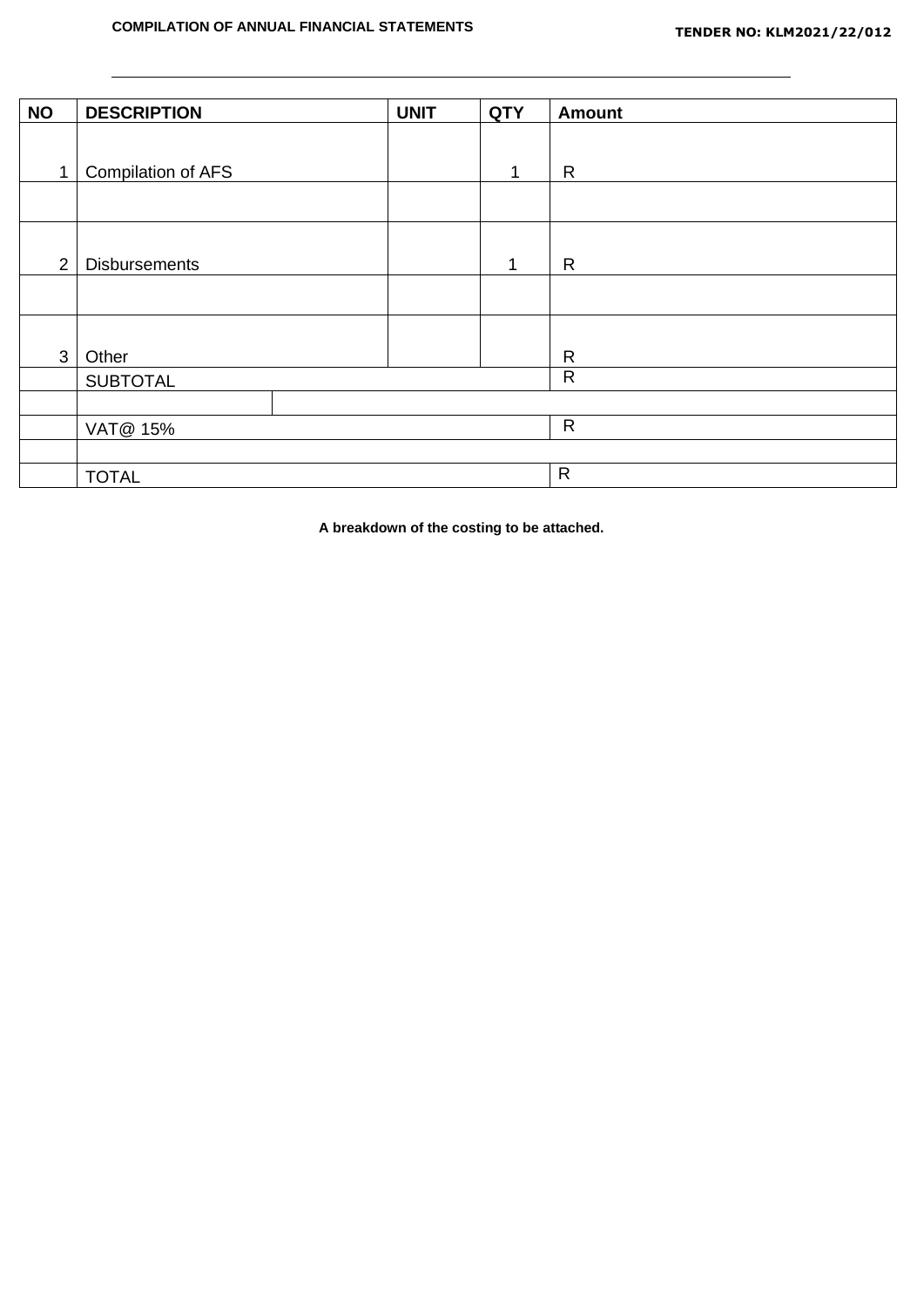| NO | DESCRIPTION | UNIT | QTY | Amount |
|---|---|---|---|---|
| 1 | Compilation of AFS | | 1 | R |
| | | | | |
| 2 | Disbursements | | 1 | R |
| | | | | |
| 3 | Other | | | R |
| | SUBTOTAL | | | R |
| | | | | |
| | VAT@ 15% | | | R |
| | | | | |
| | TOTAL | | | R |

**A breakdown of the costing to be attached.**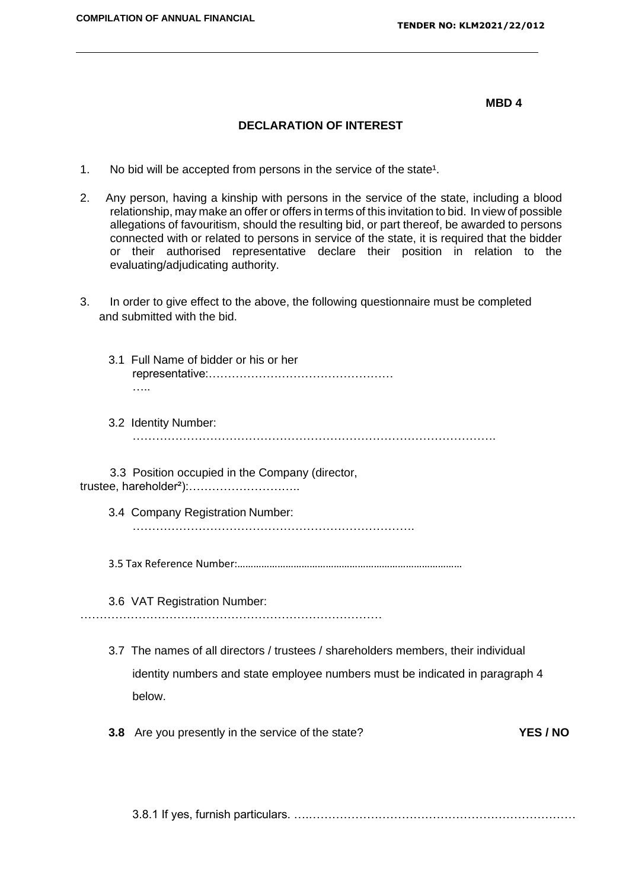**MBD 4**

## DECLARATION OF INTEREST

1. No bid will be accepted from persons in the service of the state[1].

2. Any person, having a kinship with persons in the service of the state, including a blood relationship, may make an offer or offers in terms of this invitation to bid. In view of possible allegations of favouritism, should the resulting bid, or part thereof, be awarded to persons connected with or related to persons in service of the state, it is required that the bidder or their authorised representative declare their position in relation to the evaluating/adjudicating authority.

3. In order to give effect to the above, the following questionnaire must be completed and submitted with the bid.

   3.1 Full Name of bidder or his or her representative:…………………………………………
   …..

   3.2 Identity Number: ………………………………………………………………………………….

   3.3 Position occupied in the Company (director, trustee, hareholder[2]):………………………..

   3.4 Company Registration Number: ……………………………………………………………….

   3.5 Tax Reference Number:……………………………………………………………………………

   3.6 VAT Registration Number: ……………………………………………………………………

   3.7 The names of all directors / trustees / shareholders members, their individual identity numbers and state employee numbers must be indicated in paragraph 4 below.

   **3.8** Are you presently in the service of the state? **YES / NO**

   3.8.1 If yes, furnish particulars. ….……………………………………………………………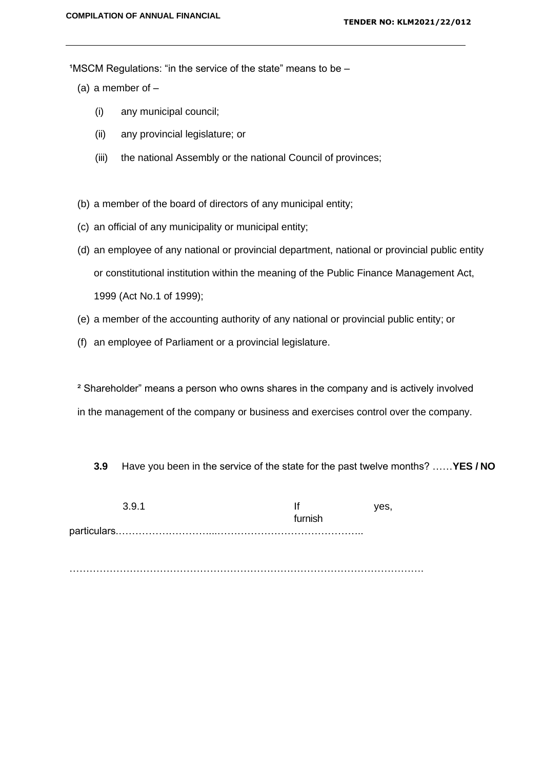[1]MSCM Regulations: "in the service of the state" means to be –

(a) a member of –

  (i) any municipal council;

  (ii) any provincial legislature; or

  (iii) the national Assembly or the national Council of provinces;

(b) a member of the board of directors of any municipal entity;

(c) an official of any municipality or municipal entity;

(d) an employee of any national or provincial department, national or provincial public entity or constitutional institution within the meaning of the Public Finance Management Act, 1999 (Act No.1 of 1999);

(e) a member of the accounting authority of any national or provincial public entity; or

(f) an employee of Parliament or a provincial legislature.

[2] Shareholder" means a person who owns shares in the company and is actively involved in the management of the company or business and exercises control over the company.

**3.9** Have you been in the service of the state for the past twelve months? ……**YES / NO**

3.9.1 If yes, furnish particulars.…………….………...……………………………………..

………………………………………………………………………………………………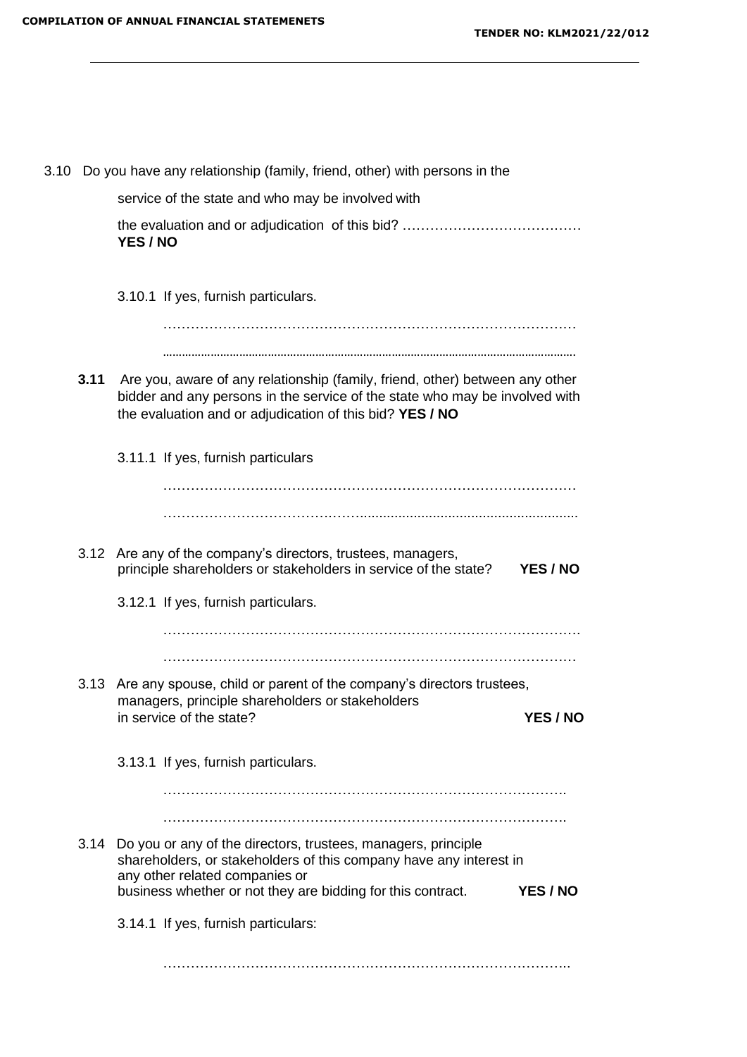3.10 Do you have any relationship (family, friend, other) with persons in the service of the state and who may be involved with the evaluation and or adjudication of this bid? ………………………………… **YES / NO**

3.10.1 If yes, furnish particulars.

……………………………………………………………………………

……………………………………………………………………………

**3.11** Are you, aware of any relationship (family, friend, other) between any other bidder and any persons in the service of the state who may be involved with the evaluation and or adjudication of this bid? **YES / NO**

3.11.1 If yes, furnish particulars

……………………………………………………………………………

……………………………………………………………………………

3.12 Are any of the company's directors, trustees, managers, principle shareholders or stakeholders in service of the state? **YES / NO**

3.12.1 If yes, furnish particulars.

……………………………………………………………………………

……………………………………………………………………………

3.13 Are any spouse, child or parent of the company's directors trustees, managers, principle shareholders or stakeholders in service of the state? **YES / NO**

3.13.1 If yes, furnish particulars.

……………………………………………………………………………

……………………………………………………………………………

3.14 Do you or any of the directors, trustees, managers, principle shareholders, or stakeholders of this company have any interest in any other related companies or business whether or not they are bidding for this contract. **YES / NO**

3.14.1 If yes, furnish particulars:

……………………………………………………………………………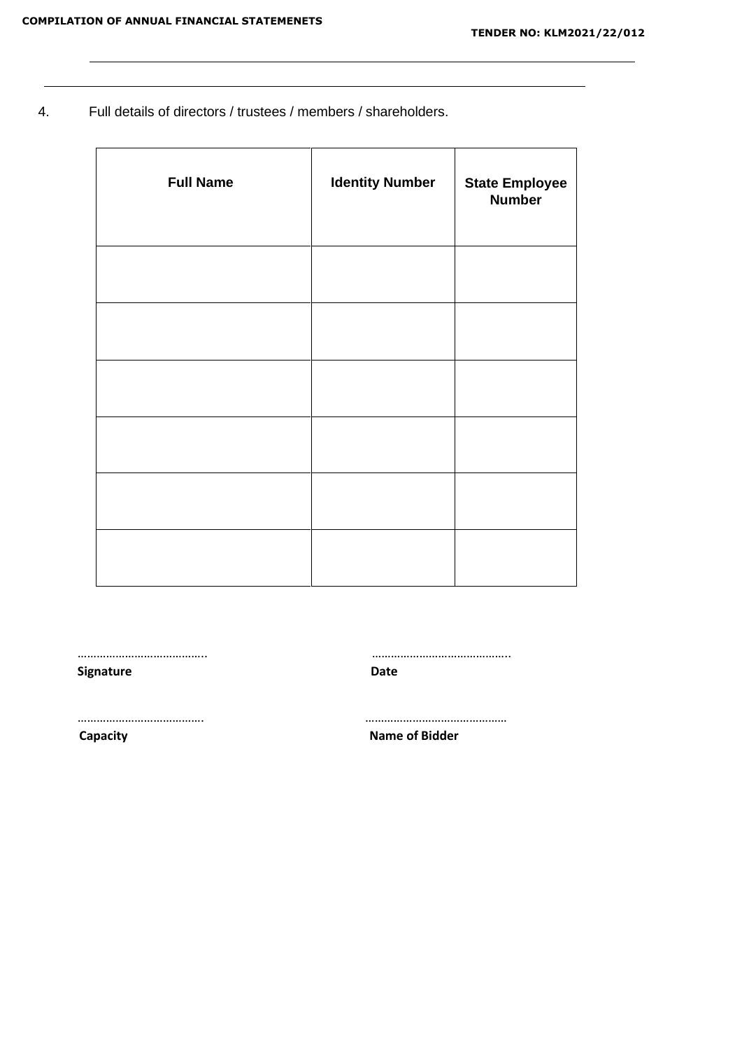4. Full details of directors / trustees / members / shareholders.

| Full Name | Identity Number | State Employee Number |
|---|---|---|
| | | |
| | | |
| | | |
| | | |
| | | |
| | | |

………………………………….. ……………………………………..
**Signature** **Date**

…………………………………. ………………………………………
**Capacity** **Name of Bidder**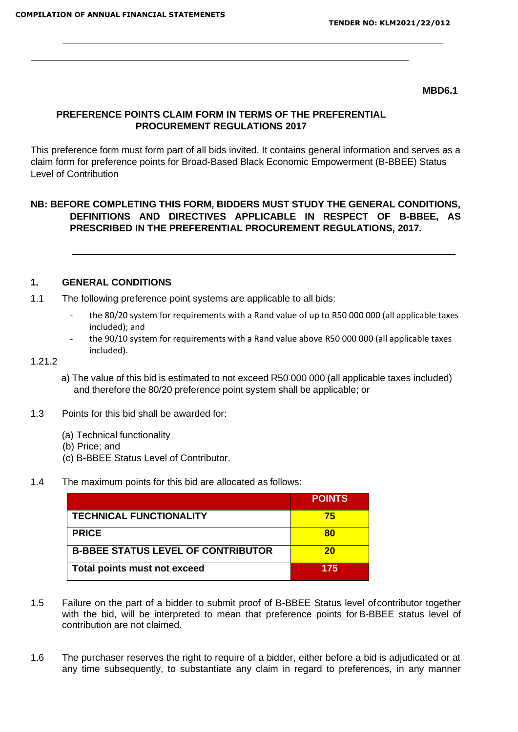**MBD6.1**

## PREFERENCE POINTS CLAIM FORM IN TERMS OF THE PREFERENTIAL PROCUREMENT REGULATIONS 2017

This preference form must form part of all bids invited. It contains general information and serves as a claim form for preference points for Broad-Based Black Economic Empowerment (B-BBEE) Status Level of Contribution

**NB: BEFORE COMPLETING THIS FORM, BIDDERS MUST STUDY THE GENERAL CONDITIONS, DEFINITIONS AND DIRECTIVES APPLICABLE IN RESPECT OF B-BBEE, AS PRESCRIBED IN THE PREFERENTIAL PROCUREMENT REGULATIONS, 2017.**

### 1. GENERAL CONDITIONS

1.1 The following preference point systems are applicable to all bids:

- the 80/20 system for requirements with a Rand value of up to R50 000 000 (all applicable taxes included); and
- the 90/10 system for requirements with a Rand value above R50 000 000 (all applicable taxes included).

1.21.2

a) The value of this bid is estimated to not exceed R50 000 000 (all applicable taxes included) and therefore the 80/20 preference point system shall be applicable; or

1.3 Points for this bid shall be awarded for:

(a) Technical functionality
(b) Price; and
(c) B-BBEE Status Level of Contributor.

1.4 The maximum points for this bid are allocated as follows:

| | POINTS |
|---|---|
| TECHNICAL FUNCTIONALITY | 75 |
| PRICE | 80 |
| B-BBEE STATUS LEVEL OF CONTRIBUTOR | 20 |
| Total points must not exceed | 175 |

1.5 Failure on the part of a bidder to submit proof of B-BBEE Status level of contributor together with the bid, will be interpreted to mean that preference points for B-BBEE status level of contribution are not claimed.

1.6 The purchaser reserves the right to require of a bidder, either before a bid is adjudicated or at any time subsequently, to substantiate any claim in regard to preferences, in any manner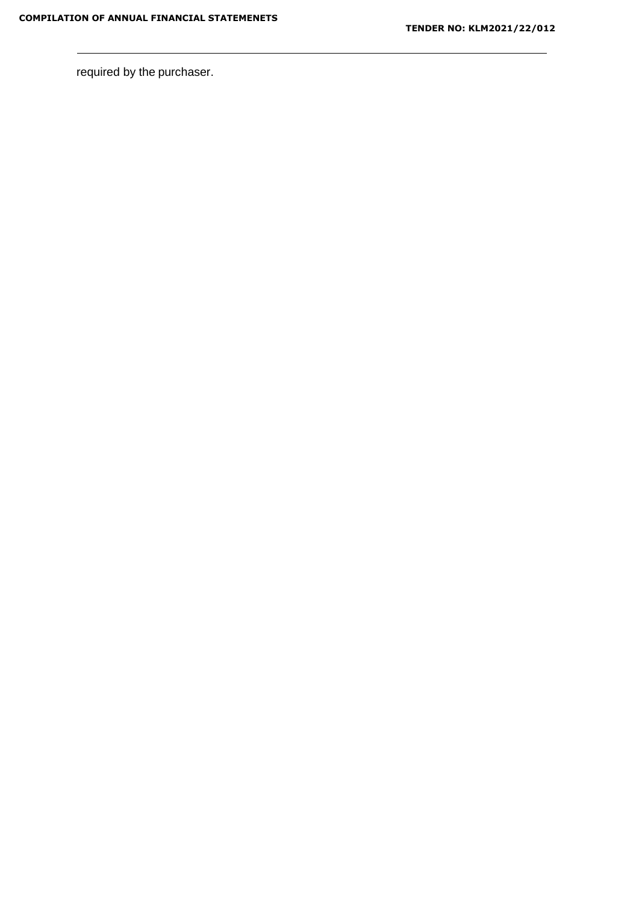required by the purchaser.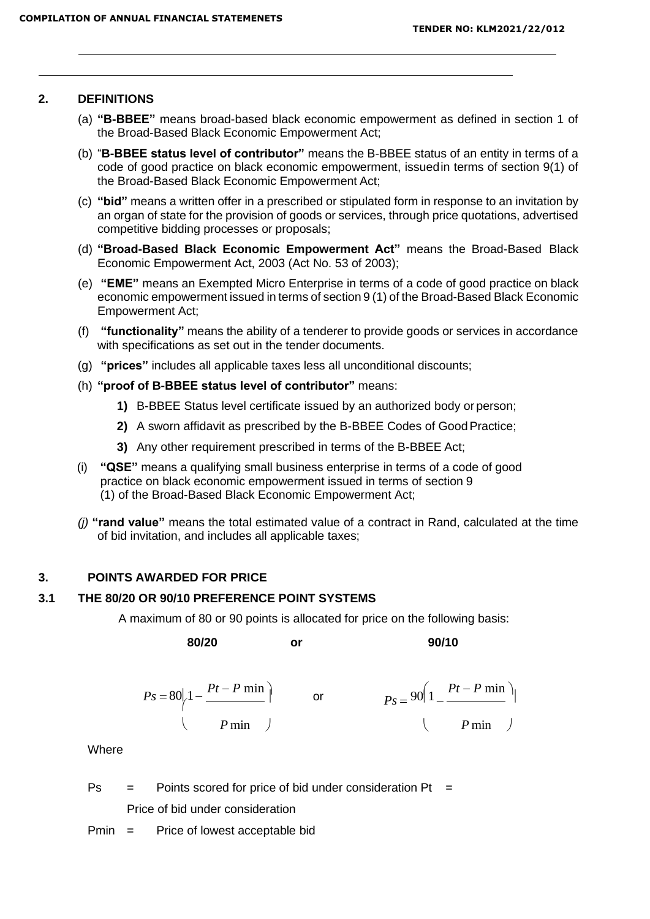## 2. DEFINITIONS

(a) **"B-BBEE"** means broad-based black economic empowerment as defined in section 1 of the Broad-Based Black Economic Empowerment Act;

(b) "**B-BBEE status level of contributor"** means the B-BBEE status of an entity in terms of a code of good practice on black economic empowerment, issuedin terms of section 9(1) of the Broad-Based Black Economic Empowerment Act;

(c) **"bid"** means a written offer in a prescribed or stipulated form in response to an invitation by an organ of state for the provision of goods or services, through price quotations, advertised competitive bidding processes or proposals;

(d) **"Broad-Based Black Economic Empowerment Act"** means the Broad-Based Black Economic Empowerment Act, 2003 (Act No. 53 of 2003);

(e) **"EME"** means an Exempted Micro Enterprise in terms of a code of good practice on black economic empowerment issued in terms of section 9 (1) of the Broad-Based Black Economic Empowerment Act;

(f) **"functionality"** means the ability of a tenderer to provide goods or services in accordance with specifications as set out in the tender documents.

(g) **"prices"** includes all applicable taxes less all unconditional discounts;

(h) **"proof of B-BBEE status level of contributor"** means:

1. B-BBEE Status level certificate issued by an authorized body or person;
2. A sworn affidavit as prescribed by the B-BBEE Codes of Good Practice;
3. Any other requirement prescribed in terms of the B-BBEE Act;

(i) **"QSE"** means a qualifying small business enterprise in terms of a code of good practice on black economic empowerment issued in terms of section 9 (1) of the Broad-Based Black Economic Empowerment Act;

*(j)* **"rand value"** means the total estimated value of a contract in Rand, calculated at the time of bid invitation, and includes all applicable taxes;

## 3. POINTS AWARDED FOR PRICE

### 3.1 THE 80/20 OR 90/10 PREFERENCE POINT SYSTEMS

A maximum of 80 or 90 points is allocated for price on the following basis:

**80/20** **or** **90/10**

$$Ps = 80\left(1 - \frac{Pt - P\min}{P\min}\right) \quad \text{or} \quad Ps = 90\left(1 - \frac{Pt - P\min}{P\min}\right)$$

Where

Ps = Points scored for price of bid under consideration

Pt = Price of bid under consideration

Pmin = Price of lowest acceptable bid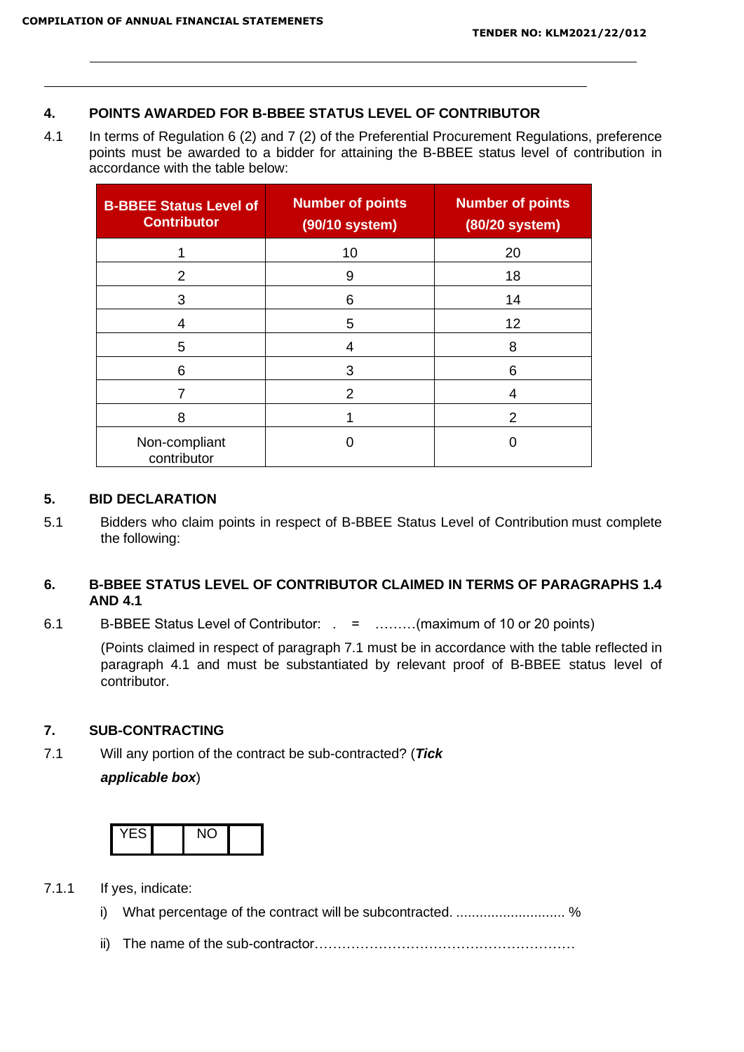## 4. POINTS AWARDED FOR B-BBEE STATUS LEVEL OF CONTRIBUTOR

4.1 In terms of Regulation 6 (2) and 7 (2) of the Preferential Procurement Regulations, preference points must be awarded to a bidder for attaining the B-BBEE status level of contribution in accordance with the table below:

| B-BBEE Status Level of Contributor | Number of points (90/10 system) | Number of points (80/20 system) |
|---|---|---|
| 1 | 10 | 20 |
| 2 | 9 | 18 |
| 3 | 6 | 14 |
| 4 | 5 | 12 |
| 5 | 4 | 8 |
| 6 | 3 | 6 |
| 7 | 2 | 4 |
| 8 | 1 | 2 |
| Non-compliant contributor | 0 | 0 |

## 5. BID DECLARATION

5.1 Bidders who claim points in respect of B-BBEE Status Level of Contribution must complete the following:

## 6. B-BBEE STATUS LEVEL OF CONTRIBUTOR CLAIMED IN TERMS OF PARAGRAPHS 1.4 AND 4.1

6.1 B-BBEE Status Level of Contributor: . = ………(maximum of 10 or 20 points)

(Points claimed in respect of paragraph 7.1 must be in accordance with the table reflected in paragraph 4.1 and must be substantiated by relevant proof of B-BBEE status level of contributor.

## 7. SUB-CONTRACTING

7.1 Will any portion of the contract be sub-contracted? (***Tick applicable box***)

| YES | | NO | |
|---|---|---|---|

7.1.1 If yes, indicate:

i) What percentage of the contract will be subcontracted. ............................ %

ii) The name of the sub-contractor…………………………………………………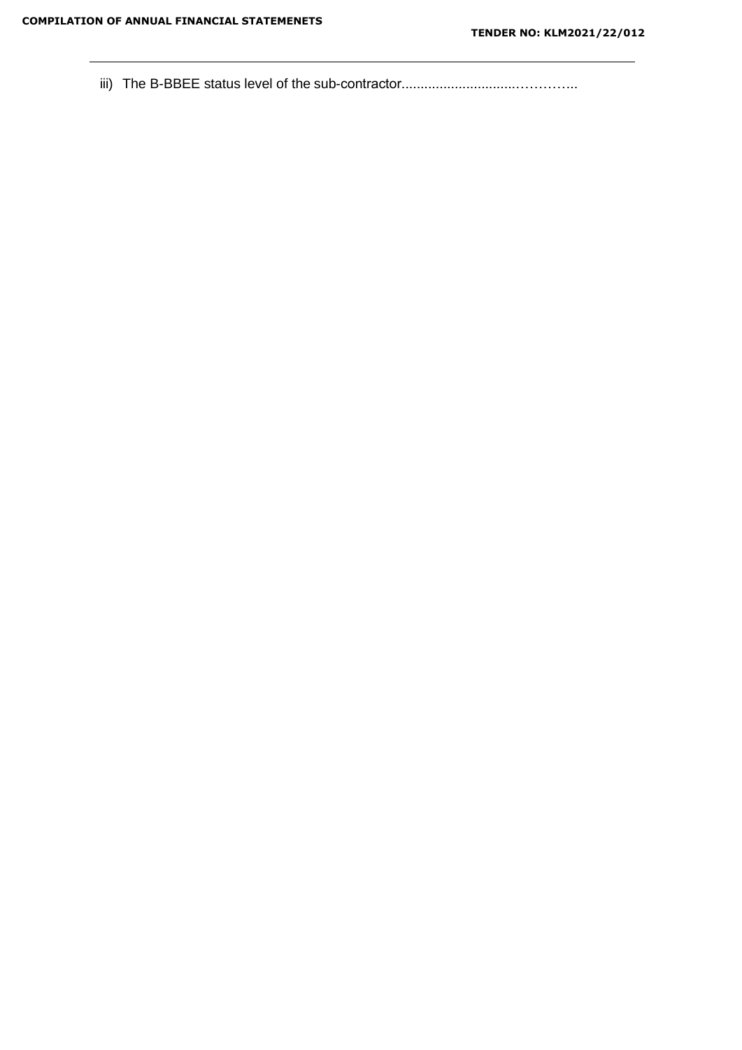iii) The B-BBEE status level of the sub-contractor.............................…………..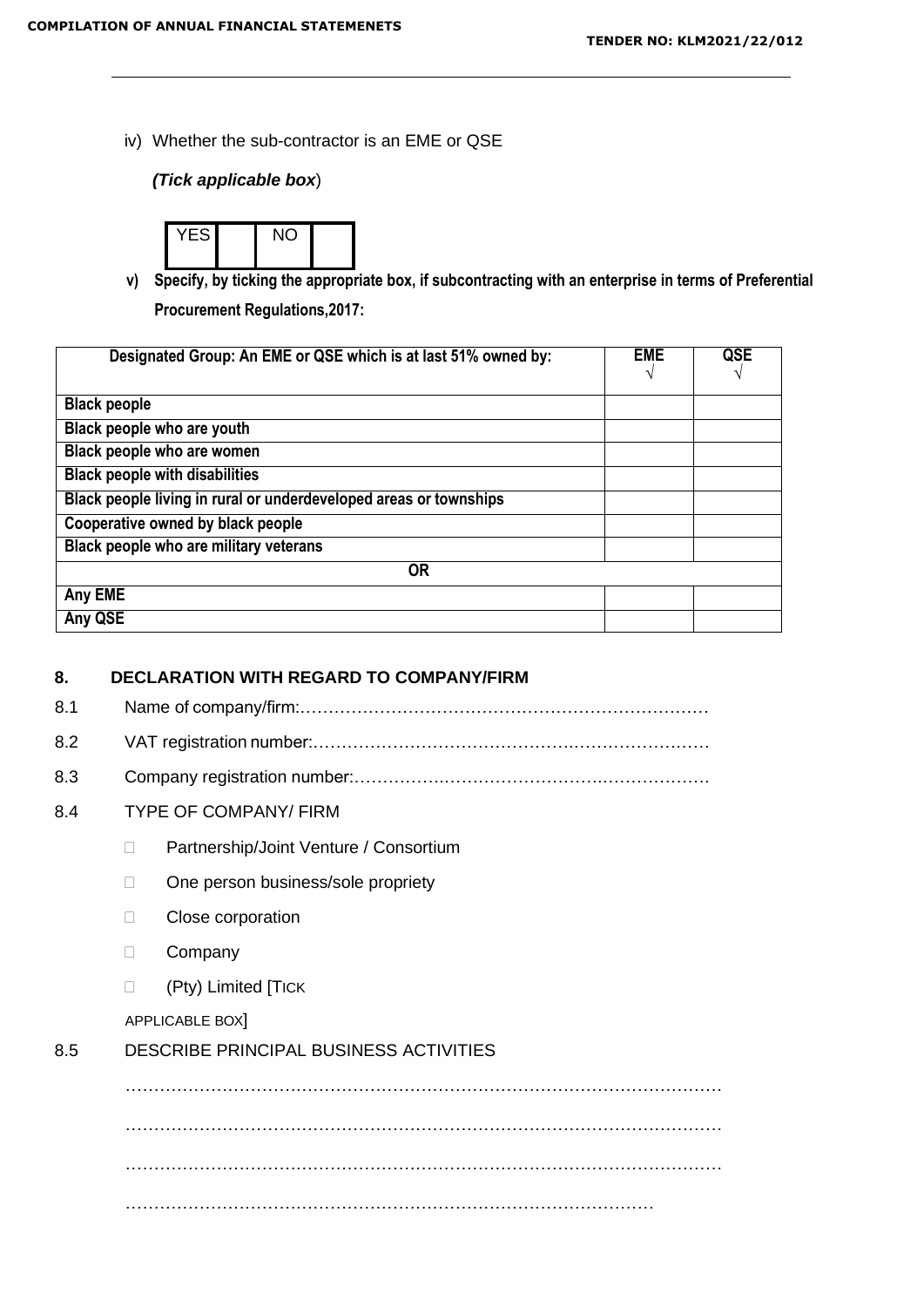iv) Whether the sub-contractor is an EME or QSE

***(Tick applicable box***)

| YES | | NO | |
|---|---|---|---|

**v) Specify, by ticking the appropriate box, if subcontracting with an enterprise in terms of Preferential Procurement Regulations,2017:**

| Designated Group: An EME or QSE which is at last 51% owned by: | EME √ | QSE √ |
|---|---|---|
| Black people | | |
| Black people who are youth | | |
| Black people who are women | | |
| Black people with disabilities | | |
| Black people living in rural or underdeveloped areas or townships | | |
| Cooperative owned by black people | | |
| Black people who are military veterans | | |
| **OR** | | |
| Any EME | | |
| Any QSE | | |

## 8. DECLARATION WITH REGARD TO COMPANY/FIRM

8.1 Name of company/firm:………………………………………………………………

8.2 VAT registration number:……………………………………………………………

8.3 Company registration number:…………………………………………………….

8.4 TYPE OF COMPANY/ FIRM

- Partnership/Joint Venture / Consortium
- One person business/sole propriety
- Close corporation
- Company
- (Pty) Limited [TICK APPLICABLE BOX]

8.5 DESCRIBE PRINCIPAL BUSINESS ACTIVITIES

…………………………………………………………………………………………

…………………………………………………………………………………………

…………………………………………………………………………………………

………………………………………………………………………………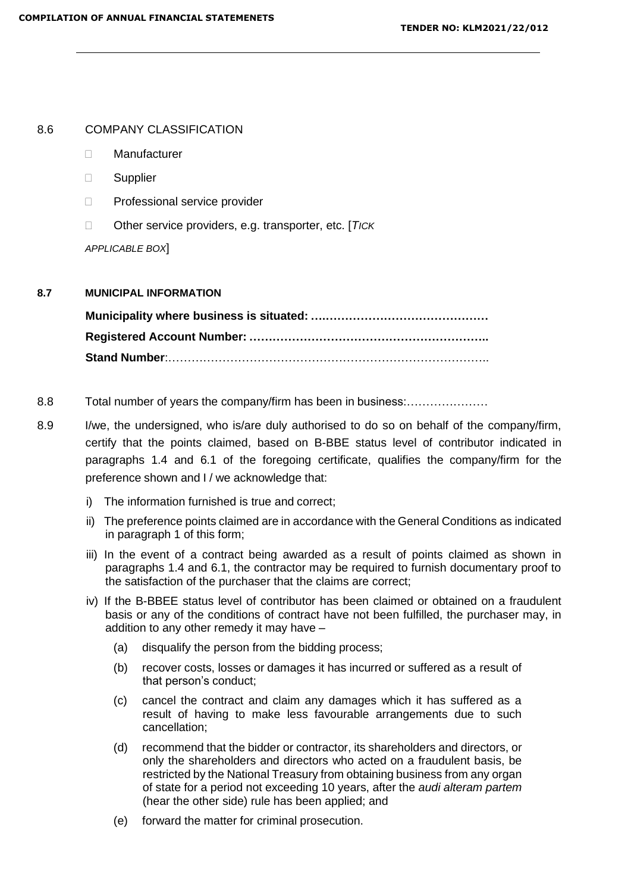8.6 COMPANY CLASSIFICATION

- ☐ Manufacturer
- ☐ Supplier
- ☐ Professional service provider
- ☐ Other service providers, e.g. transporter, etc. [*TICK APPLICABLE BOX*]

**8.7 MUNICIPAL INFORMATION**

**Municipality where business is situated: ….……………………………………**

**Registered Account Number: ……………………………………………………..**

**Stand Number**:………………………………………………………………………..

8.8 Total number of years the company/firm has been in business:…………………

8.9 I/we, the undersigned, who is/are duly authorised to do so on behalf of the company/firm, certify that the points claimed, based on B-BBE status level of contributor indicated in paragraphs 1.4 and 6.1 of the foregoing certificate, qualifies the company/firm for the preference shown and I / we acknowledge that:

i) The information furnished is true and correct;

ii) The preference points claimed are in accordance with the General Conditions as indicated in paragraph 1 of this form;

iii) In the event of a contract being awarded as a result of points claimed as shown in paragraphs 1.4 and 6.1, the contractor may be required to furnish documentary proof to the satisfaction of the purchaser that the claims are correct;

iv) If the B-BBEE status level of contributor has been claimed or obtained on a fraudulent basis or any of the conditions of contract have not been fulfilled, the purchaser may, in addition to any other remedy it may have –

(a) disqualify the person from the bidding process;

(b) recover costs, losses or damages it has incurred or suffered as a result of that person's conduct;

(c) cancel the contract and claim any damages which it has suffered as a result of having to make less favourable arrangements due to such cancellation;

(d) recommend that the bidder or contractor, its shareholders and directors, or only the shareholders and directors who acted on a fraudulent basis, be restricted by the National Treasury from obtaining business from any organ of state for a period not exceeding 10 years, after the *audi alteram partem* (hear the other side) rule has been applied; and

(e) forward the matter for criminal prosecution.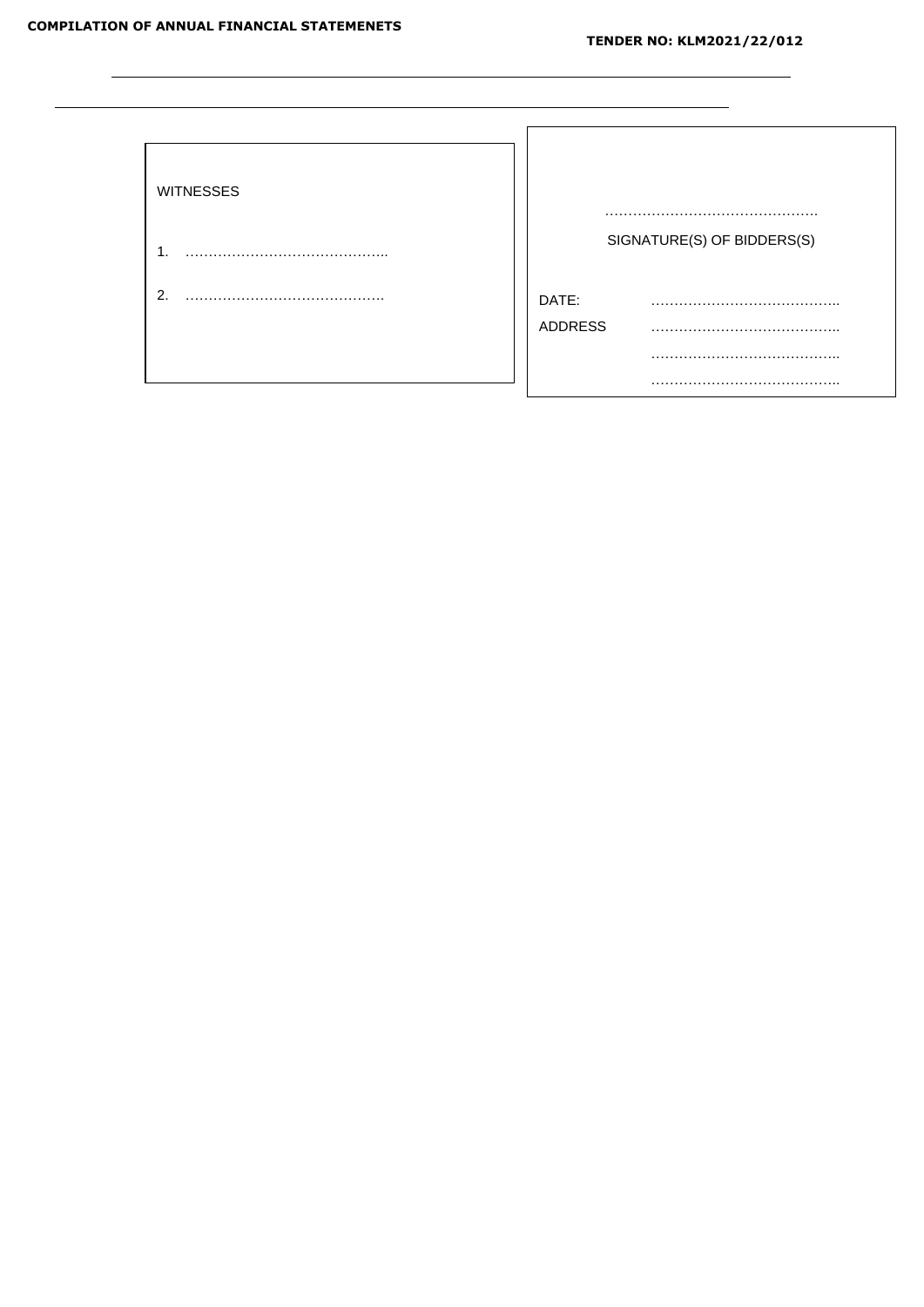______________________________________________________________________

______________________________________________________________________

| WITNESSES | |
|---|---|
| 1. ……………………………………….. | ………………………………………. |
| | SIGNATURE(S) OF BIDDERS(S) |
| 2. ………………………………………. | DATE: ………………………………….. |
| | ADDRESS ………………………………….. |
| | ………………………………….. |
| | ………………………………….. |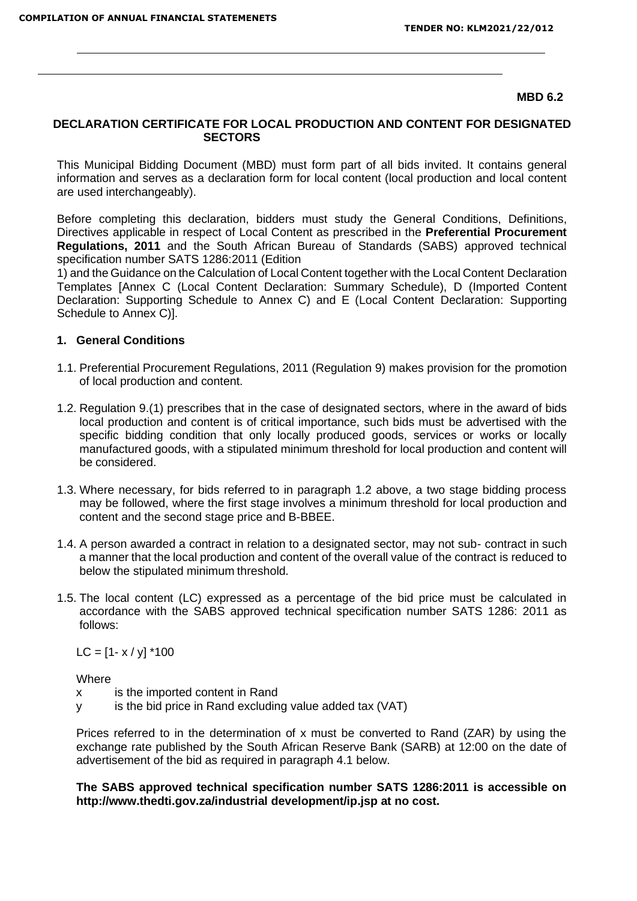**MBD 6.2**

# DECLARATION CERTIFICATE FOR LOCAL PRODUCTION AND CONTENT FOR DESIGNATED SECTORS

This Municipal Bidding Document (MBD) must form part of all bids invited. It contains general information and serves as a declaration form for local content (local production and local content are used interchangeably).

Before completing this declaration, bidders must study the General Conditions, Definitions, Directives applicable in respect of Local Content as prescribed in the **Preferential Procurement Regulations, 2011** and the South African Bureau of Standards (SABS) approved technical specification number SATS 1286:2011 (Edition 1) and the Guidance on the Calculation of Local Content together with the Local Content Declaration Templates [Annex C (Local Content Declaration: Summary Schedule), D (Imported Content Declaration: Supporting Schedule to Annex C) and E (Local Content Declaration: Supporting Schedule to Annex C)].

## 1. General Conditions

1.1. Preferential Procurement Regulations, 2011 (Regulation 9) makes provision for the promotion of local production and content.

1.2. Regulation 9.(1) prescribes that in the case of designated sectors, where in the award of bids local production and content is of critical importance, such bids must be advertised with the specific bidding condition that only locally produced goods, services or works or locally manufactured goods, with a stipulated minimum threshold for local production and content will be considered.

1.3. Where necessary, for bids referred to in paragraph 1.2 above, a two stage bidding process may be followed, where the first stage involves a minimum threshold for local production and content and the second stage price and B-BBEE.

1.4. A person awarded a contract in relation to a designated sector, may not sub- contract in such a manner that the local production and content of the overall value of the contract is reduced to below the stipulated minimum threshold.

1.5. The local content (LC) expressed as a percentage of the bid price must be calculated in accordance with the SABS approved technical specification number SATS 1286: 2011 as follows:

$$LC = [1 - x / y] * 100$$

Where

x is the imported content in Rand

y is the bid price in Rand excluding value added tax (VAT)

Prices referred to in the determination of x must be converted to Rand (ZAR) by using the exchange rate published by the South African Reserve Bank (SARB) at 12:00 on the date of advertisement of the bid as required in paragraph 4.1 below.

**The SABS approved technical specification number SATS 1286:2011 is accessible on http://www.thedti.gov.za/industrial development/ip.jsp at no cost.**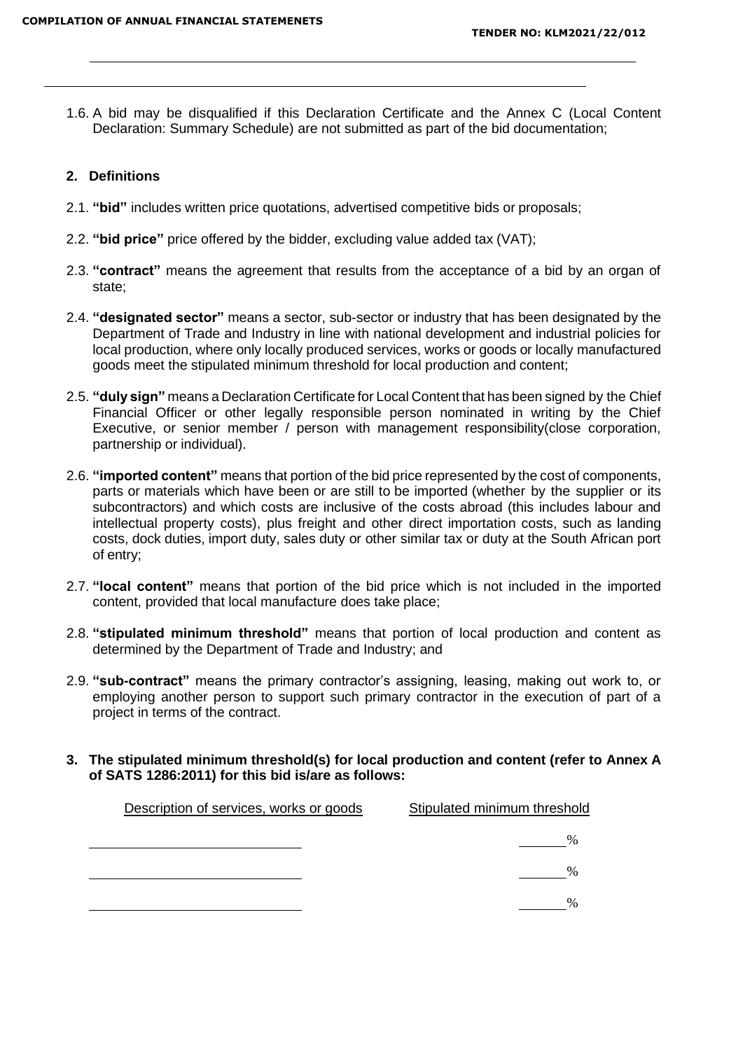1.6. A bid may be disqualified if this Declaration Certificate and the Annex C (Local Content Declaration: Summary Schedule) are not submitted as part of the bid documentation;

## 2. Definitions

2.1. **"bid"** includes written price quotations, advertised competitive bids or proposals;

2.2. **"bid price"** price offered by the bidder, excluding value added tax (VAT);

2.3. **"contract"** means the agreement that results from the acceptance of a bid by an organ of state;

2.4. **"designated sector"** means a sector, sub-sector or industry that has been designated by the Department of Trade and Industry in line with national development and industrial policies for local production, where only locally produced services, works or goods or locally manufactured goods meet the stipulated minimum threshold for local production and content;

2.5. **"duly sign"** means a Declaration Certificate for Local Content that has been signed by the Chief Financial Officer or other legally responsible person nominated in writing by the Chief Executive, or senior member / person with management responsibility(close corporation, partnership or individual).

2.6. **"imported content"** means that portion of the bid price represented by the cost of components, parts or materials which have been or are still to be imported (whether by the supplier or its subcontractors) and which costs are inclusive of the costs abroad (this includes labour and intellectual property costs), plus freight and other direct importation costs, such as landing costs, dock duties, import duty, sales duty or other similar tax or duty at the South African port of entry;

2.7. **"local content"** means that portion of the bid price which is not included in the imported content, provided that local manufacture does take place;

2.8. **"stipulated minimum threshold"** means that portion of local production and content as determined by the Department of Trade and Industry; and

2.9. **"sub-contract"** means the primary contractor's assigning, leasing, making out work to, or employing another person to support such primary contractor in the execution of part of a project in terms of the contract.

## 3. The stipulated minimum threshold(s) for local production and content (refer to Annex A of SATS 1286:2011) for this bid is/are as follows:

| Description of services, works or goods | Stipulated minimum threshold |
|---|---|
| ______________________ | ______% |
| ______________________ | ______% |
| ______________________ | ______% |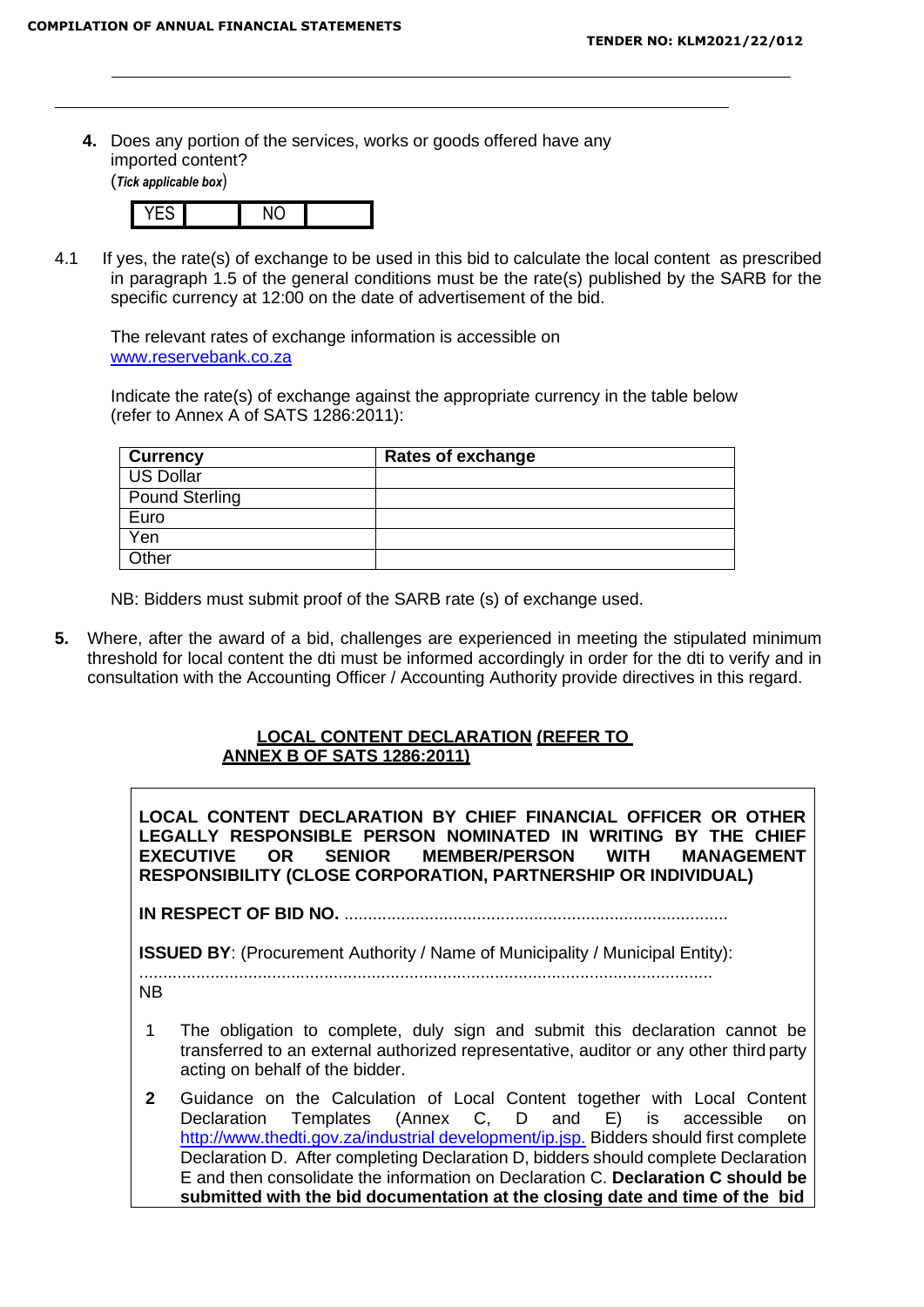4. Does any portion of the services, works or goods offered have any imported content?
(*Tick applicable box*)

| YES | | NO | |
|---|---|---|---|

4.1 If yes, the rate(s) of exchange to be used in this bid to calculate the local content as prescribed in paragraph 1.5 of the general conditions must be the rate(s) published by the SARB for the specific currency at 12:00 on the date of advertisement of the bid.

The relevant rates of exchange information is accessible on www.reservebank.co.za

Indicate the rate(s) of exchange against the appropriate currency in the table below (refer to Annex A of SATS 1286:2011):

| Currency | Rates of exchange |
|---|---|
| US Dollar | |
| Pound Sterling | |
| Euro | |
| Yen | |
| Other | |

NB: Bidders must submit proof of the SARB rate (s) of exchange used.

5. Where, after the award of a bid, challenges are experienced in meeting the stipulated minimum threshold for local content the dti must be informed accordingly in order for the dti to verify and in consultation with the Accounting Officer / Accounting Authority provide directives in this regard.

**LOCAL CONTENT DECLARATION (REFER TO ANNEX B OF SATS 1286:2011)**

**LOCAL CONTENT DECLARATION BY CHIEF FINANCIAL OFFICER OR OTHER LEGALLY RESPONSIBLE PERSON NOMINATED IN WRITING BY THE CHIEF EXECUTIVE OR SENIOR MEMBER/PERSON WITH MANAGEMENT RESPONSIBILITY (CLOSE CORPORATION, PARTNERSHIP OR INDIVIDUAL)**

**IN RESPECT OF BID NO.** .................................................................................

**ISSUED BY**: (Procurement Authority / Name of Municipality / Municipal Entity):
.........................................................................................................................

NB

1. The obligation to complete, duly sign and submit this declaration cannot be transferred to an external authorized representative, auditor or any other third party acting on behalf of the bidder.
2. Guidance on the Calculation of Local Content together with Local Content Declaration Templates (Annex C, D and E) is accessible on http://www.thedti.gov.za/industrial development/ip.jsp. Bidders should first complete Declaration D. After completing Declaration D, bidders should complete Declaration E and then consolidate the information on Declaration C. **Declaration C should be submitted with the bid documentation at the closing date and time of the bid**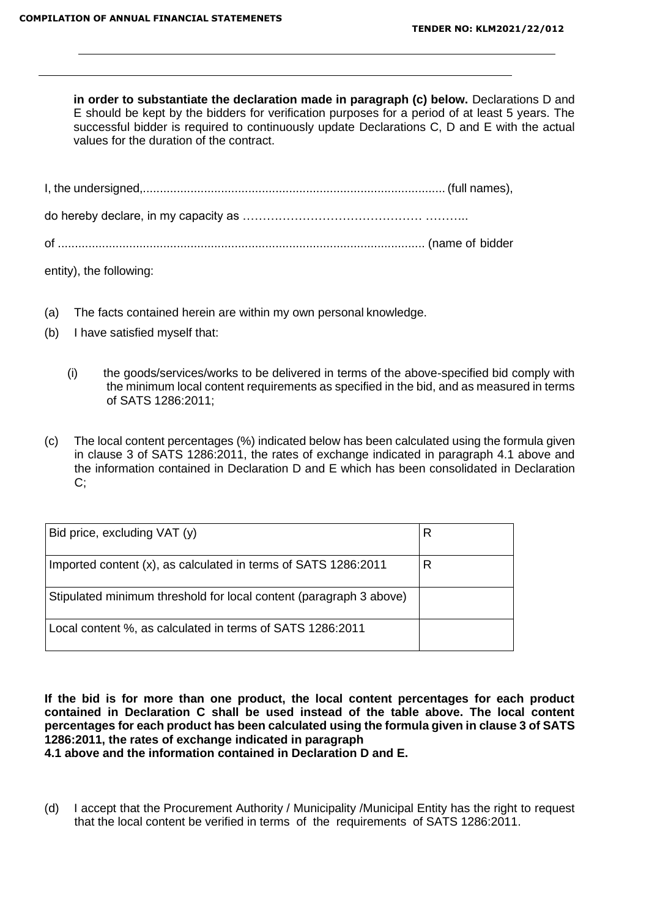**in order to substantiate the declaration made in paragraph (c) below.** Declarations D and E should be kept by the bidders for verification purposes for a period of at least 5 years. The successful bidder is required to continuously update Declarations C, D and E with the actual values for the duration of the contract.

I, the undersigned,......................................................................................... (full names),

do hereby declare, in my capacity as …………………………………… ………..

of ........................................................................................................... (name of bidder

entity), the following:

(a) The facts contained herein are within my own personal knowledge.

(b) I have satisfied myself that:

(i) the goods/services/works to be delivered in terms of the above-specified bid comply with the minimum local content requirements as specified in the bid, and as measured in terms of SATS 1286:2011;

(c) The local content percentages (%) indicated below has been calculated using the formula given in clause 3 of SATS 1286:2011, the rates of exchange indicated in paragraph 4.1 above and the information contained in Declaration D and E which has been consolidated in Declaration C;

| Bid price, excluding VAT (y) | R |
|---|---|
| Imported content (x), as calculated in terms of SATS 1286:2011 | R |
| Stipulated minimum threshold for local content (paragraph 3 above) | |
| Local content %, as calculated in terms of SATS 1286:2011 | |

**If the bid is for more than one product, the local content percentages for each product contained in Declaration C shall be used instead of the table above. The local content percentages for each product has been calculated using the formula given in clause 3 of SATS 1286:2011, the rates of exchange indicated in paragraph 4.1 above and the information contained in Declaration D and E.**

(d) I accept that the Procurement Authority / Municipality /Municipal Entity has the right to request that the local content be verified in terms of the requirements of SATS 1286:2011.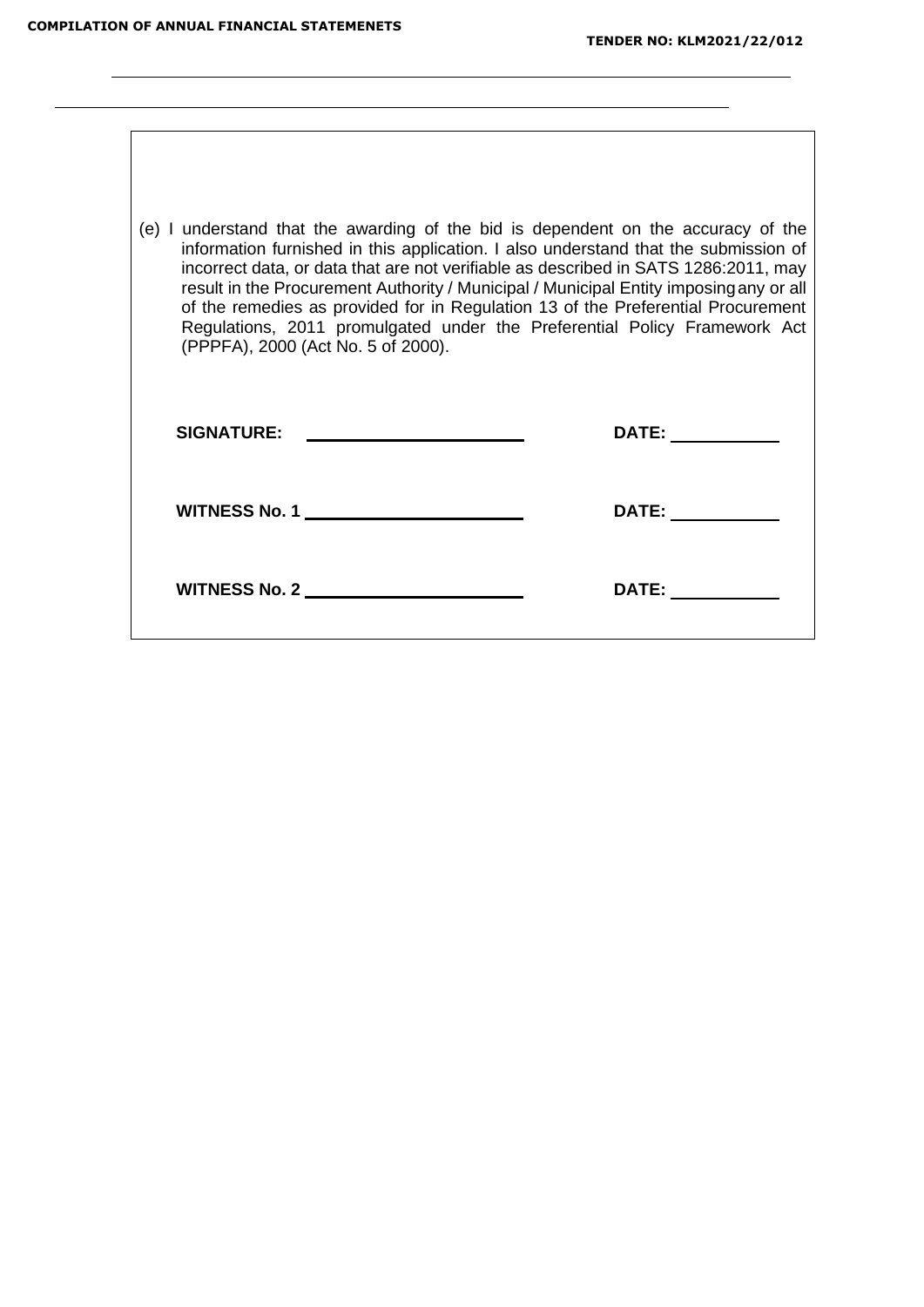(e) I understand that the awarding of the bid is dependent on the accuracy of the information furnished in this application. I also understand that the submission of incorrect data, or data that are not verifiable as described in SATS 1286:2011, may result in the Procurement Authority / Municipal / Municipal Entity imposing any or all of the remedies as provided for in Regulation 13 of the Preferential Procurement Regulations, 2011 promulgated under the Preferential Policy Framework Act (PPPFA), 2000 (Act No. 5 of 2000).

**SIGNATURE:** ______________________ **DATE:** ___________

**WITNESS No. 1** ______________________ **DATE:** ___________

**WITNESS No. 2** ______________________ **DATE:** ___________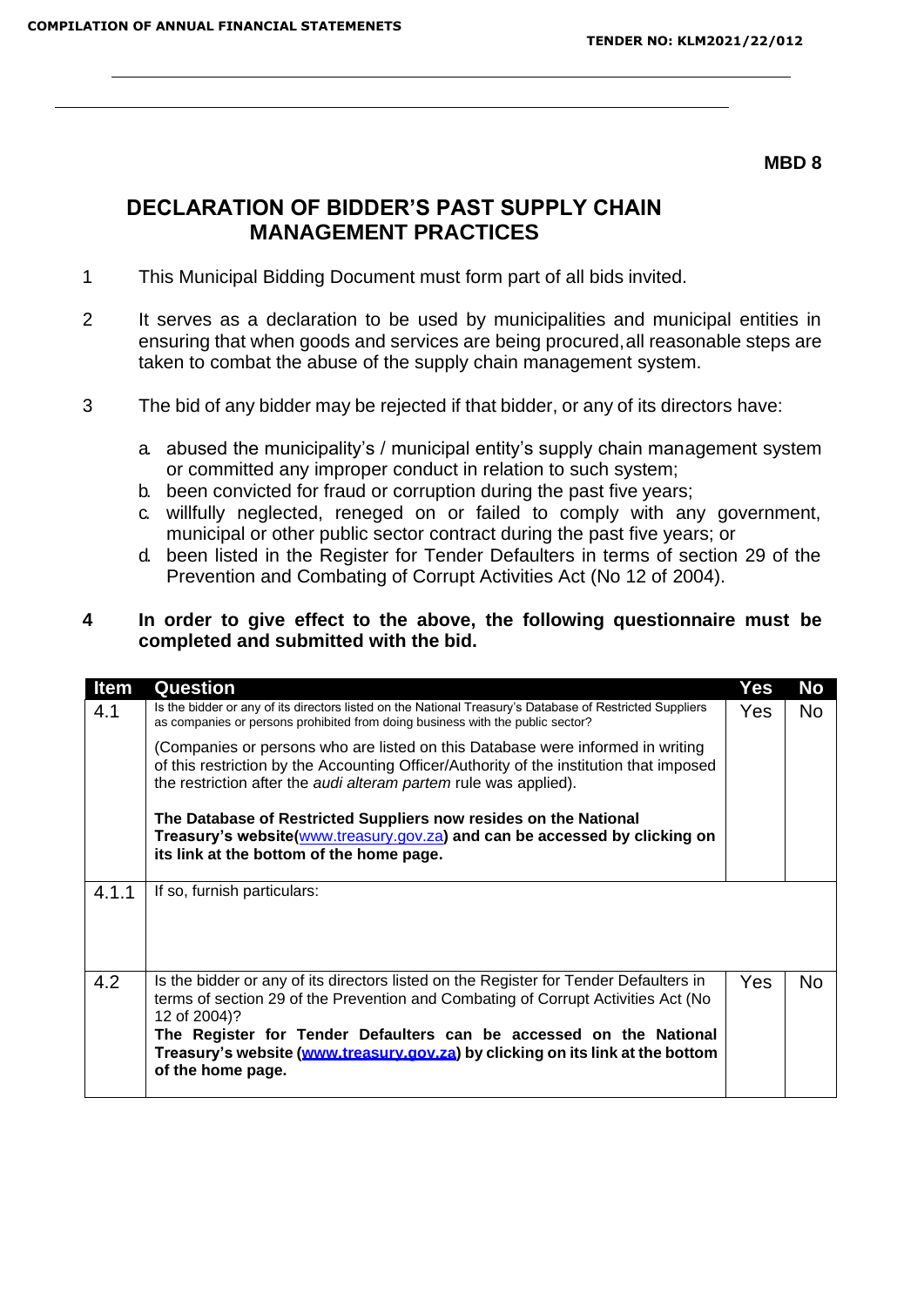**MBD 8**

# DECLARATION OF BIDDER'S PAST SUPPLY CHAIN MANAGEMENT PRACTICES

1. This Municipal Bidding Document must form part of all bids invited.

2. It serves as a declaration to be used by municipalities and municipal entities in ensuring that when goods and services are being procured, all reasonable steps are taken to combat the abuse of the supply chain management system.

3. The bid of any bidder may be rejected if that bidder, or any of its directors have:

   a. abused the municipality's / municipal entity's supply chain management system or committed any improper conduct in relation to such system;
   b. been convicted for fraud or corruption during the past five years;
   c. willfully neglected, reneged on or failed to comply with any government, municipal or other public sector contract during the past five years; or
   d. been listed in the Register for Tender Defaulters in terms of section 29 of the Prevention and Combating of Corrupt Activities Act (No 12 of 2004).

4. **In order to give effect to the above, the following questionnaire must be completed and submitted with the bid.**

| Item | Question | Yes | No |
|---|---|---|---|
| 4.1 | Is the bidder or any of its directors listed on the National Treasury's Database of Restricted Suppliers as companies or persons prohibited from doing business with the public sector?<br><br>(Companies or persons who are listed on this Database were informed in writing of this restriction by the Accounting Officer/Authority of the institution that imposed the restriction after the *audi alteram partem* rule was applied).<br><br>**The Database of Restricted Suppliers now resides on the National Treasury's website(www.treasury.gov.za) and can be accessed by clicking on its link at the bottom of the home page.** | Yes | No |
| 4.1.1 | If so, furnish particulars: | | |
| 4.2 | Is the bidder or any of its directors listed on the Register for Tender Defaulters in terms of section 29 of the Prevention and Combating of Corrupt Activities Act (No 12 of 2004)?<br>**The Register for Tender Defaulters can be accessed on the National Treasury's website (www.treasury.gov.za) by clicking on its link at the bottom of the home page.** | Yes | No |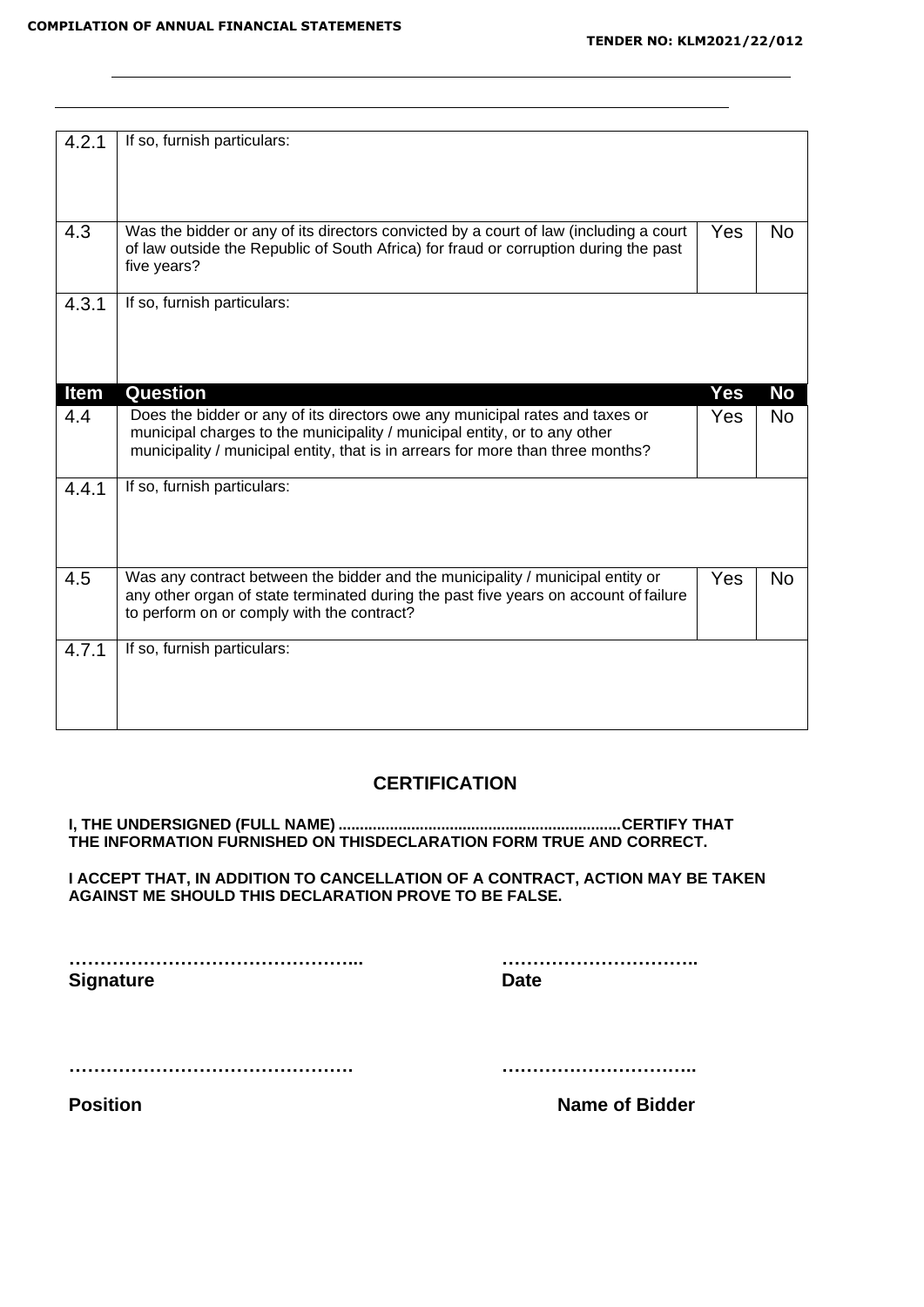| | | | |
|---|---|---|---|
| 4.2.1 | If so, furnish particulars: | | |
| 4.3 | Was the bidder or any of its directors convicted by a court of law (including a court of law outside the Republic of South Africa) for fraud or corruption during the past five years? | Yes | No |
| 4.3.1 | If so, furnish particulars: | | |
| **Item** | **Question** | **Yes** | **No** |
| 4.4 | Does the bidder or any of its directors owe any municipal rates and taxes or municipal charges to the municipality / municipal entity, or to any other municipality / municipal entity, that is in arrears for more than three months? | Yes | No |
| 4.4.1 | If so, furnish particulars: | | |
| 4.5 | Was any contract between the bidder and the municipality / municipal entity or any other organ of state terminated during the past five years on account of failure to perform on or comply with the contract? | Yes | No |
| 4.7.1 | If so, furnish particulars: | | |

## CERTIFICATION

**I, THE UNDERSIGNED (FULL NAME) ................................................................CERTIFY THAT THE INFORMATION FURNISHED ON THISDECLARATION FORM TRUE AND CORRECT.**

**I ACCEPT THAT, IN ADDITION TO CANCELLATION OF A CONTRACT, ACTION MAY BE TAKEN AGAINST ME SHOULD THIS DECLARATION PROVE TO BE FALSE.**

**…………………………………………...** **…………………………..**

**Signature** **Date**

**……………………………………….** **…………………………..**

**Position** **Name of Bidder**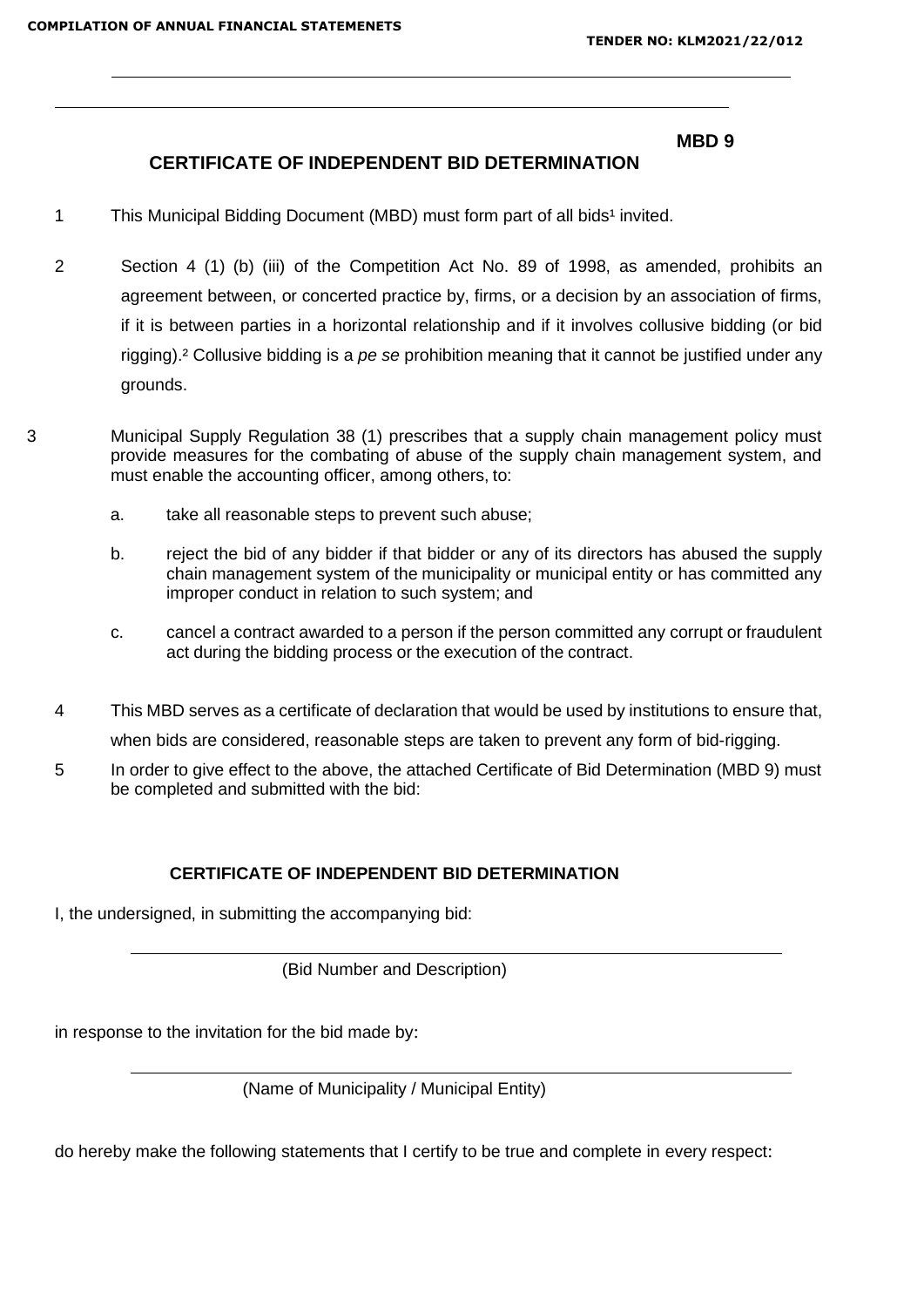**MBD 9**

## CERTIFICATE OF INDEPENDENT BID DETERMINATION

1. This Municipal Bidding Document (MBD) must form part of all bids[1] invited.

2. Section 4 (1) (b) (iii) of the Competition Act No. 89 of 1998, as amended, prohibits an agreement between, or concerted practice by, firms, or a decision by an association of firms, if it is between parties in a horizontal relationship and if it involves collusive bidding (or bid rigging).[2] Collusive bidding is a *pe se* prohibition meaning that it cannot be justified under any grounds.

3. Municipal Supply Regulation 38 (1) prescribes that a supply chain management policy must provide measures for the combating of abuse of the supply chain management system, and must enable the accounting officer, among others, to:

   a. take all reasonable steps to prevent such abuse;

   b. reject the bid of any bidder if that bidder or any of its directors has abused the supply chain management system of the municipality or municipal entity or has committed any improper conduct in relation to such system; and

   c. cancel a contract awarded to a person if the person committed any corrupt or fraudulent act during the bidding process or the execution of the contract.

4. This MBD serves as a certificate of declaration that would be used by institutions to ensure that, when bids are considered, reasonable steps are taken to prevent any form of bid-rigging.

5. In order to give effect to the above, the attached Certificate of Bid Determination (MBD 9) must be completed and submitted with the bid:

### CERTIFICATE OF INDEPENDENT BID DETERMINATION

I, the undersigned, in submitting the accompanying bid:

\_\_\_\_\_\_\_\_\_\_\_\_\_\_\_\_\_\_\_\_\_\_\_\_\_\_\_\_\_\_\_\_\_\_\_\_\_\_\_\_\_\_\_\_\_\_\_\_\_\_\_\_\_\_\_\_\_\_\_\_\_\_\_

(Bid Number and Description)

in response to the invitation for the bid made by:

\_\_\_\_\_\_\_\_\_\_\_\_\_\_\_\_\_\_\_\_\_\_\_\_\_\_\_\_\_\_\_\_\_\_\_\_\_\_\_\_\_\_\_\_\_\_\_\_\_\_\_\_\_\_\_\_\_\_\_\_\_\_\_

(Name of Municipality / Municipal Entity)

do hereby make the following statements that I certify to be true and complete in every respect: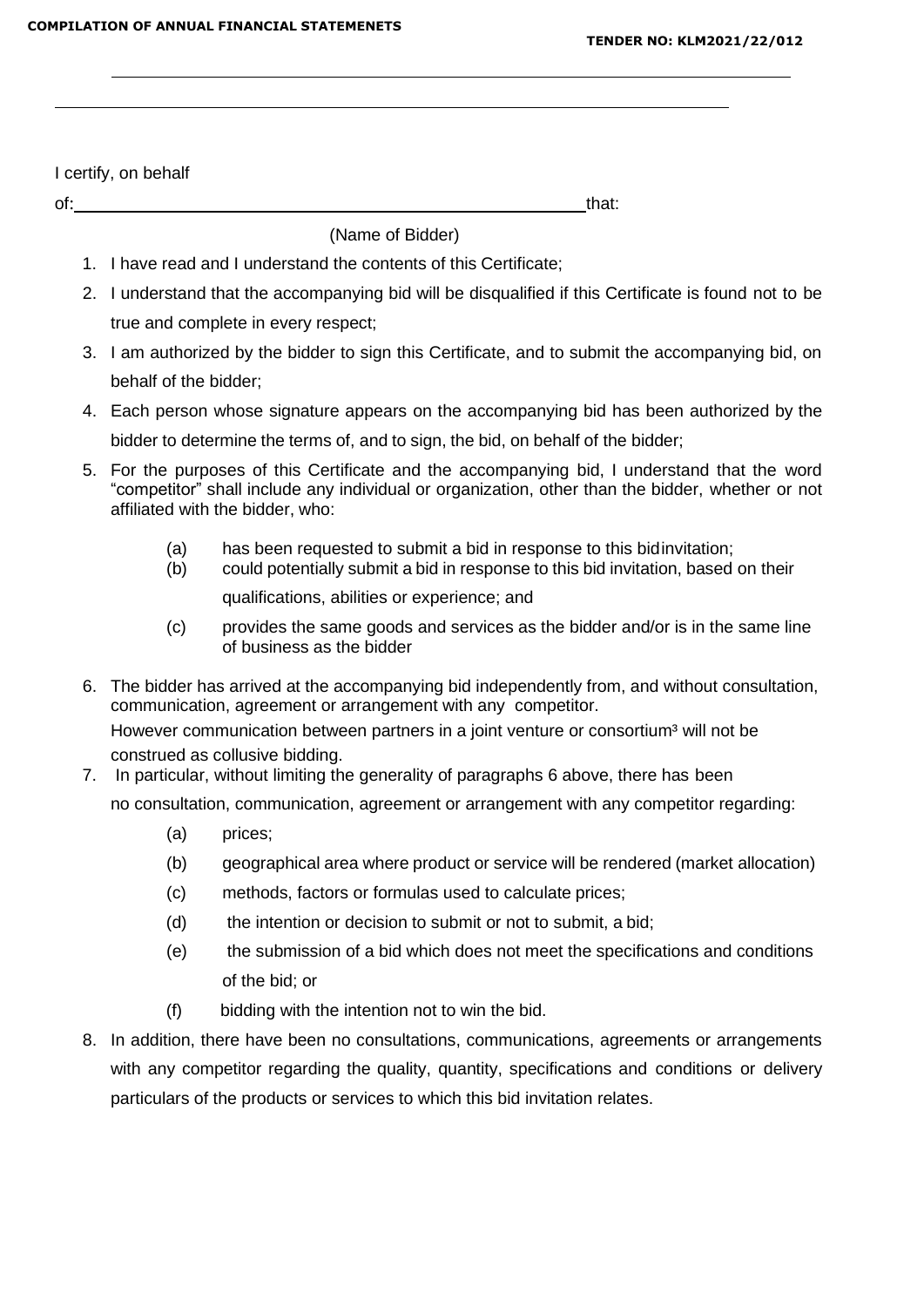I certify, on behalf

of: ____________________________________________ that:

(Name of Bidder)

1. I have read and I understand the contents of this Certificate;
2. I understand that the accompanying bid will be disqualified if this Certificate is found not to be true and complete in every respect;
3. I am authorized by the bidder to sign this Certificate, and to submit the accompanying bid, on behalf of the bidder;
4. Each person whose signature appears on the accompanying bid has been authorized by the bidder to determine the terms of, and to sign, the bid, on behalf of the bidder;
5. For the purposes of this Certificate and the accompanying bid, I understand that the word "competitor" shall include any individual or organization, other than the bidder, whether or not affiliated with the bidder, who:
   - (a) has been requested to submit a bid in response to this bidinvitation;
   - (b) could potentially submit a bid in response to this bid invitation, based on their qualifications, abilities or experience; and
   - (c) provides the same goods and services as the bidder and/or is in the same line of business as the bidder
6. The bidder has arrived at the accompanying bid independently from, and without consultation, communication, agreement or arrangement with any competitor.
   However communication between partners in a joint venture or consortium[3] will not be construed as collusive bidding.
7. In particular, without limiting the generality of paragraphs 6 above, there has been no consultation, communication, agreement or arrangement with any competitor regarding:
   - (a) prices;
   - (b) geographical area where product or service will be rendered (market allocation)
   - (c) methods, factors or formulas used to calculate prices;
   - (d) the intention or decision to submit or not to submit, a bid;
   - (e) the submission of a bid which does not meet the specifications and conditions of the bid; or
   - (f) bidding with the intention not to win the bid.
8. In addition, there have been no consultations, communications, agreements or arrangements with any competitor regarding the quality, quantity, specifications and conditions or delivery particulars of the products or services to which this bid invitation relates.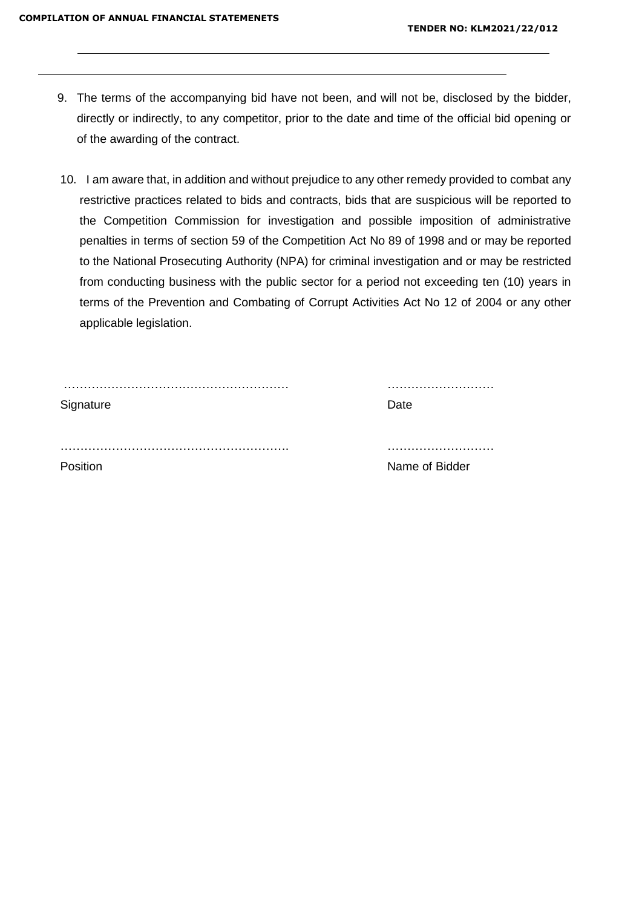9. The terms of the accompanying bid have not been, and will not be, disclosed by the bidder, directly or indirectly, to any competitor, prior to the date and time of the official bid opening or of the awarding of the contract.

10. I am aware that, in addition and without prejudice to any other remedy provided to combat any restrictive practices related to bids and contracts, bids that are suspicious will be reported to the Competition Commission for investigation and possible imposition of administrative penalties in terms of section 59 of the Competition Act No 89 of 1998 and or may be reported to the National Prosecuting Authority (NPA) for criminal investigation and or may be restricted from conducting business with the public sector for a period not exceeding ten (10) years in terms of the Prevention and Combating of Corrupt Activities Act No 12 of 2004 or any other applicable legislation.

………………………………………………… ………………………
Signature Date

…………………………………………………. ………………………
Position Name of Bidder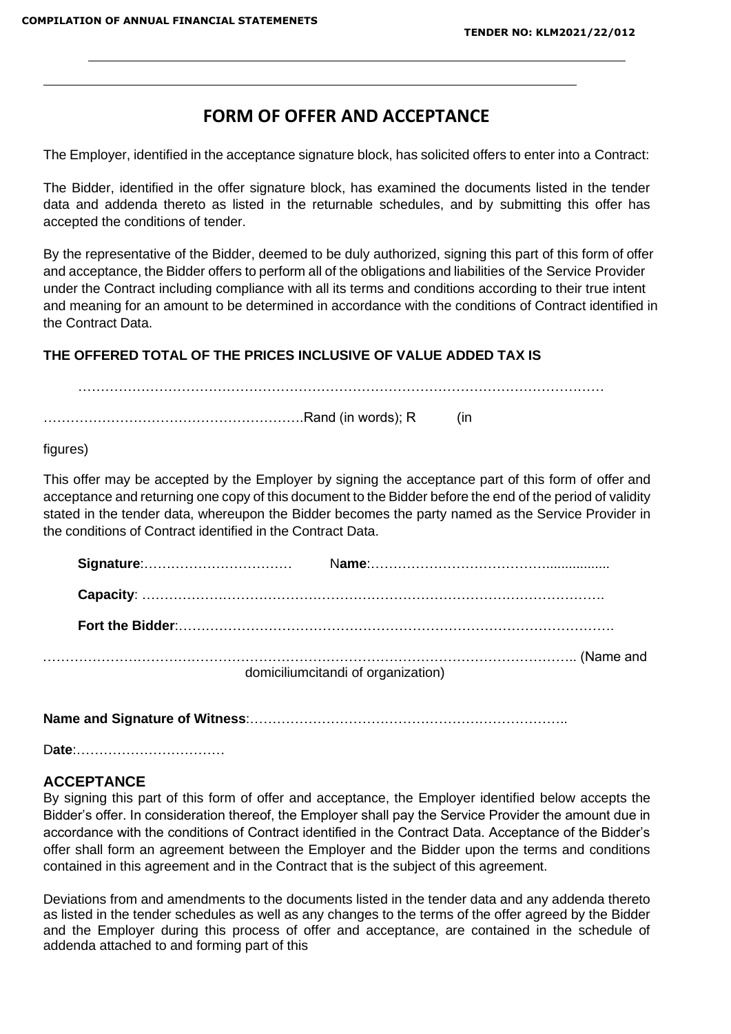# FORM OF OFFER AND ACCEPTANCE

The Employer, identified in the acceptance signature block, has solicited offers to enter into a Contract:

The Bidder, identified in the offer signature block, has examined the documents listed in the tender data and addenda thereto as listed in the returnable schedules, and by submitting this offer has accepted the conditions of tender.

By the representative of the Bidder, deemed to be duly authorized, signing this part of this form of offer and acceptance, the Bidder offers to perform all of the obligations and liabilities of the Service Provider under the Contract including compliance with all its terms and conditions according to their true intent and meaning for an amount to be determined in accordance with the conditions of Contract identified in the Contract Data.

**THE OFFERED TOTAL OF THE PRICES INCLUSIVE OF VALUE ADDED TAX IS**

…………………………………………………………………………………………………………

…………………………………………………….Rand (in words); R (in figures)

This offer may be accepted by the Employer by signing the acceptance part of this form of offer and acceptance and returning one copy of this document to the Bidder before the end of the period of validity stated in the tender data, whereupon the Bidder becomes the party named as the Service Provider in the conditions of Contract identified in the Contract Data.

**Signature**:…………………………… N**ame**:………………………………….................

**Capacity**: ……………………………………………………………………………………….

**Fort the Bidder**:…………………………………………………………………………………….

……………………………………………………………………………………………………….. (Name and domiciliumcitandi of organization)

**Name and Signature of Witness**:………………………………………………………………..

D**ate**:……………………………

## ACCEPTANCE

By signing this part of this form of offer and acceptance, the Employer identified below accepts the Bidder's offer. In consideration thereof, the Employer shall pay the Service Provider the amount due in accordance with the conditions of Contract identified in the Contract Data. Acceptance of the Bidder's offer shall form an agreement between the Employer and the Bidder upon the terms and conditions contained in this agreement and in the Contract that is the subject of this agreement.

Deviations from and amendments to the documents listed in the tender data and any addenda thereto as listed in the tender schedules as well as any changes to the terms of the offer agreed by the Bidder and the Employer during this process of offer and acceptance, are contained in the schedule of addenda attached to and forming part of this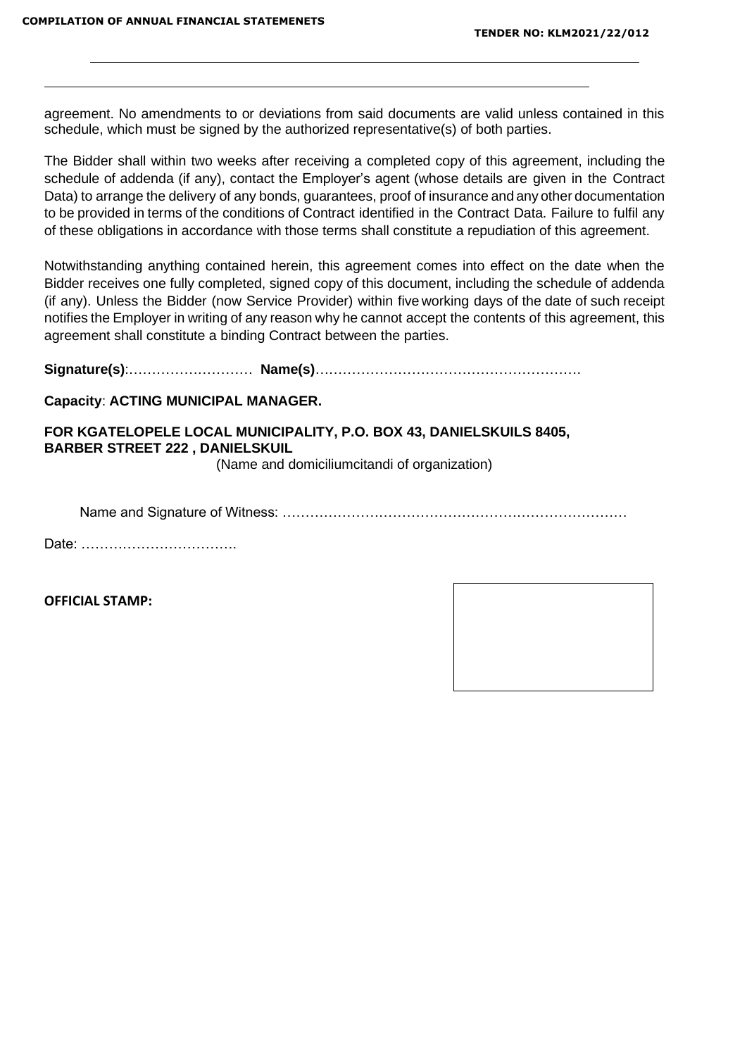agreement. No amendments to or deviations from said documents are valid unless contained in this schedule, which must be signed by the authorized representative(s) of both parties.

The Bidder shall within two weeks after receiving a completed copy of this agreement, including the schedule of addenda (if any), contact the Employer's agent (whose details are given in the Contract Data) to arrange the delivery of any bonds, guarantees, proof of insurance and any other documentation to be provided in terms of the conditions of Contract identified in the Contract Data. Failure to fulfil any of these obligations in accordance with those terms shall constitute a repudiation of this agreement.

Notwithstanding anything contained herein, this agreement comes into effect on the date when the Bidder receives one fully completed, signed copy of this document, including the schedule of addenda (if any). Unless the Bidder (now Service Provider) within five working days of the date of such receipt notifies the Employer in writing of any reason why he cannot accept the contents of this agreement, this agreement shall constitute a binding Contract between the parties.

**Signature(s)**:……………………… **Name(s)**………………………………………………….

**Capacity**: **ACTING MUNICIPAL MANAGER.**

**FOR KGATELOPELE LOCAL MUNICIPALITY, P.O. BOX 43, DANIELSKUILS 8405, BARBER STREET 222 , DANIELSKUIL**

(Name and domiciliumcitandi of organization)

Name and Signature of Witness: ………………………………………………………………

Date: …………………………….

**OFFICIAL STAMP:**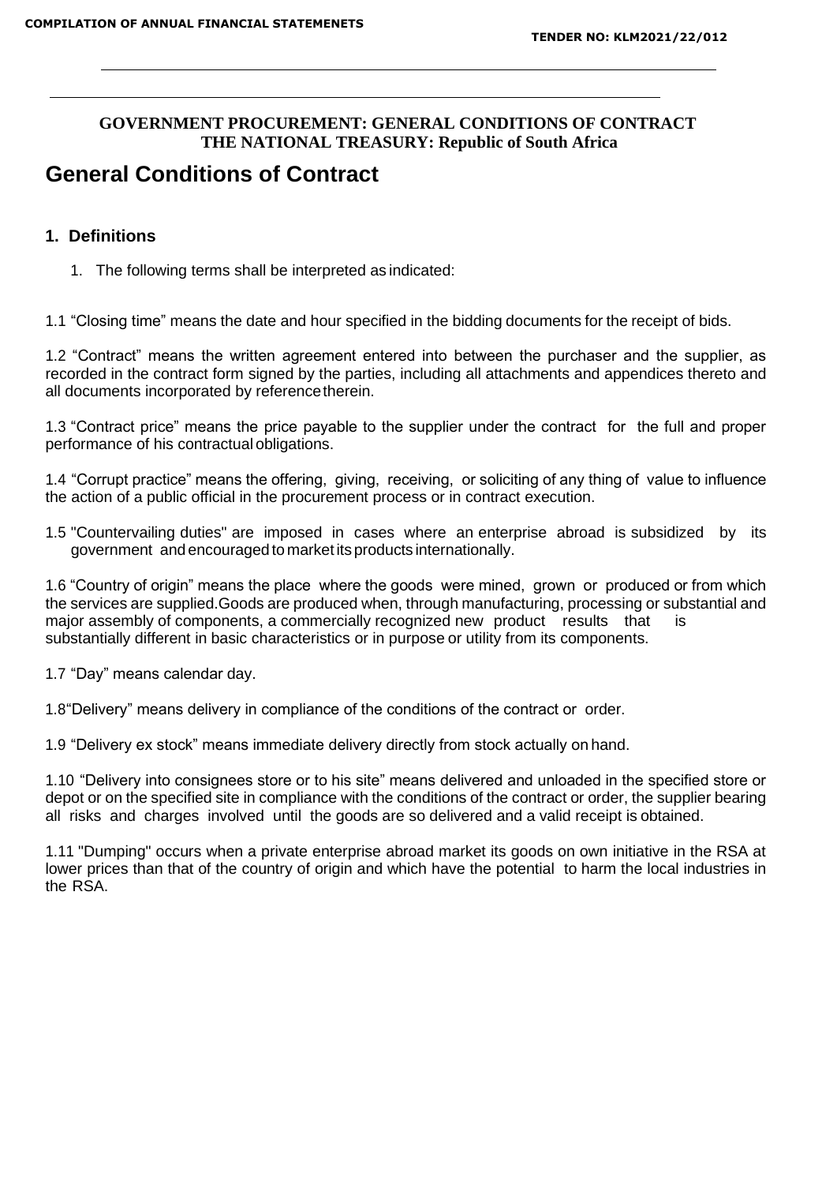**GOVERNMENT PROCUREMENT: GENERAL CONDITIONS OF CONTRACT**
**THE NATIONAL TREASURY: Republic of South Africa**

# General Conditions of Contract

## 1. Definitions

1. The following terms shall be interpreted as indicated:

1.1 "Closing time" means the date and hour specified in the bidding documents for the receipt of bids.

1.2 "Contract" means the written agreement entered into between the purchaser and the supplier, as recorded in the contract form signed by the parties, including all attachments and appendices thereto and all documents incorporated by reference therein.

1.3 "Contract price" means the price payable to the supplier under the contract for the full and proper performance of his contractual obligations.

1.4 "Corrupt practice" means the offering, giving, receiving, or soliciting of any thing of value to influence the action of a public official in the procurement process or in contract execution.

1.5 "Countervailing duties" are imposed in cases where an enterprise abroad is subsidized by its government and encouraged to market its products internationally.

1.6 "Country of origin" means the place where the goods were mined, grown or produced or from which the services are supplied.Goods are produced when, through manufacturing, processing or substantial and major assembly of components, a commercially recognized new product results that is substantially different in basic characteristics or in purpose or utility from its components.

1.7 "Day" means calendar day.

1.8"Delivery" means delivery in compliance of the conditions of the contract or order.

1.9 "Delivery ex stock" means immediate delivery directly from stock actually on hand.

1.10 "Delivery into consignees store or to his site" means delivered and unloaded in the specified store or depot or on the specified site in compliance with the conditions of the contract or order, the supplier bearing all risks and charges involved until the goods are so delivered and a valid receipt is obtained.

1.11 "Dumping" occurs when a private enterprise abroad market its goods on own initiative in the RSA at lower prices than that of the country of origin and which have the potential to harm the local industries in the RSA.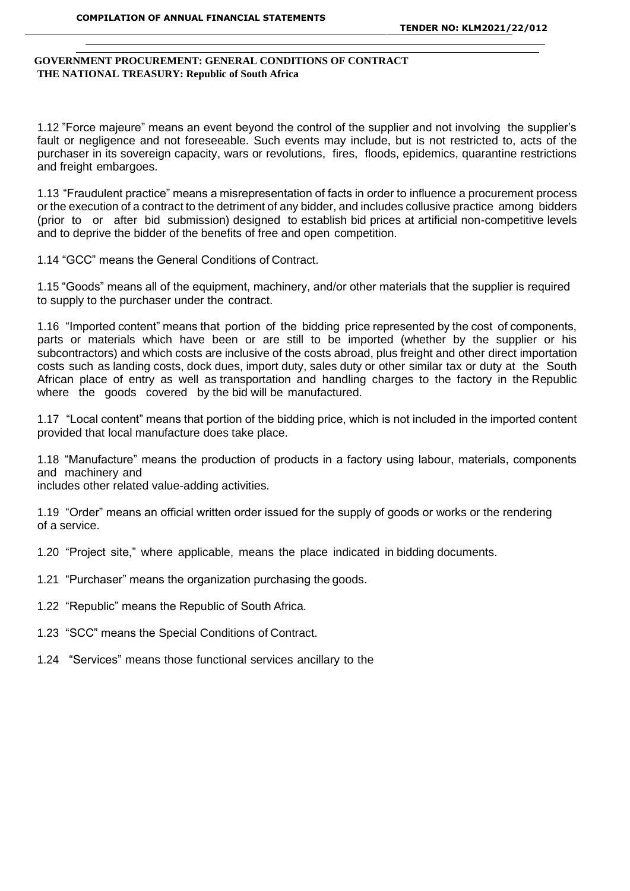**GOVERNMENT PROCUREMENT: GENERAL CONDITIONS OF CONTRACT**
**THE NATIONAL TREASURY: Republic of South Africa**

1.12 "Force majeure" means an event beyond the control of the supplier and not involving the supplier's fault or negligence and not foreseeable. Such events may include, but is not restricted to, acts of the purchaser in its sovereign capacity, wars or revolutions, fires, floods, epidemics, quarantine restrictions and freight embargoes.

1.13 "Fraudulent practice" means a misrepresentation of facts in order to influence a procurement process or the execution of a contract to the detriment of any bidder, and includes collusive practice among bidders (prior to or after bid submission) designed to establish bid prices at artificial non-competitive levels and to deprive the bidder of the benefits of free and open competition.

1.14 "GCC" means the General Conditions of Contract.

1.15 "Goods" means all of the equipment, machinery, and/or other materials that the supplier is required to supply to the purchaser under the contract.

1.16 "Imported content" means that portion of the bidding price represented by the cost of components, parts or materials which have been or are still to be imported (whether by the supplier or his subcontractors) and which costs are inclusive of the costs abroad, plus freight and other direct importation costs such as landing costs, dock dues, import duty, sales duty or other similar tax or duty at the South African place of entry as well as transportation and handling charges to the factory in the Republic where the goods covered by the bid will be manufactured.

1.17 "Local content" means that portion of the bidding price, which is not included in the imported content provided that local manufacture does take place.

1.18 "Manufacture" means the production of products in a factory using labour, materials, components and machinery and
includes other related value-adding activities.

1.19 "Order" means an official written order issued for the supply of goods or works or the rendering of a service.

1.20 "Project site," where applicable, means the place indicated in bidding documents.

1.21 "Purchaser" means the organization purchasing the goods.

1.22 "Republic" means the Republic of South Africa.

1.23 "SCC" means the Special Conditions of Contract.

1.24 "Services" means those functional services ancillary to the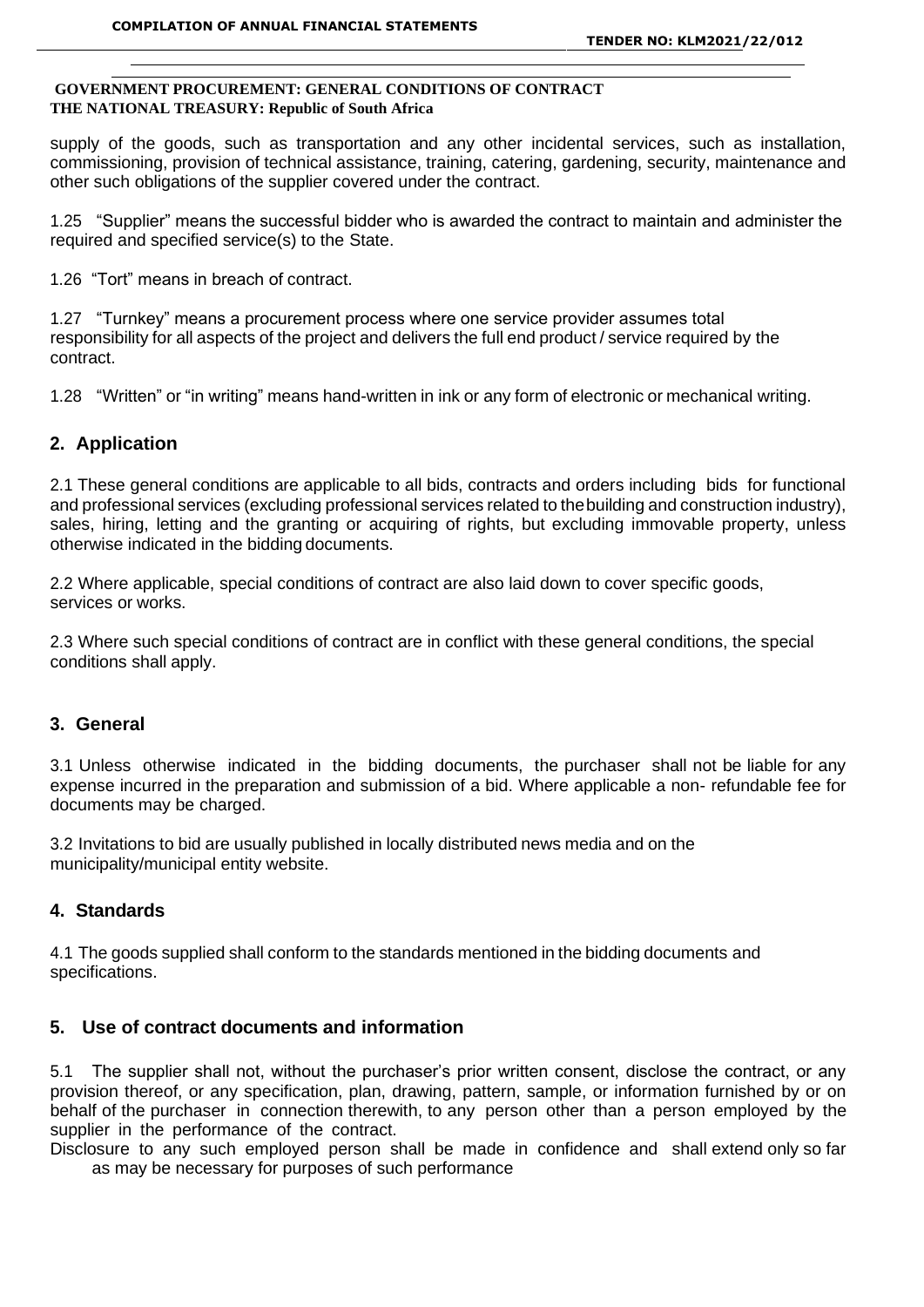supply of the goods, such as transportation and any other incidental services, such as installation, commissioning, provision of technical assistance, training, catering, gardening, security, maintenance and other such obligations of the supplier covered under the contract.

1.25 "Supplier" means the successful bidder who is awarded the contract to maintain and administer the required and specified service(s) to the State.

1.26 "Tort" means in breach of contract.

1.27 "Turnkey" means a procurement process where one service provider assumes total responsibility for all aspects of the project and delivers the full end product / service required by the contract.

1.28 "Written" or "in writing" means hand-written in ink or any form of electronic or mechanical writing.

## 2. Application

2.1 These general conditions are applicable to all bids, contracts and orders including bids for functional and professional services (excluding professional services related to the building and construction industry), sales, hiring, letting and the granting or acquiring of rights, but excluding immovable property, unless otherwise indicated in the bidding documents.

2.2 Where applicable, special conditions of contract are also laid down to cover specific goods, services or works.

2.3 Where such special conditions of contract are in conflict with these general conditions, the special conditions shall apply.

## 3. General

3.1 Unless otherwise indicated in the bidding documents, the purchaser shall not be liable for any expense incurred in the preparation and submission of a bid. Where applicable a non- refundable fee for documents may be charged.

3.2 Invitations to bid are usually published in locally distributed news media and on the municipality/municipal entity website.

## 4. Standards

4.1 The goods supplied shall conform to the standards mentioned in the bidding documents and specifications.

## 5. Use of contract documents and information

5.1 The supplier shall not, without the purchaser's prior written consent, disclose the contract, or any provision thereof, or any specification, plan, drawing, pattern, sample, or information furnished by or on behalf of the purchaser in connection therewith, to any person other than a person employed by the supplier in the performance of the contract.
Disclosure to any such employed person shall be made in confidence and shall extend only so far as may be necessary for purposes of such performance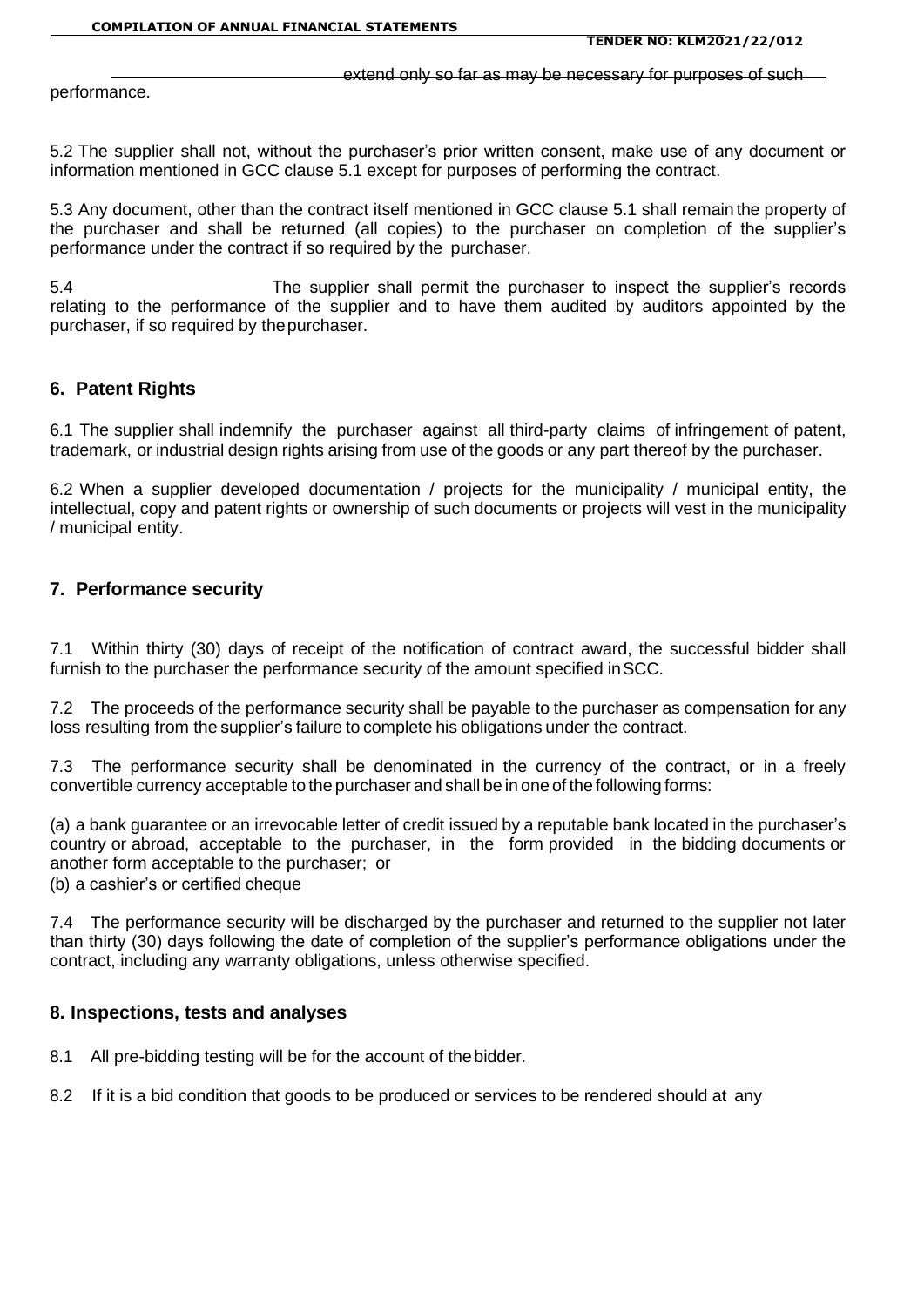extend only so far as may be necessary for purposes of such performance.

5.2 The supplier shall not, without the purchaser's prior written consent, make use of any document or information mentioned in GCC clause 5.1 except for purposes of performing the contract.

5.3 Any document, other than the contract itself mentioned in GCC clause 5.1 shall remain the property of the purchaser and shall be returned (all copies) to the purchaser on completion of the supplier's performance under the contract if so required by the purchaser.

5.4 The supplier shall permit the purchaser to inspect the supplier's records relating to the performance of the supplier and to have them audited by auditors appointed by the purchaser, if so required by the purchaser.

## 6. Patent Rights

6.1 The supplier shall indemnify the purchaser against all third-party claims of infringement of patent, trademark, or industrial design rights arising from use of the goods or any part thereof by the purchaser.

6.2 When a supplier developed documentation / projects for the municipality / municipal entity, the intellectual, copy and patent rights or ownership of such documents or projects will vest in the municipality / municipal entity.

## 7. Performance security

7.1 Within thirty (30) days of receipt of the notification of contract award, the successful bidder shall furnish to the purchaser the performance security of the amount specified in SCC.

7.2 The proceeds of the performance security shall be payable to the purchaser as compensation for any loss resulting from the supplier's failure to complete his obligations under the contract.

7.3 The performance security shall be denominated in the currency of the contract, or in a freely convertible currency acceptable to the purchaser and shall be in one of the following forms:

(a) a bank guarantee or an irrevocable letter of credit issued by a reputable bank located in the purchaser's country or abroad, acceptable to the purchaser, in the form provided in the bidding documents or another form acceptable to the purchaser; or
(b) a cashier's or certified cheque

7.4 The performance security will be discharged by the purchaser and returned to the supplier not later than thirty (30) days following the date of completion of the supplier's performance obligations under the contract, including any warranty obligations, unless otherwise specified.

## 8. Inspections, tests and analyses

8.1 All pre-bidding testing will be for the account of the bidder.

8.2 If it is a bid condition that goods to be produced or services to be rendered should at any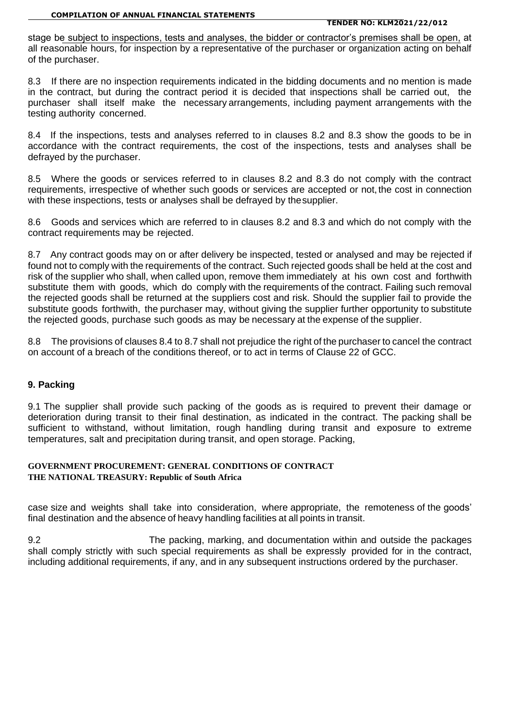stage be subject to inspections, tests and analyses, the bidder or contractor's premises shall be open, at all reasonable hours, for inspection by a representative of the purchaser or organization acting on behalf of the purchaser.

8.3 If there are no inspection requirements indicated in the bidding documents and no mention is made in the contract, but during the contract period it is decided that inspections shall be carried out, the purchaser shall itself make the necessary arrangements, including payment arrangements with the testing authority concerned.

8.4 If the inspections, tests and analyses referred to in clauses 8.2 and 8.3 show the goods to be in accordance with the contract requirements, the cost of the inspections, tests and analyses shall be defrayed by the purchaser.

8.5 Where the goods or services referred to in clauses 8.2 and 8.3 do not comply with the contract requirements, irrespective of whether such goods or services are accepted or not, the cost in connection with these inspections, tests or analyses shall be defrayed by the supplier.

8.6 Goods and services which are referred to in clauses 8.2 and 8.3 and which do not comply with the contract requirements may be rejected.

8.7 Any contract goods may on or after delivery be inspected, tested or analysed and may be rejected if found not to comply with the requirements of the contract. Such rejected goods shall be held at the cost and risk of the supplier who shall, when called upon, remove them immediately at his own cost and forthwith substitute them with goods, which do comply with the requirements of the contract. Failing such removal the rejected goods shall be returned at the suppliers cost and risk. Should the supplier fail to provide the substitute goods forthwith, the purchaser may, without giving the supplier further opportunity to substitute the rejected goods, purchase such goods as may be necessary at the expense of the supplier.

8.8 The provisions of clauses 8.4 to 8.7 shall not prejudice the right of the purchaser to cancel the contract on account of a breach of the conditions thereof, or to act in terms of Clause 22 of GCC.

## 9. Packing

9.1 The supplier shall provide such packing of the goods as is required to prevent their damage or deterioration during transit to their final destination, as indicated in the contract. The packing shall be sufficient to withstand, without limitation, rough handling during transit and exposure to extreme temperatures, salt and precipitation during transit, and open storage. Packing,

**GOVERNMENT PROCUREMENT: GENERAL CONDITIONS OF CONTRACT**
**THE NATIONAL TREASURY: Republic of South Africa**

case size and weights shall take into consideration, where appropriate, the remoteness of the goods' final destination and the absence of heavy handling facilities at all points in transit.

9.2 The packing, marking, and documentation within and outside the packages shall comply strictly with such special requirements as shall be expressly provided for in the contract, including additional requirements, if any, and in any subsequent instructions ordered by the purchaser.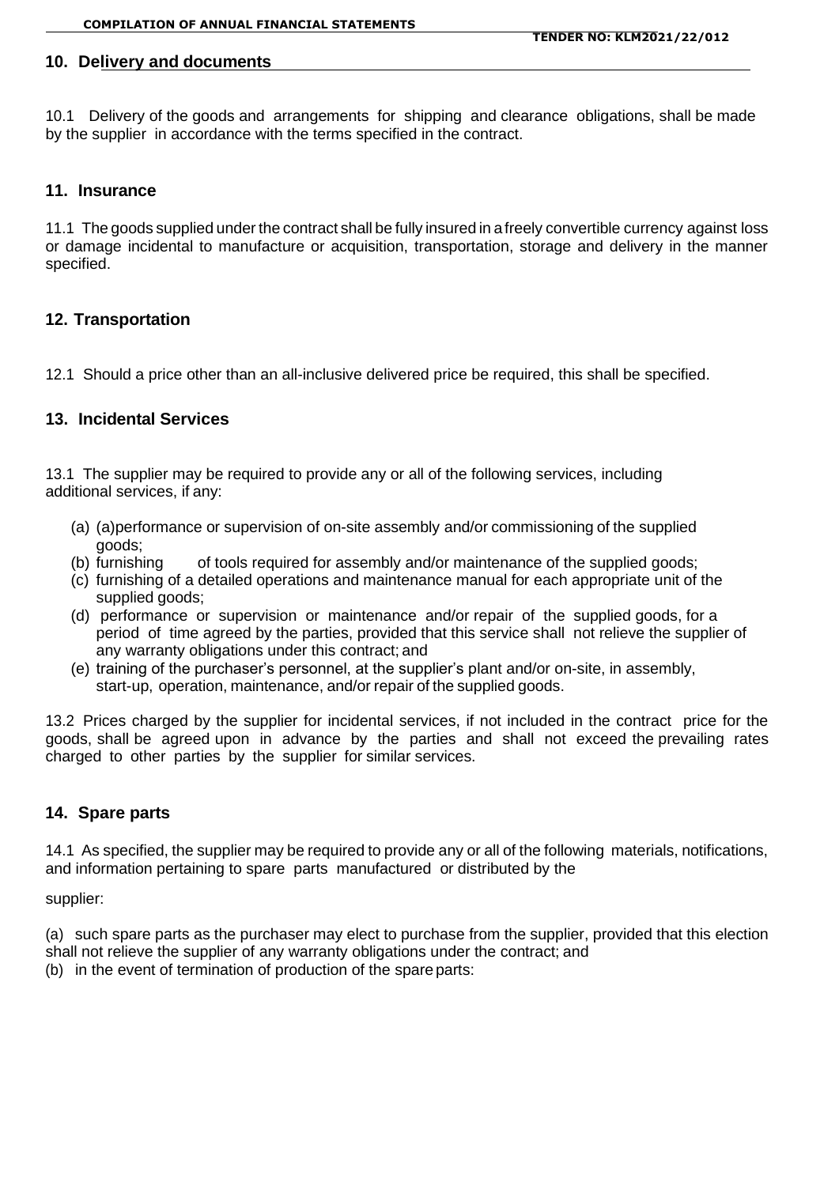## 10. Delivery and documents

10.1 Delivery of the goods and arrangements for shipping and clearance obligations, shall be made by the supplier in accordance with the terms specified in the contract.

## 11. Insurance

11.1 The goods supplied under the contract shall be fully insured in a freely convertible currency against loss or damage incidental to manufacture or acquisition, transportation, storage and delivery in the manner specified.

## 12. Transportation

12.1 Should a price other than an all-inclusive delivered price be required, this shall be specified.

## 13. Incidental Services

13.1 The supplier may be required to provide any or all of the following services, including additional services, if any:

(a) (a)performance or supervision of on-site assembly and/or commissioning of the supplied goods;
(b) furnishing of tools required for assembly and/or maintenance of the supplied goods;
(c) furnishing of a detailed operations and maintenance manual for each appropriate unit of the supplied goods;
(d) performance or supervision or maintenance and/or repair of the supplied goods, for a period of time agreed by the parties, provided that this service shall not relieve the supplier of any warranty obligations under this contract; and
(e) training of the purchaser's personnel, at the supplier's plant and/or on-site, in assembly, start-up, operation, maintenance, and/or repair of the supplied goods.

13.2 Prices charged by the supplier for incidental services, if not included in the contract price for the goods, shall be agreed upon in advance by the parties and shall not exceed the prevailing rates charged to other parties by the supplier for similar services.

## 14. Spare parts

14.1 As specified, the supplier may be required to provide any or all of the following materials, notifications, and information pertaining to spare parts manufactured or distributed by the

supplier:

(a) such spare parts as the purchaser may elect to purchase from the supplier, provided that this election shall not relieve the supplier of any warranty obligations under the contract; and
(b) in the event of termination of production of the spare parts: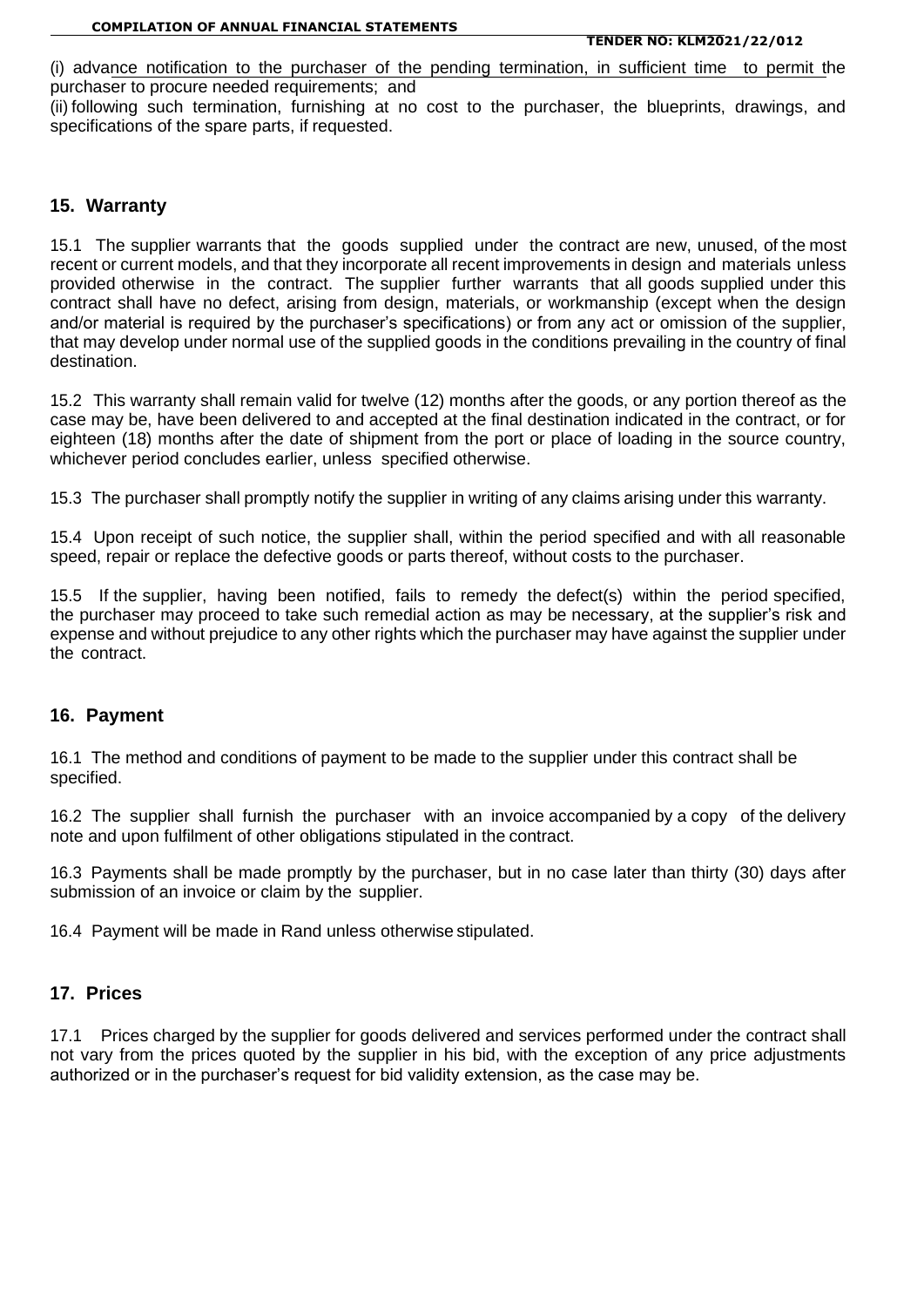(i) advance notification to the purchaser of the pending termination, in sufficient time to permit the purchaser to procure needed requirements; and

(ii) following such termination, furnishing at no cost to the purchaser, the blueprints, drawings, and specifications of the spare parts, if requested.

## 15. Warranty

15.1 The supplier warrants that the goods supplied under the contract are new, unused, of the most recent or current models, and that they incorporate all recent improvements in design and materials unless provided otherwise in the contract. The supplier further warrants that all goods supplied under this contract shall have no defect, arising from design, materials, or workmanship (except when the design and/or material is required by the purchaser's specifications) or from any act or omission of the supplier, that may develop under normal use of the supplied goods in the conditions prevailing in the country of final destination.

15.2 This warranty shall remain valid for twelve (12) months after the goods, or any portion thereof as the case may be, have been delivered to and accepted at the final destination indicated in the contract, or for eighteen (18) months after the date of shipment from the port or place of loading in the source country, whichever period concludes earlier, unless specified otherwise.

15.3 The purchaser shall promptly notify the supplier in writing of any claims arising under this warranty.

15.4 Upon receipt of such notice, the supplier shall, within the period specified and with all reasonable speed, repair or replace the defective goods or parts thereof, without costs to the purchaser.

15.5 If the supplier, having been notified, fails to remedy the defect(s) within the period specified, the purchaser may proceed to take such remedial action as may be necessary, at the supplier's risk and expense and without prejudice to any other rights which the purchaser may have against the supplier under the contract.

## 16. Payment

16.1 The method and conditions of payment to be made to the supplier under this contract shall be specified.

16.2 The supplier shall furnish the purchaser with an invoice accompanied by a copy of the delivery note and upon fulfilment of other obligations stipulated in the contract.

16.3 Payments shall be made promptly by the purchaser, but in no case later than thirty (30) days after submission of an invoice or claim by the supplier.

16.4 Payment will be made in Rand unless otherwise stipulated.

## 17. Prices

17.1 Prices charged by the supplier for goods delivered and services performed under the contract shall not vary from the prices quoted by the supplier in his bid, with the exception of any price adjustments authorized or in the purchaser's request for bid validity extension, as the case may be.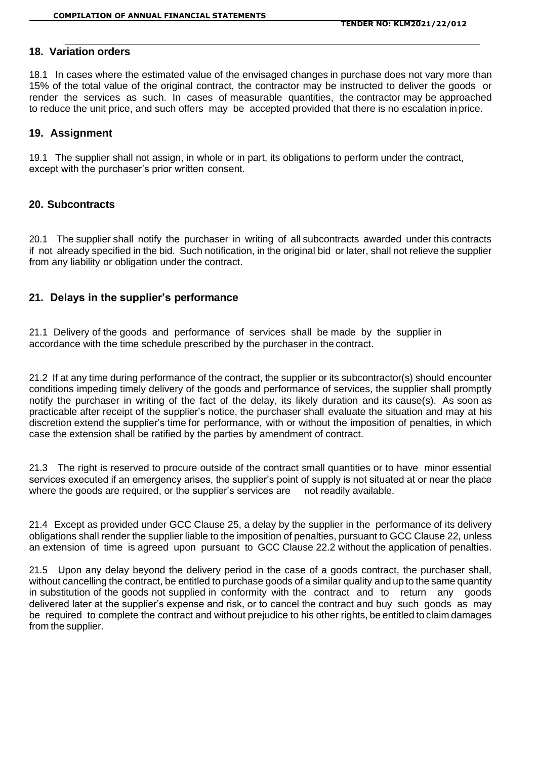## 18. Variation orders

18.1 In cases where the estimated value of the envisaged changes in purchase does not vary more than 15% of the total value of the original contract, the contractor may be instructed to deliver the goods or render the services as such. In cases of measurable quantities, the contractor may be approached to reduce the unit price, and such offers may be accepted provided that there is no escalation in price.

## 19. Assignment

19.1 The supplier shall not assign, in whole or in part, its obligations to perform under the contract, except with the purchaser's prior written consent.

## 20. Subcontracts

20.1 The supplier shall notify the purchaser in writing of all subcontracts awarded under this contracts if not already specified in the bid. Such notification, in the original bid or later, shall not relieve the supplier from any liability or obligation under the contract.

## 21. Delays in the supplier's performance

21.1 Delivery of the goods and performance of services shall be made by the supplier in accordance with the time schedule prescribed by the purchaser in the contract.

21.2 If at any time during performance of the contract, the supplier or its subcontractor(s) should encounter conditions impeding timely delivery of the goods and performance of services, the supplier shall promptly notify the purchaser in writing of the fact of the delay, its likely duration and its cause(s). As soon as practicable after receipt of the supplier's notice, the purchaser shall evaluate the situation and may at his discretion extend the supplier's time for performance, with or without the imposition of penalties, in which case the extension shall be ratified by the parties by amendment of contract.

21.3 The right is reserved to procure outside of the contract small quantities or to have minor essential services executed if an emergency arises, the supplier's point of supply is not situated at or near the place where the goods are required, or the supplier's services are not readily available.

21.4 Except as provided under GCC Clause 25, a delay by the supplier in the performance of its delivery obligations shall render the supplier liable to the imposition of penalties, pursuant to GCC Clause 22, unless an extension of time is agreed upon pursuant to GCC Clause 22.2 without the application of penalties.

21.5 Upon any delay beyond the delivery period in the case of a goods contract, the purchaser shall, without cancelling the contract, be entitled to purchase goods of a similar quality and up to the same quantity in substitution of the goods not supplied in conformity with the contract and to return any goods delivered later at the supplier's expense and risk, or to cancel the contract and buy such goods as may be required to complete the contract and without prejudice to his other rights, be entitled to claim damages from the supplier.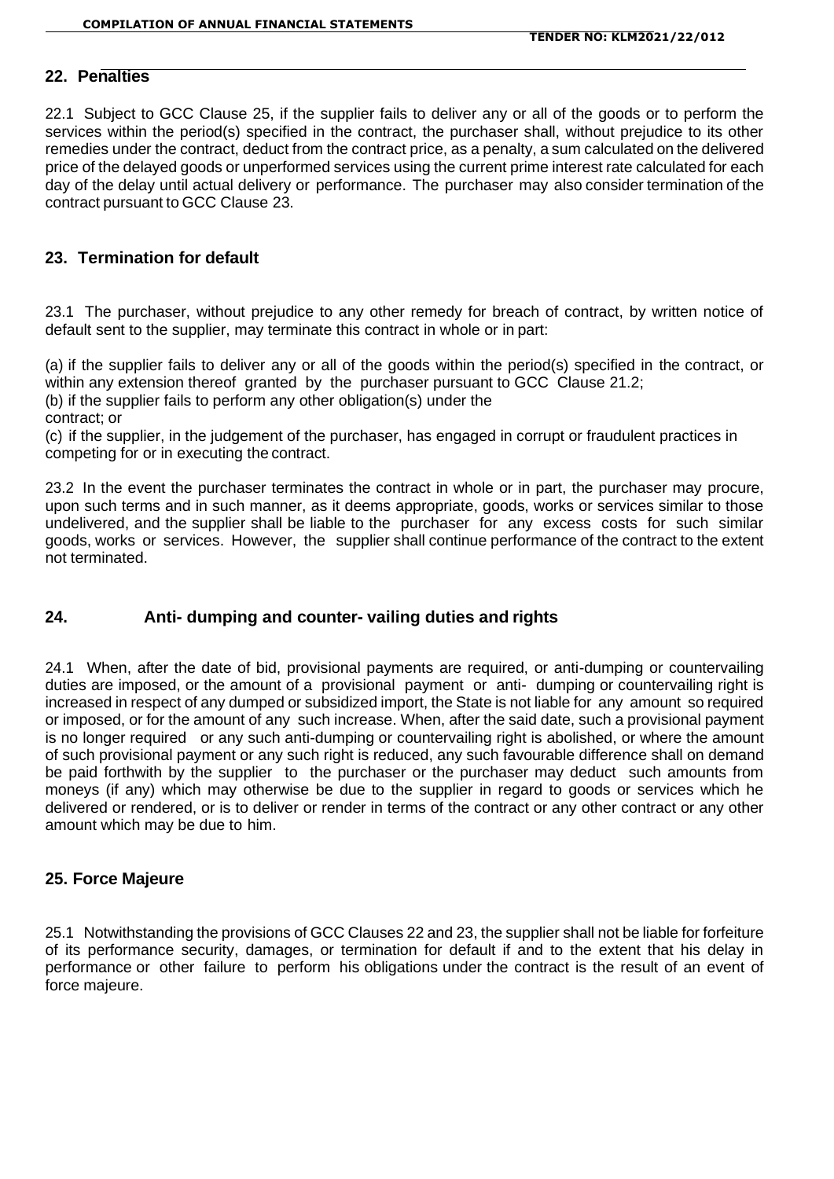## 22. Penalties

22.1 Subject to GCC Clause 25, if the supplier fails to deliver any or all of the goods or to perform the services within the period(s) specified in the contract, the purchaser shall, without prejudice to its other remedies under the contract, deduct from the contract price, as a penalty, a sum calculated on the delivered price of the delayed goods or unperformed services using the current prime interest rate calculated for each day of the delay until actual delivery or performance. The purchaser may also consider termination of the contract pursuant to GCC Clause 23.

## 23. Termination for default

23.1 The purchaser, without prejudice to any other remedy for breach of contract, by written notice of default sent to the supplier, may terminate this contract in whole or in part:

(a) if the supplier fails to deliver any or all of the goods within the period(s) specified in the contract, or within any extension thereof granted by the purchaser pursuant to GCC Clause 21.2;
(b) if the supplier fails to perform any other obligation(s) under the contract; or
(c) if the supplier, in the judgement of the purchaser, has engaged in corrupt or fraudulent practices in competing for or in executing the contract.

23.2 In the event the purchaser terminates the contract in whole or in part, the purchaser may procure, upon such terms and in such manner, as it deems appropriate, goods, works or services similar to those undelivered, and the supplier shall be liable to the purchaser for any excess costs for such similar goods, works or services. However, the supplier shall continue performance of the contract to the extent not terminated.

## 24. Anti- dumping and counter- vailing duties and rights

24.1 When, after the date of bid, provisional payments are required, or anti-dumping or countervailing duties are imposed, or the amount of a provisional payment or anti- dumping or countervailing right is increased in respect of any dumped or subsidized import, the State is not liable for any amount so required or imposed, or for the amount of any such increase. When, after the said date, such a provisional payment is no longer required or any such anti-dumping or countervailing right is abolished, or where the amount of such provisional payment or any such right is reduced, any such favourable difference shall on demand be paid forthwith by the supplier to the purchaser or the purchaser may deduct such amounts from moneys (if any) which may otherwise be due to the supplier in regard to goods or services which he delivered or rendered, or is to deliver or render in terms of the contract or any other contract or any other amount which may be due to him.

## 25. Force Majeure

25.1 Notwithstanding the provisions of GCC Clauses 22 and 23, the supplier shall not be liable for forfeiture of its performance security, damages, or termination for default if and to the extent that his delay in performance or other failure to perform his obligations under the contract is the result of an event of force majeure.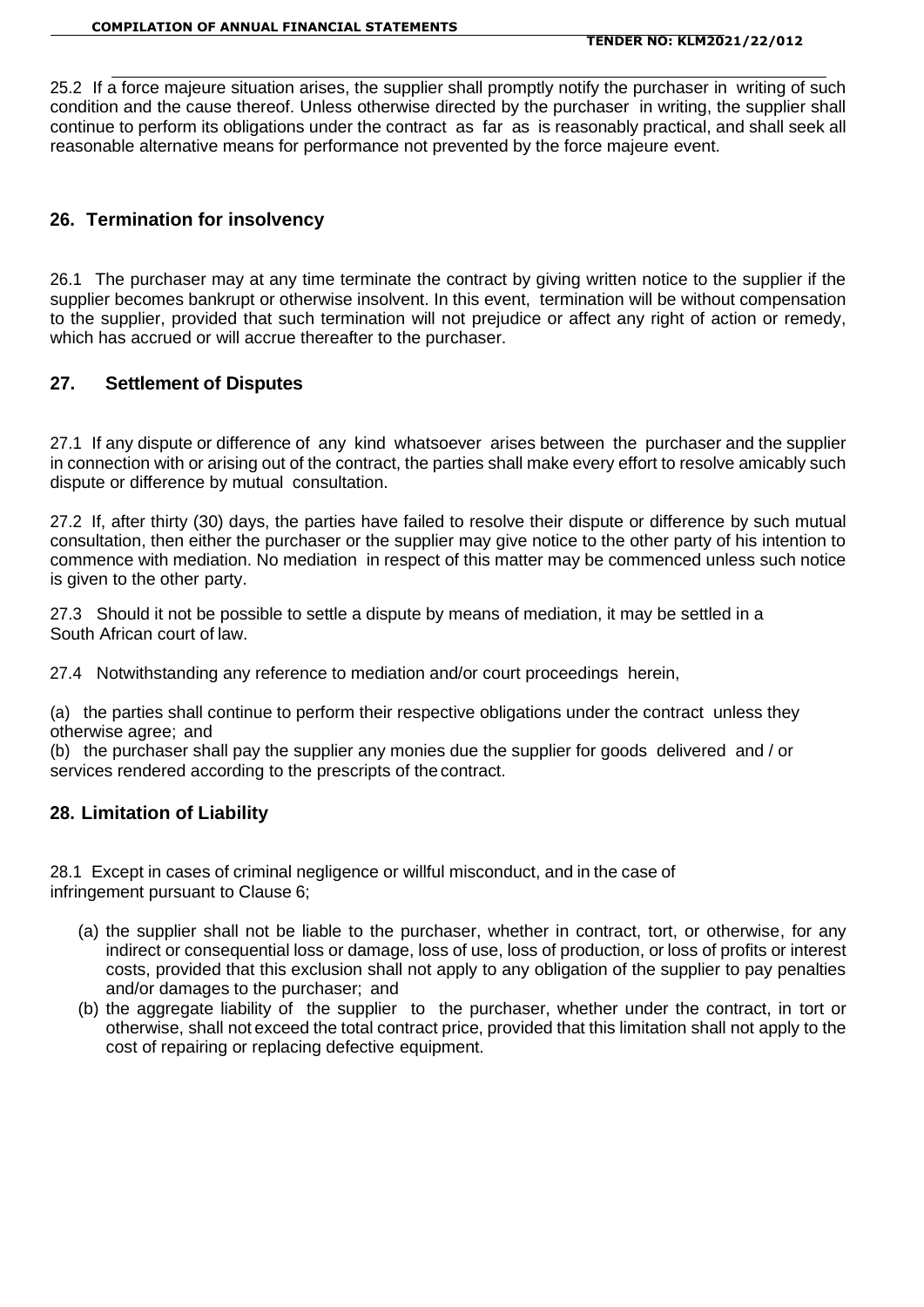25.2 If a force majeure situation arises, the supplier shall promptly notify the purchaser in writing of such condition and the cause thereof. Unless otherwise directed by the purchaser in writing, the supplier shall continue to perform its obligations under the contract as far as is reasonably practical, and shall seek all reasonable alternative means for performance not prevented by the force majeure event.

## 26. Termination for insolvency

26.1 The purchaser may at any time terminate the contract by giving written notice to the supplier if the supplier becomes bankrupt or otherwise insolvent. In this event, termination will be without compensation to the supplier, provided that such termination will not prejudice or affect any right of action or remedy, which has accrued or will accrue thereafter to the purchaser.

## 27. Settlement of Disputes

27.1 If any dispute or difference of any kind whatsoever arises between the purchaser and the supplier in connection with or arising out of the contract, the parties shall make every effort to resolve amicably such dispute or difference by mutual consultation.

27.2 If, after thirty (30) days, the parties have failed to resolve their dispute or difference by such mutual consultation, then either the purchaser or the supplier may give notice to the other party of his intention to commence with mediation. No mediation in respect of this matter may be commenced unless such notice is given to the other party.

27.3 Should it not be possible to settle a dispute by means of mediation, it may be settled in a South African court of law.

27.4 Notwithstanding any reference to mediation and/or court proceedings herein,

(a) the parties shall continue to perform their respective obligations under the contract unless they otherwise agree; and
(b) the purchaser shall pay the supplier any monies due the supplier for goods delivered and / or services rendered according to the prescripts of the contract.

## 28. Limitation of Liability

28.1 Except in cases of criminal negligence or willful misconduct, and in the case of infringement pursuant to Clause 6;

(a) the supplier shall not be liable to the purchaser, whether in contract, tort, or otherwise, for any indirect or consequential loss or damage, loss of use, loss of production, or loss of profits or interest costs, provided that this exclusion shall not apply to any obligation of the supplier to pay penalties and/or damages to the purchaser; and
(b) the aggregate liability of the supplier to the purchaser, whether under the contract, in tort or otherwise, shall not exceed the total contract price, provided that this limitation shall not apply to the cost of repairing or replacing defective equipment.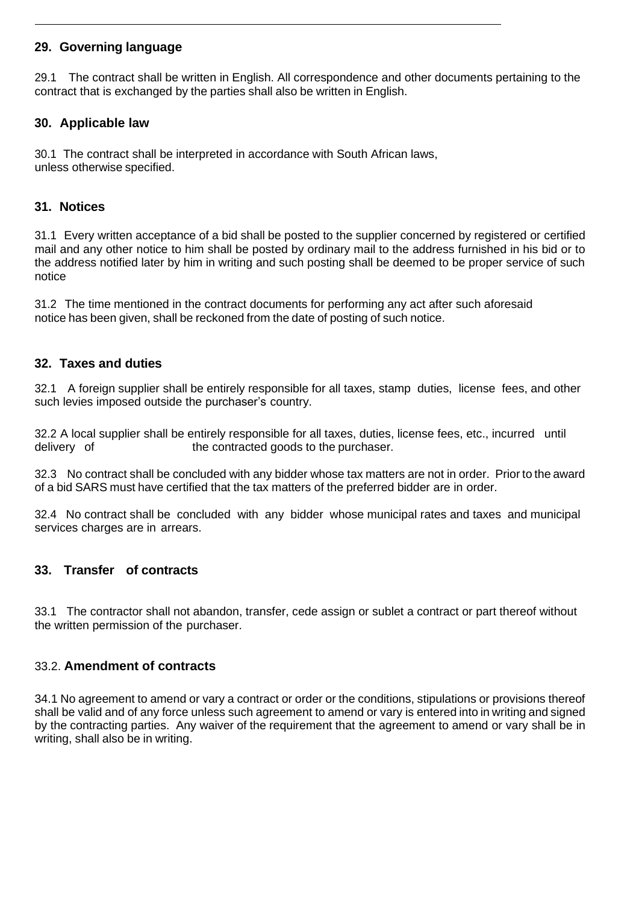## 29. Governing language

29.1 The contract shall be written in English. All correspondence and other documents pertaining to the contract that is exchanged by the parties shall also be written in English.

## 30. Applicable law

30.1 The contract shall be interpreted in accordance with South African laws, unless otherwise specified.

## 31. Notices

31.1 Every written acceptance of a bid shall be posted to the supplier concerned by registered or certified mail and any other notice to him shall be posted by ordinary mail to the address furnished in his bid or to the address notified later by him in writing and such posting shall be deemed to be proper service of such notice

31.2 The time mentioned in the contract documents for performing any act after such aforesaid notice has been given, shall be reckoned from the date of posting of such notice.

## 32. Taxes and duties

32.1 A foreign supplier shall be entirely responsible for all taxes, stamp duties, license fees, and other such levies imposed outside the purchaser's country.

32.2 A local supplier shall be entirely responsible for all taxes, duties, license fees, etc., incurred until delivery of the contracted goods to the purchaser.

32.3 No contract shall be concluded with any bidder whose tax matters are not in order. Prior to the award of a bid SARS must have certified that the tax matters of the preferred bidder are in order.

32.4 No contract shall be concluded with any bidder whose municipal rates and taxes and municipal services charges are in arrears.

## 33. Transfer of contracts

33.1 The contractor shall not abandon, transfer, cede assign or sublet a contract or part thereof without the written permission of the purchaser.

### 33.2. Amendment of contracts

34.1 No agreement to amend or vary a contract or order or the conditions, stipulations or provisions thereof shall be valid and of any force unless such agreement to amend or vary is entered into in writing and signed by the contracting parties. Any waiver of the requirement that the agreement to amend or vary shall be in writing, shall also be in writing.